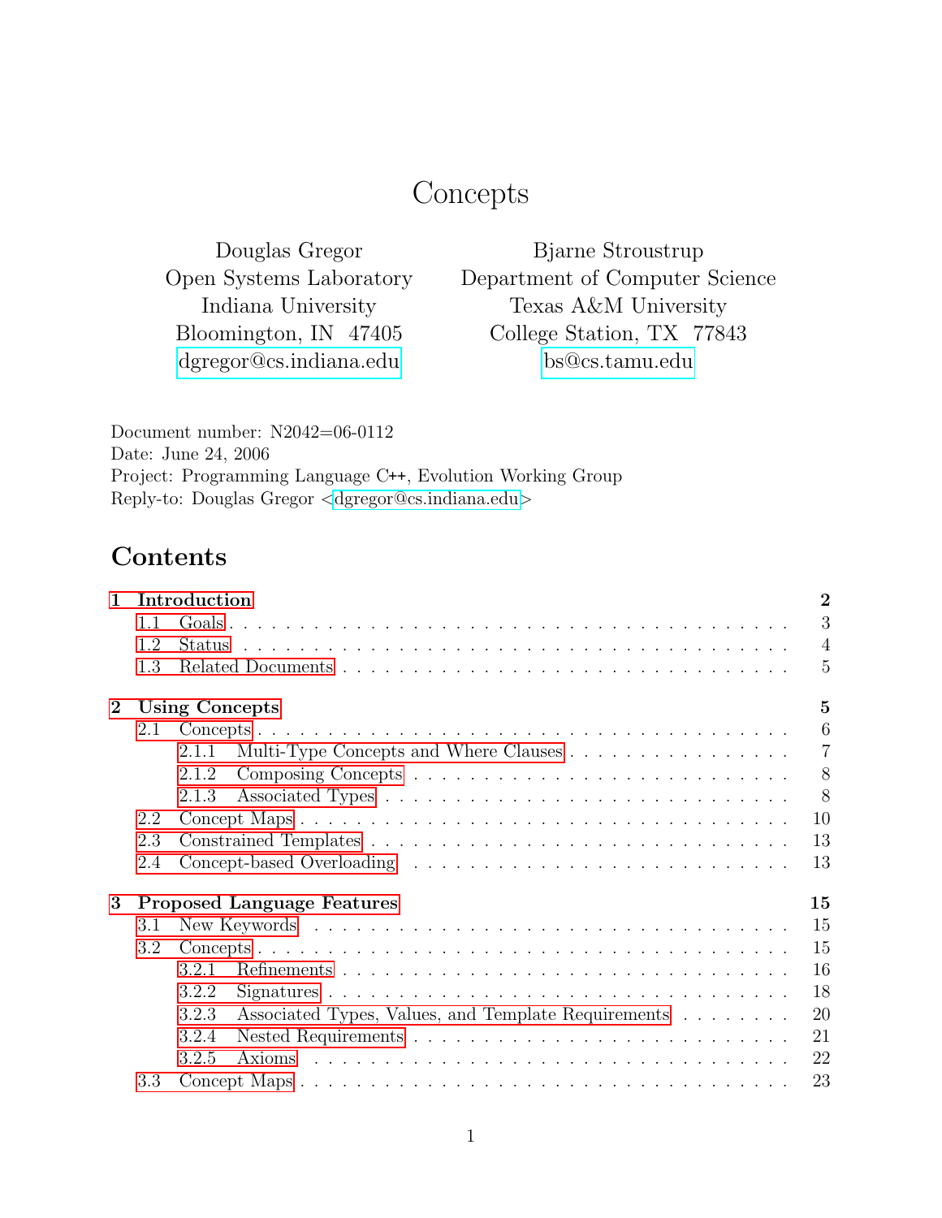# Concepts

Douglas Gregor
Open Systems Laboratory
Indiana University
Bloomington, IN 47405
dgregor@cs.indiana.edu

Bjarne Stroustrup
Department of Computer Science
Texas A&M University
College Station, TX 77843
bs@cs.tamu.edu

Document number: N2042=06-0112
Date: June 24, 2006
Project: Programming Language C++, Evolution Working Group
Reply-to: Douglas Gregor <dgregor@cs.indiana.edu>

## Contents

**1 Introduction** **2**
- 1.1 Goals . . . 3
- 1.2 Status . . . 4
- 1.3 Related Documents . . . 5

**2 Using Concepts** **5**
- 2.1 Concepts . . . 6
  - 2.1.1 Multi-Type Concepts and Where Clauses . . . 7
  - 2.1.2 Composing Concepts . . . 8
  - 2.1.3 Associated Types . . . 8
- 2.2 Concept Maps . . . 10
- 2.3 Constrained Templates . . . 13
- 2.4 Concept-based Overloading . . . 13

**3 Proposed Language Features** **15**
- 3.1 New Keywords . . . 15
- 3.2 Concepts . . . 15
  - 3.2.1 Refinements . . . 16
  - 3.2.2 Signatures . . . 18
  - 3.2.3 Associated Types, Values, and Template Requirements . . . 20
  - 3.2.4 Nested Requirements . . . 21
  - 3.2.5 Axioms . . . 22
- 3.3 Concept Maps . . . 23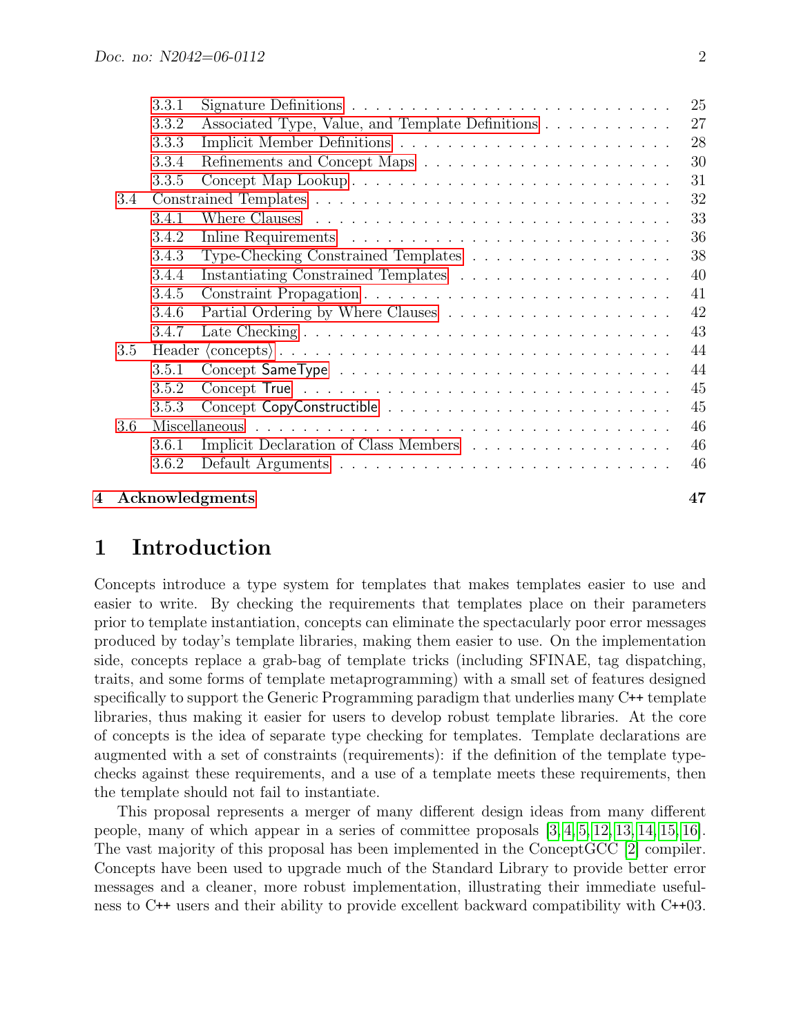- 3.3.1 Signature Definitions . . . . . . . . . . . . . . . . . . . . . . . . . . 25
- 3.3.2 Associated Type, Value, and Template Definitions . . . . . . . . . . . 27
- 3.3.3 Implicit Member Definitions . . . . . . . . . . . . . . . . . . . . . . . 28
- 3.3.4 Refinements and Concept Maps . . . . . . . . . . . . . . . . . . . . . 30
- 3.3.5 Concept Map Lookup . . . . . . . . . . . . . . . . . . . . . . . . . . 31
- 3.4 Constrained Templates . . . . . . . . . . . . . . . . . . . . . . . . . . . 32
  - 3.4.1 Where Clauses . . . . . . . . . . . . . . . . . . . . . . . . . . . . . 33
  - 3.4.2 Inline Requirements . . . . . . . . . . . . . . . . . . . . . . . . . . 36
  - 3.4.3 Type-Checking Constrained Templates . . . . . . . . . . . . . . . . . 38
  - 3.4.4 Instantiating Constrained Templates . . . . . . . . . . . . . . . . . 40
  - 3.4.5 Constraint Propagation . . . . . . . . . . . . . . . . . . . . . . . . . 41
  - 3.4.6 Partial Ordering by Where Clauses . . . . . . . . . . . . . . . . . . . 42
  - 3.4.7 Late Checking . . . . . . . . . . . . . . . . . . . . . . . . . . . . . 43
- 3.5 Header ⟨concepts⟩ . . . . . . . . . . . . . . . . . . . . . . . . . . . . . 44
  - 3.5.1 Concept SameType . . . . . . . . . . . . . . . . . . . . . . . . . . . 44
  - 3.5.2 Concept True . . . . . . . . . . . . . . . . . . . . . . . . . . . . . 45
  - 3.5.3 Concept CopyConstructible . . . . . . . . . . . . . . . . . . . . . . . 45
- 3.6 Miscellaneous . . . . . . . . . . . . . . . . . . . . . . . . . . . . . . . 46
  - 3.6.1 Implicit Declaration of Class Members . . . . . . . . . . . . . . . . 46
  - 3.6.2 Default Arguments . . . . . . . . . . . . . . . . . . . . . . . . . . . 46

**4 Acknowledgments** **47**

# 1 Introduction

Concepts introduce a type system for templates that makes templates easier to use and easier to write. By checking the requirements that templates place on their parameters prior to template instantiation, concepts can eliminate the spectacularly poor error messages produced by today's template libraries, making them easier to use. On the implementation side, concepts replace a grab-bag of template tricks (including SFINAE, tag dispatching, traits, and some forms of template metaprogramming) with a small set of features designed specifically to support the Generic Programming paradigm that underlies many C++ template libraries, thus making it easier for users to develop robust template libraries. At the core of concepts is the idea of separate type checking for templates. Template declarations are augmented with a set of constraints (requirements): if the definition of the template type-checks against these requirements, and a use of a template meets these requirements, then the template should not fail to instantiate.

This proposal represents a merger of many different design ideas from many different people, many of which appear in a series of committee proposals [3, 4, 5, 12, 13, 14, 15, 16]. The vast majority of this proposal has been implemented in the ConceptGCC [2] compiler. Concepts have been used to upgrade much of the Standard Library to provide better error messages and a cleaner, more robust implementation, illustrating their immediate usefulness to C++ users and their ability to provide excellent backward compatibility with C++03.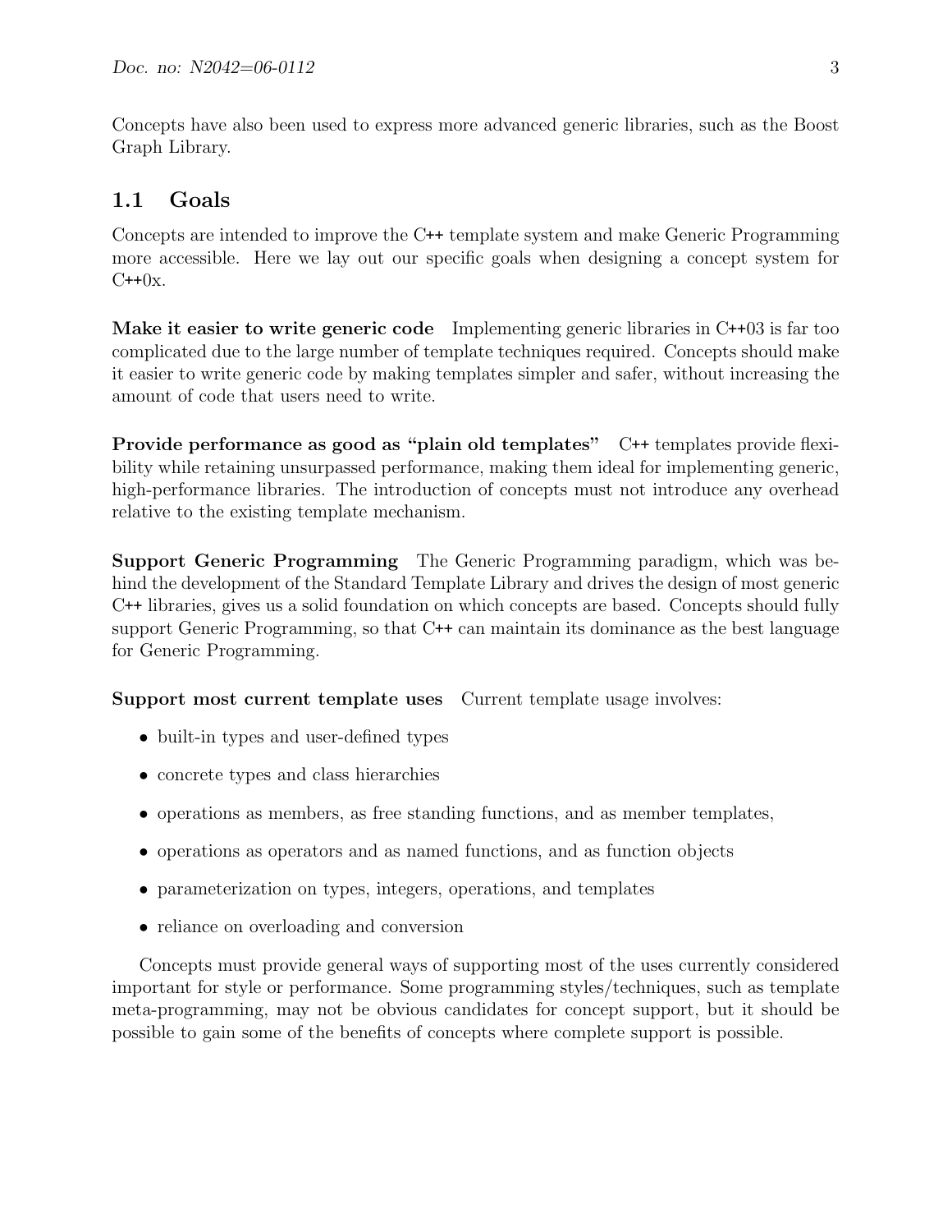Concepts have also been used to express more advanced generic libraries, such as the Boost Graph Library.

## 1.1 Goals

Concepts are intended to improve the C++ template system and make Generic Programming more accessible. Here we lay out our specific goals when designing a concept system for C++0x.

**Make it easier to write generic code** Implementing generic libraries in C++03 is far too complicated due to the large number of template techniques required. Concepts should make it easier to write generic code by making templates simpler and safer, without increasing the amount of code that users need to write.

**Provide performance as good as "plain old templates"** C++ templates provide flexibility while retaining unsurpassed performance, making them ideal for implementing generic, high-performance libraries. The introduction of concepts must not introduce any overhead relative to the existing template mechanism.

**Support Generic Programming** The Generic Programming paradigm, which was behind the development of the Standard Template Library and drives the design of most generic C++ libraries, gives us a solid foundation on which concepts are based. Concepts should fully support Generic Programming, so that C++ can maintain its dominance as the best language for Generic Programming.

**Support most current template uses** Current template usage involves:

- built-in types and user-defined types
- concrete types and class hierarchies
- operations as members, as free standing functions, and as member templates,
- operations as operators and as named functions, and as function objects
- parameterization on types, integers, operations, and templates
- reliance on overloading and conversion

Concepts must provide general ways of supporting most of the uses currently considered important for style or performance. Some programming styles/techniques, such as template meta-programming, may not be obvious candidates for concept support, but it should be possible to gain some of the benefits of concepts where complete support is possible.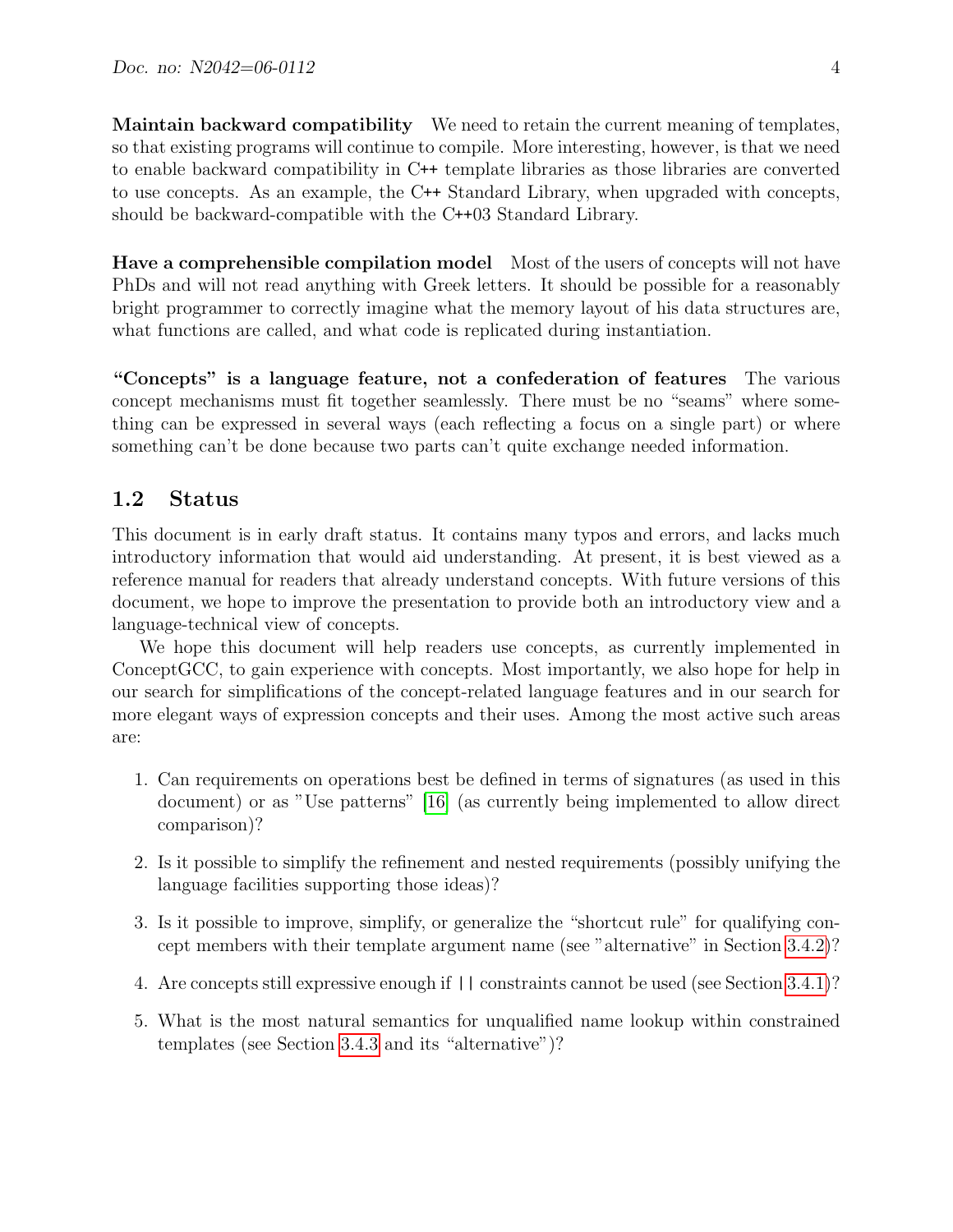**Maintain backward compatibility** We need to retain the current meaning of templates, so that existing programs will continue to compile. More interesting, however, is that we need to enable backward compatibility in C++ template libraries as those libraries are converted to use concepts. As an example, the C++ Standard Library, when upgraded with concepts, should be backward-compatible with the C++03 Standard Library.

**Have a comprehensible compilation model** Most of the users of concepts will not have PhDs and will not read anything with Greek letters. It should be possible for a reasonably bright programmer to correctly imagine what the memory layout of his data structures are, what functions are called, and what code is replicated during instantiation.

**"Concepts" is a language feature, not a confederation of features** The various concept mechanisms must fit together seamlessly. There must be no "seams" where something can be expressed in several ways (each reflecting a focus on a single part) or where something can't be done because two parts can't quite exchange needed information.

## 1.2 Status

This document is in early draft status. It contains many typos and errors, and lacks much introductory information that would aid understanding. At present, it is best viewed as a reference manual for readers that already understand concepts. With future versions of this document, we hope to improve the presentation to provide both an introductory view and a language-technical view of concepts.

We hope this document will help readers use concepts, as currently implemented in ConceptGCC, to gain experience with concepts. Most importantly, we also hope for help in our search for simplifications of the concept-related language features and in our search for more elegant ways of expression concepts and their uses. Among the most active such areas are:

1. Can requirements on operations best be defined in terms of signatures (as used in this document) or as "Use patterns" [16] (as currently being implemented to allow direct comparison)?
2. Is it possible to simplify the refinement and nested requirements (possibly unifying the language facilities supporting those ideas)?
3. Is it possible to improve, simplify, or generalize the "shortcut rule" for qualifying concept members with their template argument name (see "alternative" in Section 3.4.2)?
4. Are concepts still expressive enough if `||` constraints cannot be used (see Section 3.4.1)?
5. What is the most natural semantics for unqualified name lookup within constrained templates (see Section 3.4.3 and its "alternative")?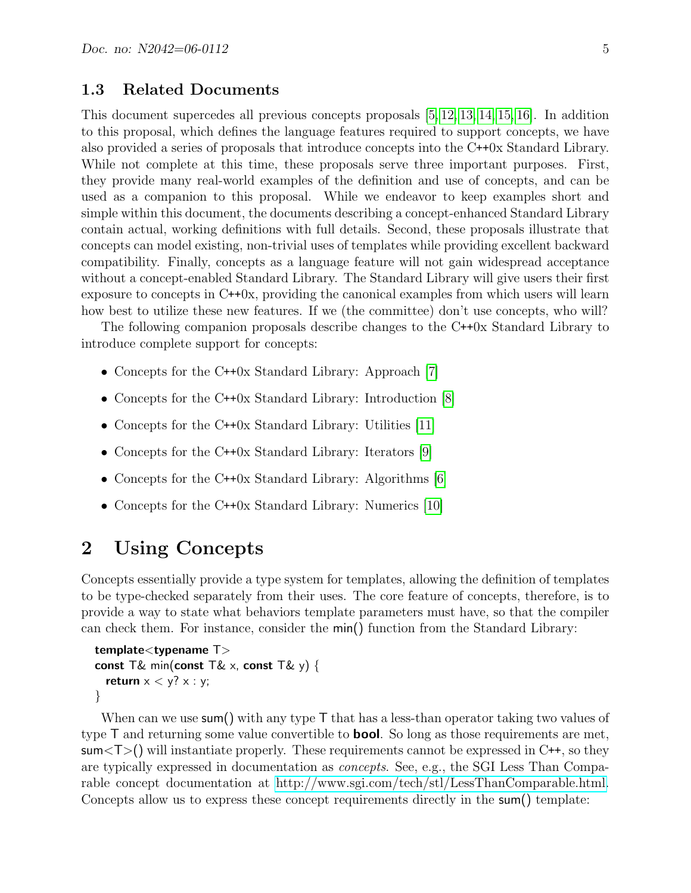### 1.3 Related Documents

This document supercedes all previous concepts proposals [5, 12, 13, 14, 15, 16]. In addition to this proposal, which defines the language features required to support concepts, we have also provided a series of proposals that introduce concepts into the C++0x Standard Library. While not complete at this time, these proposals serve three important purposes. First, they provide many real-world examples of the definition and use of concepts, and can be used as a companion to this proposal. While we endeavor to keep examples short and simple within this document, the documents describing a concept-enhanced Standard Library contain actual, working definitions with full details. Second, these proposals illustrate that concepts can model existing, non-trivial uses of templates while providing excellent backward compatibility. Finally, concepts as a language feature will not gain widespread acceptance without a concept-enabled Standard Library. The Standard Library will give users their first exposure to concepts in C++0x, providing the canonical examples from which users will learn how best to utilize these new features. If we (the committee) don't use concepts, who will?

The following companion proposals describe changes to the C++0x Standard Library to introduce complete support for concepts:

- Concepts for the C++0x Standard Library: Approach [7]
- Concepts for the C++0x Standard Library: Introduction [8]
- Concepts for the C++0x Standard Library: Utilities [11]
- Concepts for the C++0x Standard Library: Iterators [9]
- Concepts for the C++0x Standard Library: Algorithms [6]
- Concepts for the C++0x Standard Library: Numerics [10]

## 2 Using Concepts

Concepts essentially provide a type system for templates, allowing the definition of templates to be type-checked separately from their uses. The core feature of concepts, therefore, is to provide a way to state what behaviors template parameters must have, so that the compiler can check them. For instance, consider the min() function from the Standard Library:

```
template<typename T>
const T& min(const T& x, const T& y) {
  return x < y? x : y;
}
```

When can we use sum() with any type T that has a less-than operator taking two values of type T and returning some value convertible to **bool**. So long as those requirements are met, sum<T>() will instantiate properly. These requirements cannot be expressed in C++, so they are typically expressed in documentation as *concepts*. See, e.g., the SGI Less Than Comparable concept documentation at http://www.sgi.com/tech/stl/LessThanComparable.html. Concepts allow us to express these concept requirements directly in the sum() template: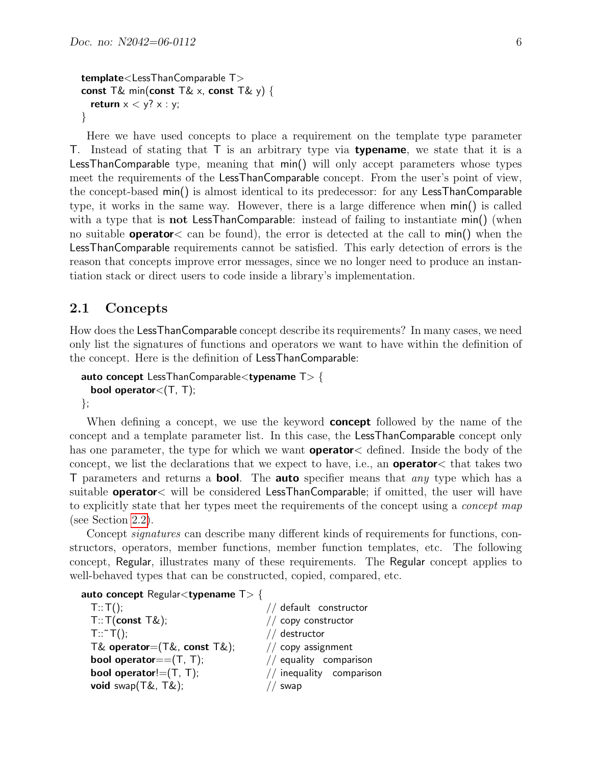```
template<LessThanComparable T>
const T& min(const T& x, const T& y) {
  return x < y? x : y;
}
```

Here we have used concepts to place a requirement on the template type parameter T. Instead of stating that T is an arbitrary type via **typename**, we state that it is a LessThanComparable type, meaning that min() will only accept parameters whose types meet the requirements of the LessThanComparable concept. From the user's point of view, the concept-based min() is almost identical to its predecessor: for any LessThanComparable type, it works in the same way. However, there is a large difference when min() is called with a type that is **not** LessThanComparable: instead of failing to instantiate min() (when no suitable **operator**< can be found), the error is detected at the call to min() when the LessThanComparable requirements cannot be satisfied. This early detection of errors is the reason that concepts improve error messages, since we no longer need to produce an instantiation stack or direct users to code inside a library's implementation.

## 2.1 Concepts

How does the LessThanComparable concept describe its requirements? In many cases, we need only list the signatures of functions and operators we want to have within the definition of the concept. Here is the definition of LessThanComparable:

```
auto concept LessThanComparable<typename T> {
  bool operator<(T, T);
};
```

When defining a concept, we use the keyword **concept** followed by the name of the concept and a template parameter list. In this case, the LessThanComparable concept only has one parameter, the type for which we want **operator**< defined. Inside the body of the concept, we list the declarations that we expect to have, i.e., an **operator**< that takes two T parameters and returns a **bool**. The **auto** specifier means that *any* type which has a suitable **operator**< will be considered LessThanComparable; if omitted, the user will have to explicitly state that her types meet the requirements of the concept using a *concept map* (see Section 2.2).

Concept *signatures* can describe many different kinds of requirements for functions, constructors, operators, member functions, member function templates, etc. The following concept, Regular, illustrates many of these requirements. The Regular concept applies to well-behaved types that can be constructed, copied, compared, etc.

```
auto concept Regular<typename T> {
  T::T();                          // default constructor
  T::T(const T&);                  // copy constructor
  T::~T();                         // destructor
  T& operator=(T&, const T&);      // copy assignment
  bool operator==(T, T);           // equality comparison
  bool operator!=(T, T);           // inequality comparison
  void swap(T&, T&);               // swap
```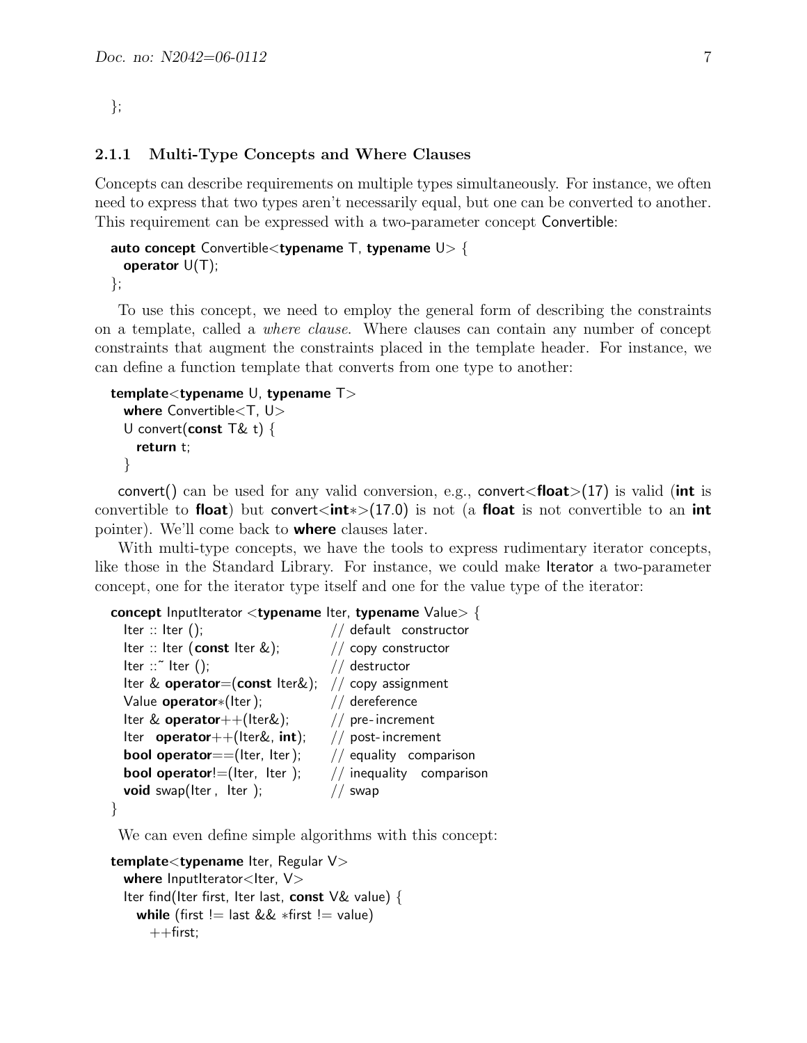```
};
```

### 2.1.1 Multi-Type Concepts and Where Clauses

Concepts can describe requirements on multiple types simultaneously. For instance, we often need to express that two types aren't necessarily equal, but one can be converted to another. This requirement can be expressed with a two-parameter concept Convertible:

```
auto concept Convertible<typename T, typename U> {
  operator U(T);
};
```

To use this concept, we need to employ the general form of describing the constraints on a template, called a *where clause*. Where clauses can contain any number of concept constraints that augment the constraints placed in the template header. For instance, we can define a function template that converts from one type to another:

```
template<typename U, typename T>
  where Convertible<T, U>
  U convert(const T& t) {
    return t;
  }
```

convert() can be used for any valid conversion, e.g., convert<**float**>(17) is valid (**int** is convertible to **float**) but convert<**int***>(17.0) is not (a **float** is not convertible to an **int** pointer). We'll come back to **where** clauses later.

With multi-type concepts, we have the tools to express rudimentary iterator concepts, like those in the Standard Library. For instance, we could make Iterator a two-parameter concept, one for the iterator type itself and one for the value type of the iterator:

```
concept InputIterator <typename Iter, typename Value> {
  Iter :: Iter ();                    // default constructor
  Iter :: Iter (const Iter &);        // copy constructor
  Iter ::~ Iter ();                   // destructor
  Iter & operator=(const Iter&);      // copy assignment
  Value operator*(Iter);              // dereference
  Iter & operator++(Iter&);           // pre-increment
  Iter  operator++(Iter&, int);       // post-increment
  bool operator==(Iter, Iter);        // equality comparison
  bool operator!=(Iter, Iter );       // inequality comparison
  void swap(Iter , Iter );            // swap
}
```

We can even define simple algorithms with this concept:

```
template<typename Iter, Regular V>
  where InputIterator<Iter, V>
  Iter find(Iter first, Iter last, const V& value) {
    while (first != last && *first != value)
      ++first;
```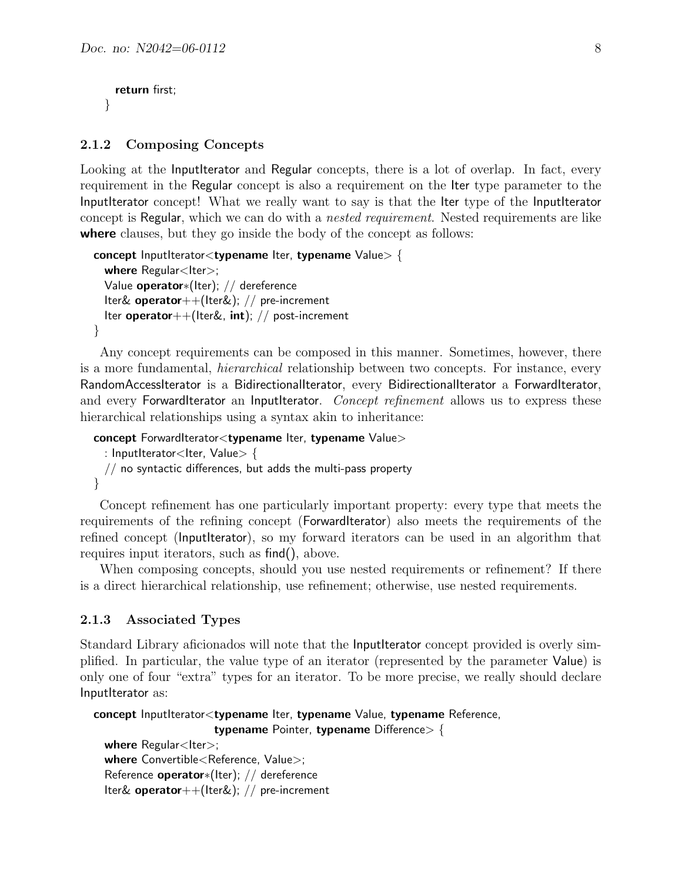```
    return first;
  }
```

### 2.1.2 Composing Concepts

Looking at the InputIterator and Regular concepts, there is a lot of overlap. In fact, every requirement in the Regular concept is also a requirement on the Iter type parameter to the InputIterator concept! What we really want to say is that the Iter type of the InputIterator concept is Regular, which we can do with a *nested requirement*. Nested requirements are like **where** clauses, but they go inside the body of the concept as follows:

```
concept InputIterator<typename Iter, typename Value> {
  where Regular<Iter>;
  Value operator*(Iter); // dereference
  Iter& operator++(Iter&); // pre-increment
  Iter operator++(Iter&, int); // post-increment
}
```

Any concept requirements can be composed in this manner. Sometimes, however, there is a more fundamental, *hierarchical* relationship between two concepts. For instance, every RandomAccessIterator is a BidirectionalIterator, every BidirectionalIterator a ForwardIterator, and every ForwardIterator an InputIterator. *Concept refinement* allows us to express these hierarchical relationships using a syntax akin to inheritance:

```
concept ForwardIterator<typename Iter, typename Value>
  : InputIterator<Iter, Value> {
  // no syntactic differences, but adds the multi-pass property
}
```

Concept refinement has one particularly important property: every type that meets the requirements of the refining concept (ForwardIterator) also meets the requirements of the refined concept (InputIterator), so my forward iterators can be used in an algorithm that requires input iterators, such as find(), above.

When composing concepts, should you use nested requirements or refinement? If there is a direct hierarchical relationship, use refinement; otherwise, use nested requirements.

### 2.1.3 Associated Types

Standard Library aficionados will note that the InputIterator concept provided is overly simplified. In particular, the value type of an iterator (represented by the parameter Value) is only one of four "extra" types for an iterator. To be more precise, we really should declare InputIterator as:

```
concept InputIterator<typename Iter, typename Value, typename Reference,
                      typename Pointer, typename Difference> {
  where Regular<Iter>;
  where Convertible<Reference, Value>;
  Reference operator*(Iter); // dereference
  Iter& operator++(Iter&); // pre-increment
```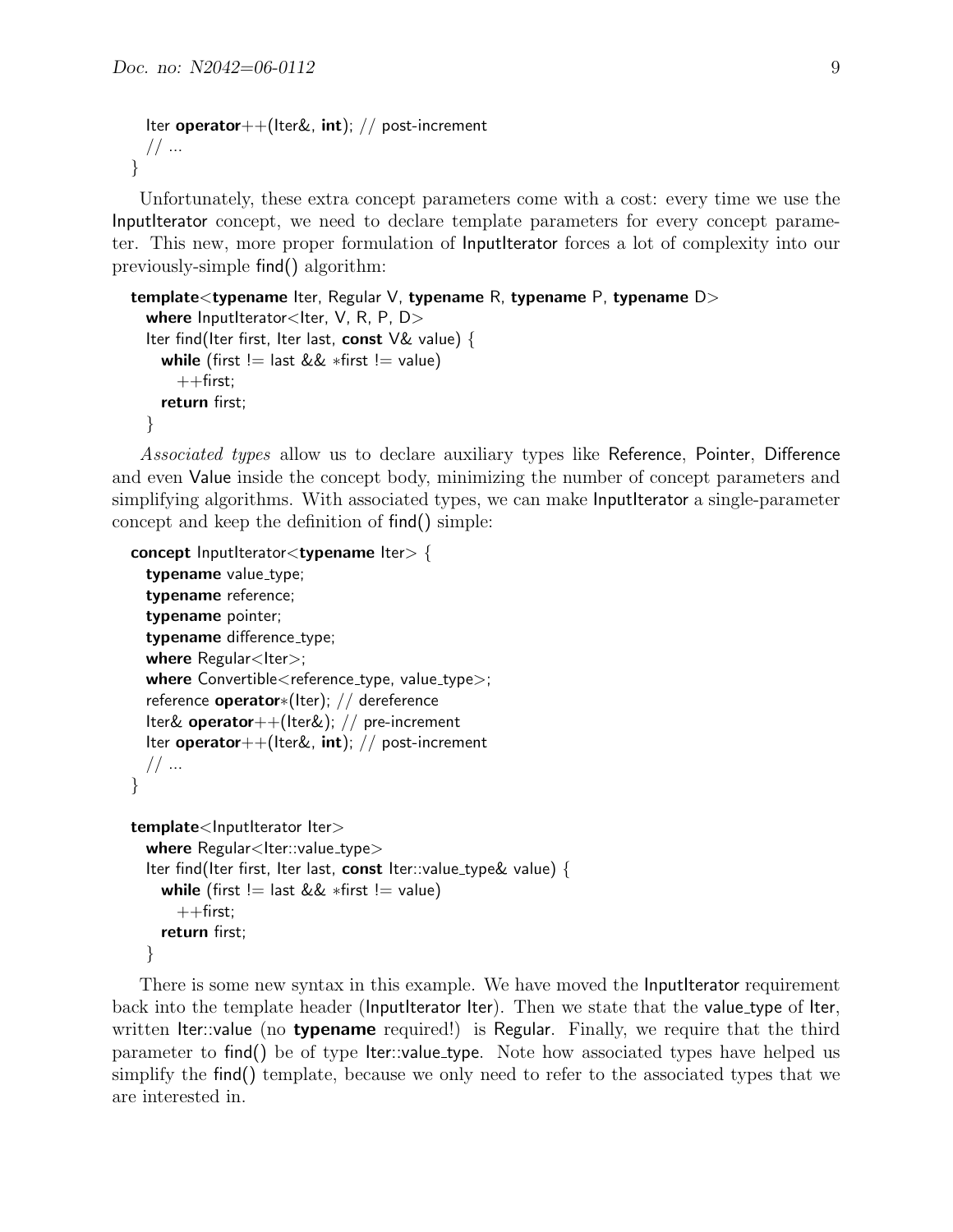```
  Iter operator++(Iter&, int); // post-increment
  // ...
}
```

Unfortunately, these extra concept parameters come with a cost: every time we use the InputIterator concept, we need to declare template parameters for every concept parameter. This new, more proper formulation of InputIterator forces a lot of complexity into our previously-simple find() algorithm:

```
template<typename Iter, Regular V, typename R, typename P, typename D>
  where InputIterator<Iter, V, R, P, D>
  Iter find(Iter first, Iter last, const V& value) {
    while (first != last && *first != value)
      ++first;
    return first;
  }
```

*Associated types* allow us to declare auxiliary types like Reference, Pointer, Difference and even Value inside the concept body, minimizing the number of concept parameters and simplifying algorithms. With associated types, we can make InputIterator a single-parameter concept and keep the definition of find() simple:

```
concept InputIterator<typename Iter> {
  typename value_type;
  typename reference;
  typename pointer;
  typename difference_type;
  where Regular<Iter>;
  where Convertible<reference_type, value_type>;
  reference operator*(Iter); // dereference
  Iter& operator++(Iter&); // pre-increment
  Iter operator++(Iter&, int); // post-increment
  // ...
}

template<InputIterator Iter>
  where Regular<Iter::value_type>
  Iter find(Iter first, Iter last, const Iter::value_type& value) {
    while (first != last && *first != value)
      ++first;
    return first;
  }
```

There is some new syntax in this example. We have moved the InputIterator requirement back into the template header (InputIterator Iter). Then we state that the value_type of Iter, written Iter::value (no **typename** required!) is Regular. Finally, we require that the third parameter to find() be of type Iter::value_type. Note how associated types have helped us simplify the find() template, because we only need to refer to the associated types that we are interested in.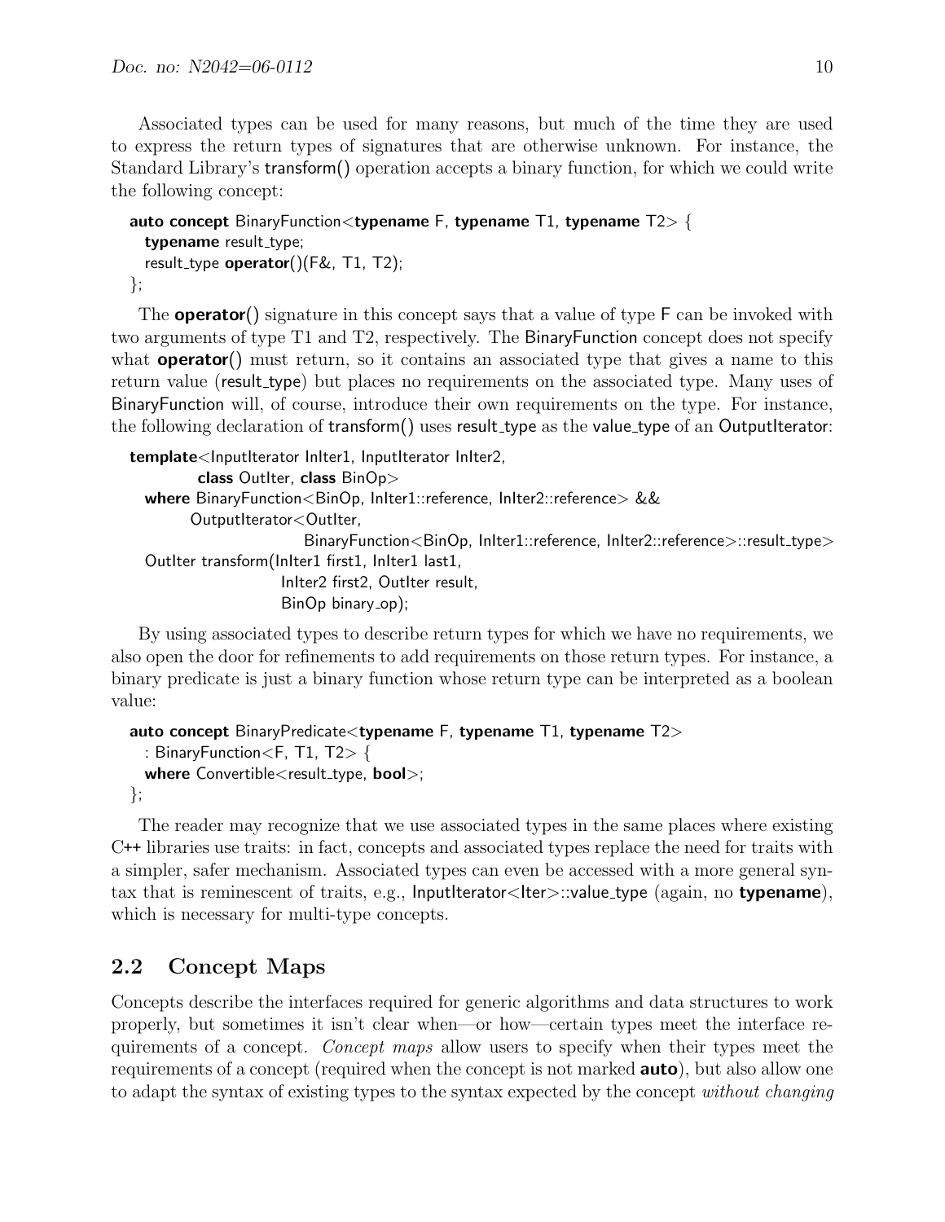Associated types can be used for many reasons, but much of the time they are used to express the return types of signatures that are otherwise unknown. For instance, the Standard Library's transform() operation accepts a binary function, for which we could write the following concept:

```
auto concept BinaryFunction<typename F, typename T1, typename T2> {
  typename result_type;
  result_type operator()(F&, T1, T2);
};
```

The **operator**() signature in this concept says that a value of type F can be invoked with two arguments of type T1 and T2, respectively. The BinaryFunction concept does not specify what **operator**() must return, so it contains an associated type that gives a name to this return value (result_type) but places no requirements on the associated type. Many uses of BinaryFunction will, of course, introduce their own requirements on the type. For instance, the following declaration of transform() uses result_type as the value_type of an OutputIterator:

```
template<InputIterator InIter1, InputIterator InIter2,
         class OutIter, class BinOp>
  where BinaryFunction<BinOp, InIter1::reference, InIter2::reference> &&
        OutputIterator<OutIter,
                       BinaryFunction<BinOp, InIter1::reference, InIter2::reference>::result_type>
  OutIter transform(InIter1 first1, InIter1 last1,
                    InIter2 first2, OutIter result,
                    BinOp binary_op);
```

By using associated types to describe return types for which we have no requirements, we also open the door for refinements to add requirements on those return types. For instance, a binary predicate is just a binary function whose return type can be interpreted as a boolean value:

```
auto concept BinaryPredicate<typename F, typename T1, typename T2>
  : BinaryFunction<F, T1, T2> {
  where Convertible<result_type, bool>;
};
```

The reader may recognize that we use associated types in the same places where existing C++ libraries use traits: in fact, concepts and associated types replace the need for traits with a simpler, safer mechanism. Associated types can even be accessed with a more general syntax that is reminescent of traits, e.g., InputIterator<Iter>::value_type (again, no **typename**), which is necessary for multi-type concepts.

## 2.2 Concept Maps

Concepts describe the interfaces required for generic algorithms and data structures to work properly, but sometimes it isn't clear when—or how—certain types meet the interface requirements of a concept. *Concept maps* allow users to specify when their types meet the requirements of a concept (required when the concept is not marked **auto**), but also allow one to adapt the syntax of existing types to the syntax expected by the concept *without changing*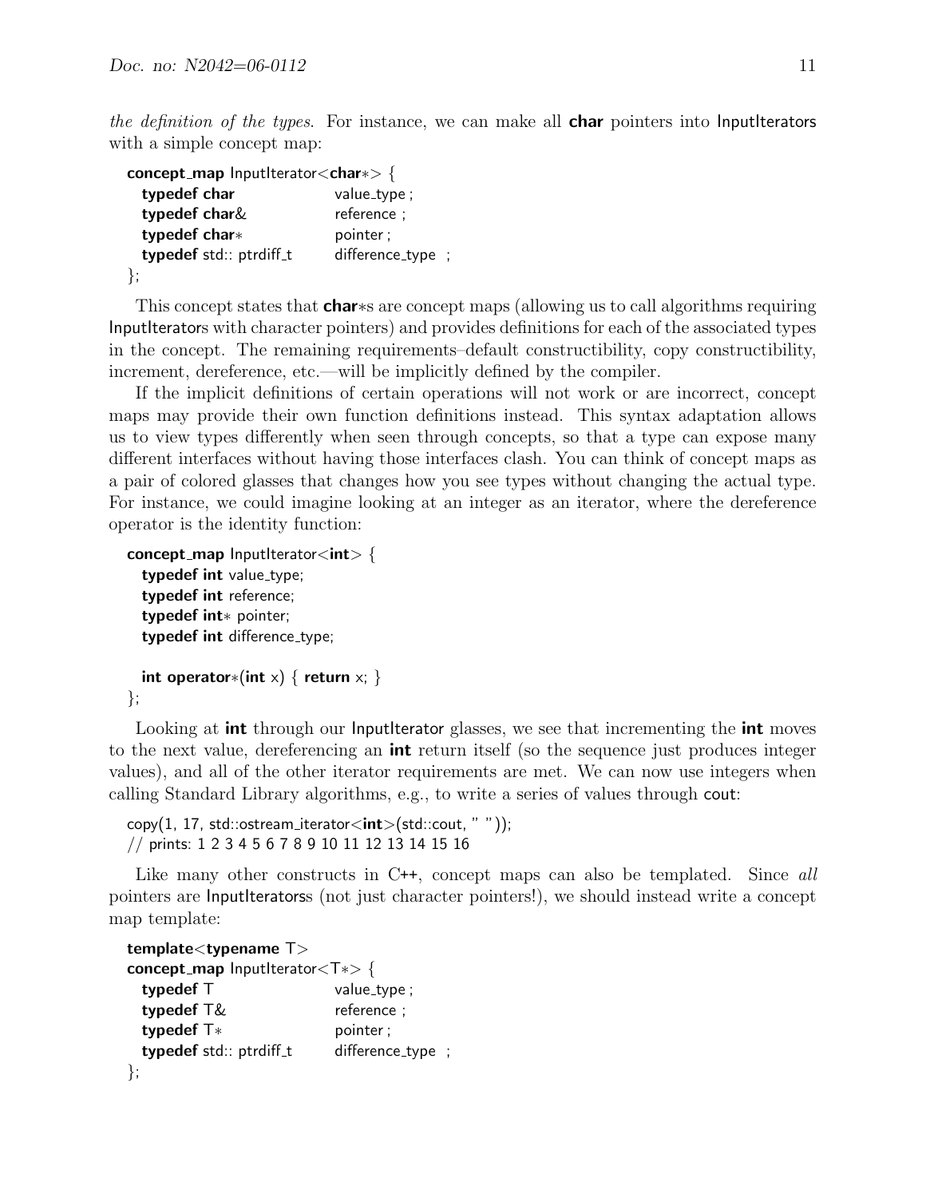*the definition of the types*. For instance, we can make all **char** pointers into InputIterators with a simple concept map:

```
concept_map InputIterator<char*> {
  typedef char            value_type ;
  typedef char&           reference ;
  typedef char*           pointer ;
  typedef std:: ptrdiff_t difference_type ;
};
```

This concept states that **char***s are concept maps (allowing us to call algorithms requiring InputIterators with character pointers) and provides definitions for each of the associated types in the concept. The remaining requirements–default constructibility, copy constructibility, increment, dereference, etc.—will be implicitly defined by the compiler.

If the implicit definitions of certain operations will not work or are incorrect, concept maps may provide their own function definitions instead. This syntax adaptation allows us to view types differently when seen through concepts, so that a type can expose many different interfaces without having those interfaces clash. You can think of concept maps as a pair of colored glasses that changes how you see types without changing the actual type. For instance, we could imagine looking at an integer as an iterator, where the dereference operator is the identity function:

```
concept_map InputIterator<int> {
  typedef int value_type;
  typedef int reference;
  typedef int* pointer;
  typedef int difference_type;

  int operator*(int x) { return x; }
};
```

Looking at **int** through our InputIterator glasses, we see that incrementing the **int** moves to the next value, dereferencing an **int** return itself (so the sequence just produces integer values), and all of the other iterator requirements are met. We can now use integers when calling Standard Library algorithms, e.g., to write a series of values through cout:

```
copy(1, 17, std::ostream_iterator<int>(std::cout, " "));
// prints: 1 2 3 4 5 6 7 8 9 10 11 12 13 14 15 16
```

Like many other constructs in C++, concept maps can also be templated. Since *all* pointers are InputIteratorss (not just character pointers!), we should instead write a concept map template:

```
template<typename T>
concept_map InputIterator<T*> {
  typedef T               value_type ;
  typedef T&              reference ;
  typedef T*              pointer ;
  typedef std:: ptrdiff_t difference_type ;
};
```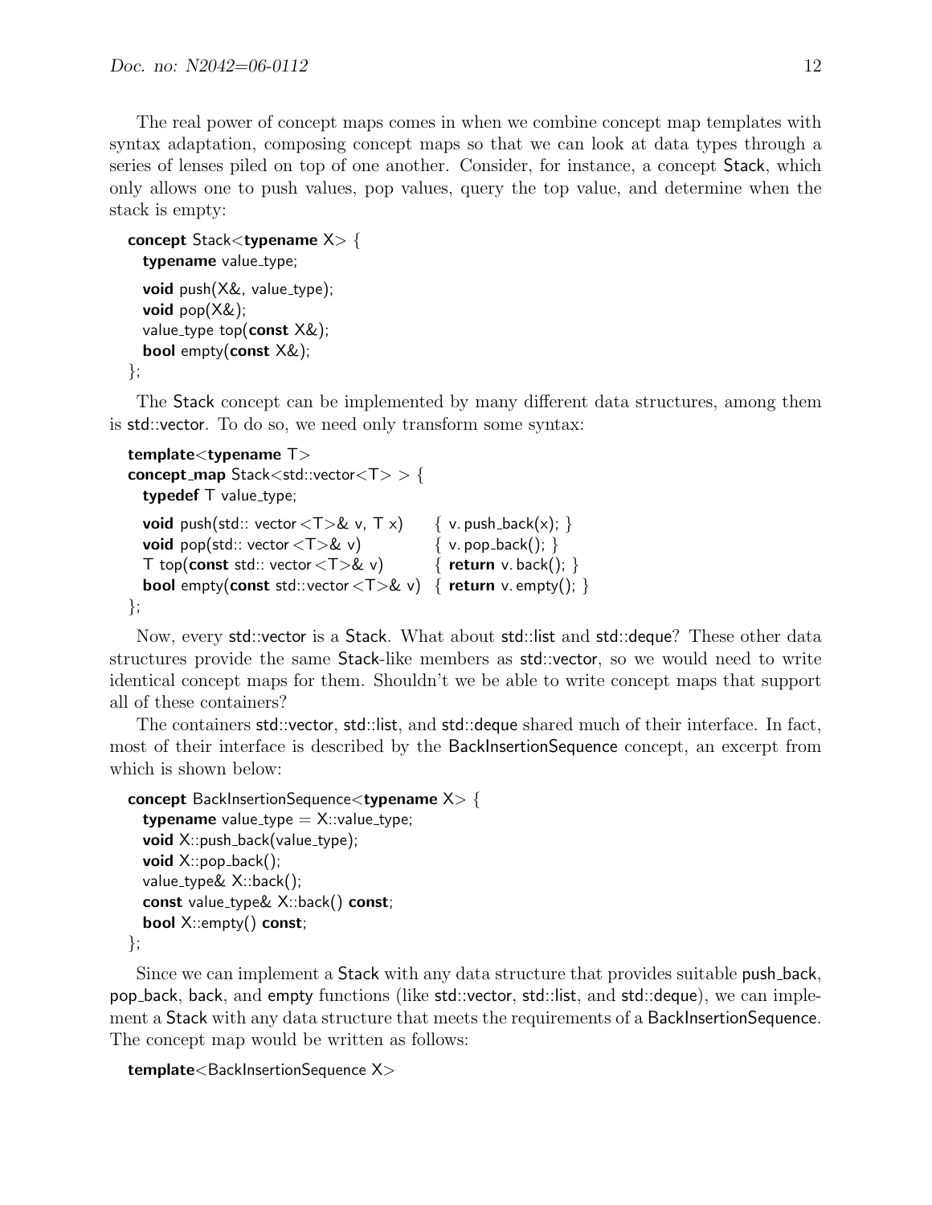The real power of concept maps comes in when we combine concept map templates with syntax adaptation, composing concept maps so that we can look at data types through a series of lenses piled on top of one another. Consider, for instance, a concept Stack, which only allows one to push values, pop values, query the top value, and determine when the stack is empty:

```
concept Stack<typename X> {
  typename value_type;
  void push(X&, value_type);
  void pop(X&);
  value_type top(const X&);
  bool empty(const X&);
};
```

The Stack concept can be implemented by many different data structures, among them is std::vector. To do so, we need only transform some syntax:

```
template<typename T>
concept_map Stack<std::vector<T> > {
  typedef T value_type;
  void push(std:: vector<T>& v, T x)      { v.push_back(x); }
  void pop(std:: vector<T>& v)            { v.pop_back(); }
  T top(const std:: vector<T>& v)         { return v.back(); }
  bool empty(const std::vector<T>& v)     { return v.empty(); }
};
```

Now, every std::vector is a Stack. What about std::list and std::deque? These other data structures provide the same Stack-like members as std::vector, so we would need to write identical concept maps for them. Shouldn't we be able to write concept maps that support all of these containers?

The containers std::vector, std::list, and std::deque shared much of their interface. In fact, most of their interface is described by the BackInsertionSequence concept, an excerpt from which is shown below:

```
concept BackInsertionSequence<typename X> {
  typename value_type = X::value_type;
  void X::push_back(value_type);
  void X::pop_back();
  value_type& X::back();
  const value_type& X::back() const;
  bool X::empty() const;
};
```

Since we can implement a Stack with any data structure that provides suitable push_back, pop_back, back, and empty functions (like std::vector, std::list, and std::deque), we can implement a Stack with any data structure that meets the requirements of a BackInsertionSequence. The concept map would be written as follows:

```
template<BackInsertionSequence X>
```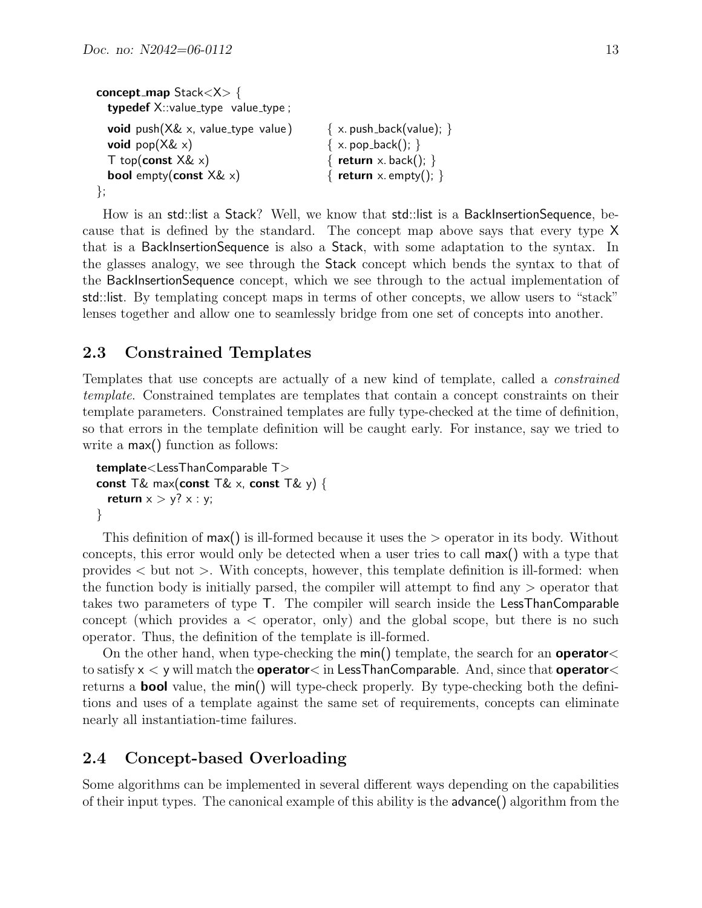```
concept_map Stack<X> {
  typedef X::value_type value_type ;

  void push(X& x, value_type value)       { x. push_back(value); }
  void pop(X& x)                          { x. pop_back(); }
  T top(const X& x)                       { return x. back(); }
  bool empty(const X& x)                  { return x. empty(); }
};
```

How is an std::list a Stack? Well, we know that std::list is a BackInsertionSequence, because that is defined by the standard. The concept map above says that every type X that is a BackInsertionSequence is also a Stack, with some adaptation to the syntax. In the glasses analogy, we see through the Stack concept which bends the syntax to that of the BackInsertionSequence concept, which we see through to the actual implementation of std::list. By templating concept maps in terms of other concepts, we allow users to "stack" lenses together and allow one to seamlessly bridge from one set of concepts into another.

## 2.3 Constrained Templates

Templates that use concepts are actually of a new kind of template, called a *constrained template*. Constrained templates are templates that contain a concept constraints on their template parameters. Constrained templates are fully type-checked at the time of definition, so that errors in the template definition will be caught early. For instance, say we tried to write a max() function as follows:

```
template<LessThanComparable T>
const T& max(const T& x, const T& y) {
  return x > y? x : y;
}
```

This definition of max() is ill-formed because it uses the > operator in its body. Without concepts, this error would only be detected when a user tries to call max() with a type that provides < but not >. With concepts, however, this template definition is ill-formed: when the function body is initially parsed, the compiler will attempt to find any > operator that takes two parameters of type T. The compiler will search inside the LessThanComparable concept (which provides a < operator, only) and the global scope, but there is no such operator. Thus, the definition of the template is ill-formed.

On the other hand, when type-checking the min() template, the search for an **operator**< to satisfy x < y will match the **operator**< in LessThanComparable. And, since that **operator**< returns a **bool** value, the min() will type-check properly. By type-checking both the definitions and uses of a template against the same set of requirements, concepts can eliminate nearly all instantiation-time failures.

## 2.4 Concept-based Overloading

Some algorithms can be implemented in several different ways depending on the capabilities of their input types. The canonical example of this ability is the advance() algorithm from the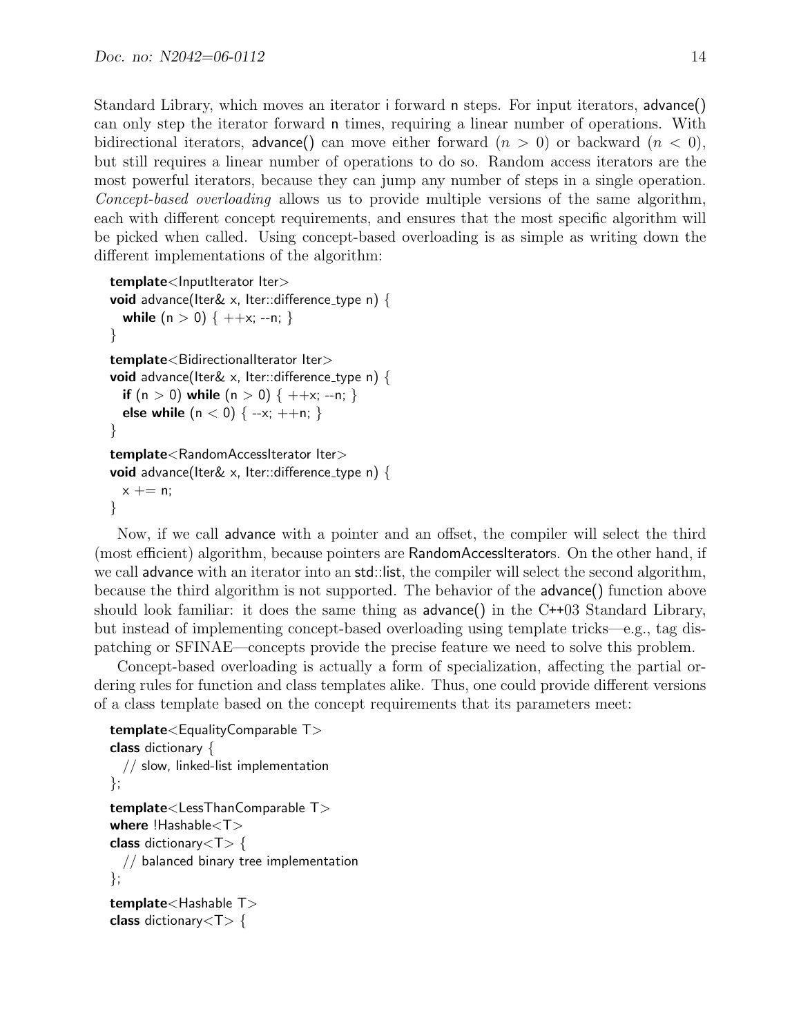Standard Library, which moves an iterator i forward n steps. For input iterators, advance() can only step the iterator forward n times, requiring a linear number of operations. With bidirectional iterators, advance() can move either forward ($n > 0$) or backward ($n < 0$), but still requires a linear number of operations to do so. Random access iterators are the most powerful iterators, because they can jump any number of steps in a single operation. *Concept-based overloading* allows us to provide multiple versions of the same algorithm, each with different concept requirements, and ensures that the most specific algorithm will be picked when called. Using concept-based overloading is as simple as writing down the different implementations of the algorithm:

```
template<InputIterator Iter>
void advance(Iter& x, Iter::difference_type n) {
  while (n > 0) { ++x; --n; }
}
template<BidirectionalIterator Iter>
void advance(Iter& x, Iter::difference_type n) {
  if (n > 0) while (n > 0) { ++x; --n; }
  else while (n < 0) { --x; ++n; }
}
template<RandomAccessIterator Iter>
void advance(Iter& x, Iter::difference_type n) {
  x += n;
}
```

Now, if we call advance with a pointer and an offset, the compiler will select the third (most efficient) algorithm, because pointers are RandomAccessIterators. On the other hand, if we call advance with an iterator into an std::list, the compiler will select the second algorithm, because the third algorithm is not supported. The behavior of the advance() function above should look familiar: it does the same thing as advance() in the C++03 Standard Library, but instead of implementing concept-based overloading using template tricks—e.g., tag dispatching or SFINAE—concepts provide the precise feature we need to solve this problem.

Concept-based overloading is actually a form of specialization, affecting the partial ordering rules for function and class templates alike. Thus, one could provide different versions of a class template based on the concept requirements that its parameters meet:

```
template<EqualityComparable T>
class dictionary {
  // slow, linked-list implementation
};
template<LessThanComparable T>
where !Hashable<T>
class dictionary<T> {
  // balanced binary tree implementation
};
template<Hashable T>
class dictionary<T> {
```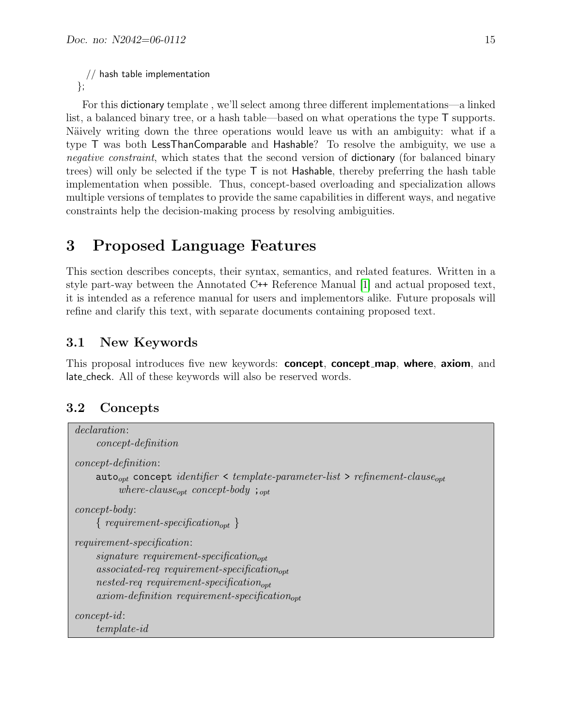```
  // hash table implementation
};
```

For this dictionary template , we'll select among three different implementations—a linked list, a balanced binary tree, or a hash table—based on what operations the type T supports. Näively writing down the three operations would leave us with an ambiguity: what if a type T was both LessThanComparable and Hashable? To resolve the ambiguity, we use a *negative constraint*, which states that the second version of dictionary (for balanced binary trees) will only be selected if the type T is not Hashable, thereby preferring the hash table implementation when possible. Thus, concept-based overloading and specialization allows multiple versions of templates to provide the same capabilities in different ways, and negative constraints help the decision-making process by resolving ambiguities.

# 3 Proposed Language Features

This section describes concepts, their syntax, semantics, and related features. Written in a style part-way between the Annotated C++ Reference Manual [1] and actual proposed text, it is intended as a reference manual for users and implementors alike. Future proposals will refine and clarify this text, with separate documents containing proposed text.

## 3.1 New Keywords

This proposal introduces five new keywords: **concept**, **concept_map**, **where**, **axiom**, and late_check. All of these keywords will also be reserved words.

## 3.2 Concepts

*declaration*:
    *concept-definition*

*concept-definition*:
    `auto`*opt* `concept` *identifier* `<` *template-parameter-list* `>` *refinement-clause*opt
        *where-clause*opt *concept-body* `;`*opt*

*concept-body*:
    { *requirement-specification*opt }

*requirement-specification*:
    *signature requirement-specification*opt
    *associated-req requirement-specification*opt
    *nested-req requirement-specification*opt
    *axiom-definition requirement-specification*opt

*concept-id*:
    *template-id*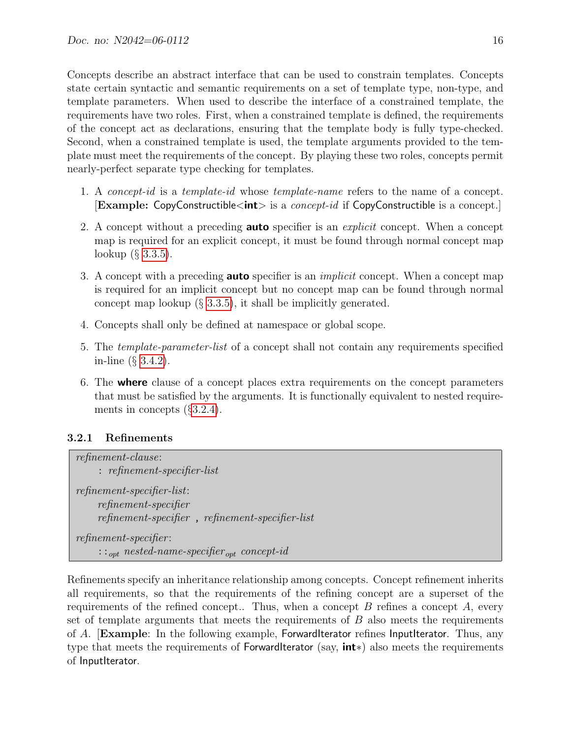Concepts describe an abstract interface that can be used to constrain templates. Concepts state certain syntactic and semantic requirements on a set of template type, non-type, and template parameters. When used to describe the interface of a constrained template, the requirements have two roles. First, when a constrained template is defined, the requirements of the concept act as declarations, ensuring that the template body is fully type-checked. Second, when a constrained template is used, the template arguments provided to the template must meet the requirements of the concept. By playing these two roles, concepts permit nearly-perfect separate type checking for templates.

1. A *concept-id* is a *template-id* whose *template-name* refers to the name of a concept. [**Example:** CopyConstructible<**int**> is a *concept-id* if CopyConstructible is a concept.]

2. A concept without a preceding **auto** specifier is an *explicit* concept. When a concept map is required for an explicit concept, it must be found through normal concept map lookup (§ 3.3.5).

3. A concept with a preceding **auto** specifier is an *implicit* concept. When a concept map is required for an implicit concept but no concept map can be found through normal concept map lookup (§ 3.3.5), it shall be implicitly generated.

4. Concepts shall only be defined at namespace or global scope.

5. The *template-parameter-list* of a concept shall not contain any requirements specified in-line (§ 3.4.2).

6. The **where** clause of a concept places extra requirements on the concept parameters that must be satisfied by the arguments. It is functionally equivalent to nested requirements in concepts (§3.2.4).

### 3.2.1 Refinements

> *refinement-clause*:
> &nbsp;&nbsp;&nbsp;&nbsp;: *refinement-specifier-list*
>
> *refinement-specifier-list*:
> &nbsp;&nbsp;&nbsp;&nbsp;*refinement-specifier*
> &nbsp;&nbsp;&nbsp;&nbsp;*refinement-specifier* **,** *refinement-specifier-list*
>
> *refinement-specifier*:
> &nbsp;&nbsp;&nbsp;&nbsp;$::_{opt}$ *nested-name-specifier*$_{opt}$ *concept-id*

Refinements specify an inheritance relationship among concepts. Concept refinement inherits all requirements, so that the requirements of the refining concept are a superset of the requirements of the refined concept.. Thus, when a concept $B$ refines a concept $A$, every set of template arguments that meets the requirements of $B$ also meets the requirements of $A$. [**Example**: In the following example, ForwardIterator refines InputIterator. Thus, any type that meets the requirements of ForwardIterator (say, **int**∗) also meets the requirements of InputIterator.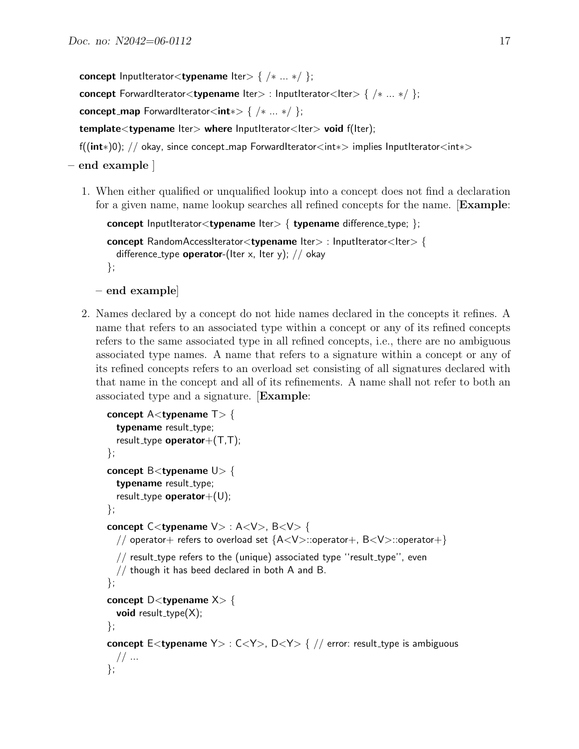```
concept InputIterator<typename Iter> { /* ... */ };
concept ForwardIterator<typename Iter> : InputIterator<Iter> { /* ... */ };
concept_map ForwardIterator<int*> { /* ... */ };
template<typename Iter> where InputIterator<Iter> void f(Iter);
f((int*)0); // okay, since concept_map ForwardIterator<int*> implies InputIterator<int*>
```

– **end example** ]

1. When either qualified or unqualified lookup into a concept does not find a declaration for a given name, name lookup searches all refined concepts for the name. [**Example**:

   ```
   concept InputIterator<typename Iter> { typename difference_type; };
   concept RandomAccessIterator<typename Iter> : InputIterator<Iter> {
     difference_type operator-(Iter x, Iter y); // okay
   };
   ```

   – **end example**]

2. Names declared by a concept do not hide names declared in the concepts it refines. A name that refers to an associated type within a concept or any of its refined concepts refers to the same associated type in all refined concepts, i.e., there are no ambiguous associated type names. A name that refers to a signature within a concept or any of its refined concepts refers to an overload set consisting of all signatures declared with that name in the concept and all of its refinements. A name shall not refer to both an associated type and a signature. [**Example**:

   ```
   concept A<typename T> {
     typename result_type;
     result_type operator+(T,T);
   };
   concept B<typename U> {
     typename result_type;
     result_type operator+(U);
   };
   concept C<typename V> : A<V>, B<V> {
     // operator+ refers to overload set {A<V>::operator+, B<V>::operator+}
     // result_type refers to the (unique) associated type ''result_type'', even
     // though it has beed declared in both A and B.
   };
   concept D<typename X> {
     void result_type(X);
   };
   concept E<typename Y> : C<Y>, D<Y> { // error: result_type is ambiguous
     // ...
   };
   ```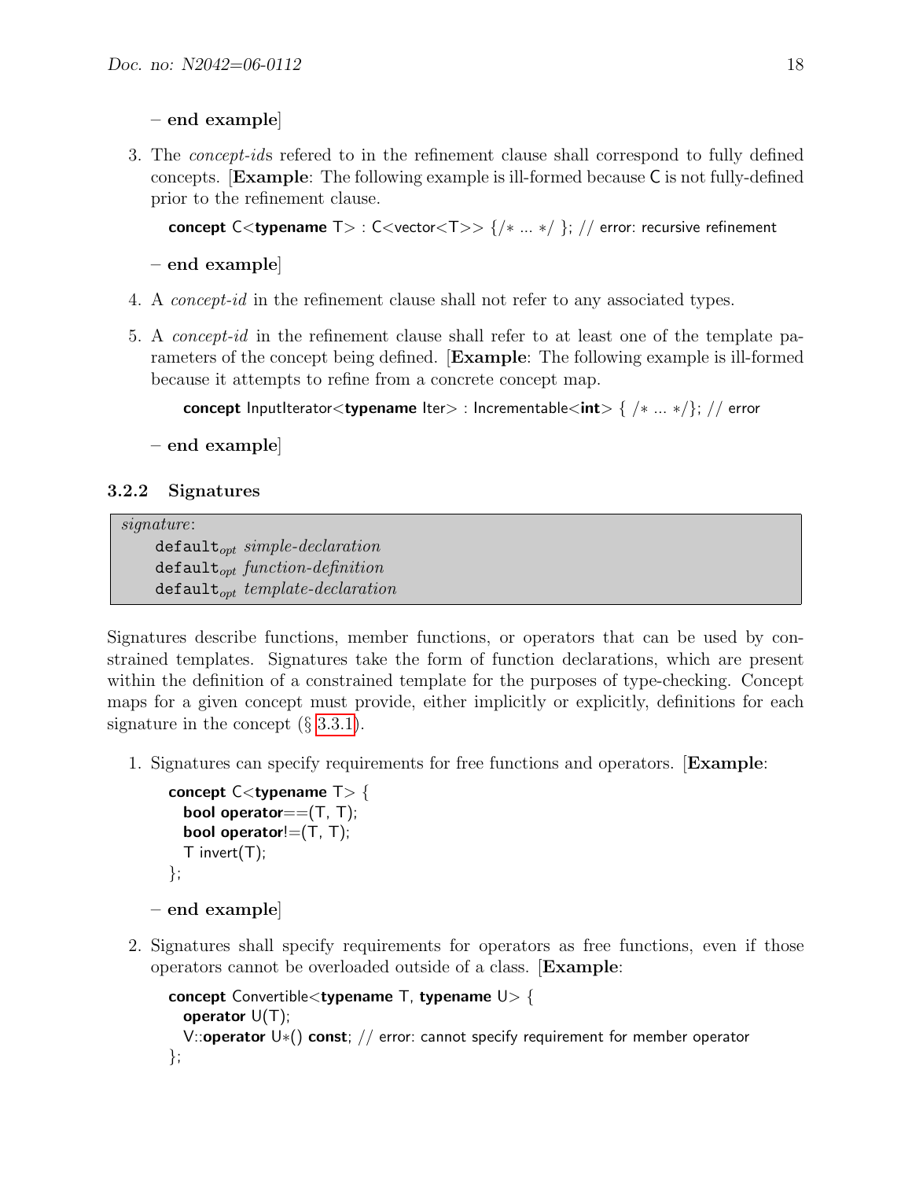– **end example**]

3. The *concept-id*s refered to in the refinement clause shall correspond to fully defined concepts. [**Example**: The following example is ill-formed because C is not fully-defined prior to the refinement clause.

   ```
   concept C<typename T> : C<vector<T>> {/* ... */ }; // error: recursive refinement
   ```

   – **end example**]

4. A *concept-id* in the refinement clause shall not refer to any associated types.

5. A *concept-id* in the refinement clause shall refer to at least one of the template parameters of the concept being defined. [**Example**: The following example is ill-formed because it attempts to refine from a concrete concept map.

   ```
   concept InputIterator<typename Iter> : Incrementable<int> { /* ... */}; // error
   ```

   – **end example**]

### 3.2.2 Signatures

> *signature*:
> `default`$_{opt}$ *simple-declaration*
> `default`$_{opt}$ *function-definition*
> `default`$_{opt}$ *template-declaration*

Signatures describe functions, member functions, or operators that can be used by constrained templates. Signatures take the form of function declarations, which are present within the definition of a constrained template for the purposes of type-checking. Concept maps for a given concept must provide, either implicitly or explicitly, definitions for each signature in the concept (§ 3.3.1).

1. Signatures can specify requirements for free functions and operators. [**Example**:

   ```
   concept C<typename T> {
     bool operator==(T, T);
     bool operator!=(T, T);
     T invert(T);
   };
   ```

   – **end example**]

2. Signatures shall specify requirements for operators as free functions, even if those operators cannot be overloaded outside of a class. [**Example**:

   ```
   concept Convertible<typename T, typename U> {
     operator U(T);
     V::operator U*() const; // error: cannot specify requirement for member operator
   };
   ```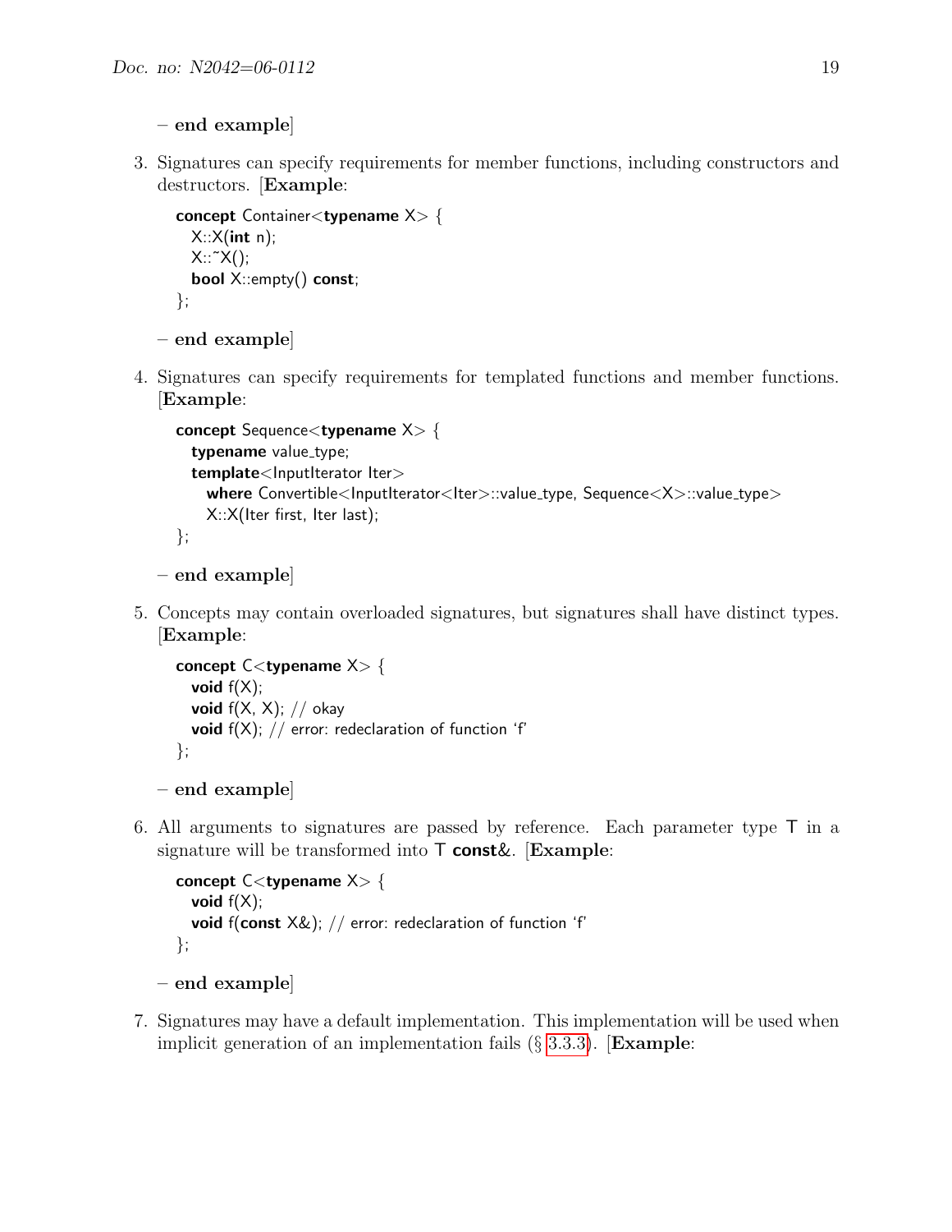– **end example**]

3. Signatures can specify requirements for member functions, including constructors and destructors. [**Example**:

```
concept Container<typename X> {
  X::X(int n);
  X::~X();
  bool X::empty() const;
};
```

– **end example**]

4. Signatures can specify requirements for templated functions and member functions. [**Example**:

```
concept Sequence<typename X> {
  typename value_type;
  template<InputIterator Iter>
    where Convertible<InputIterator<Iter>::value_type, Sequence<X>::value_type>
    X::X(Iter first, Iter last);
};
```

– **end example**]

5. Concepts may contain overloaded signatures, but signatures shall have distinct types. [**Example**:

```
concept C<typename X> {
  void f(X);
  void f(X, X); // okay
  void f(X); // error: redeclaration of function 'f'
};
```

– **end example**]

6. All arguments to signatures are passed by reference. Each parameter type T in a signature will be transformed into T **const**&. [**Example**:

```
concept C<typename X> {
  void f(X);
  void f(const X&); // error: redeclaration of function 'f'
};
```

– **end example**]

7. Signatures may have a default implementation. This implementation will be used when implicit generation of an implementation fails (§ 3.3.3). [**Example**: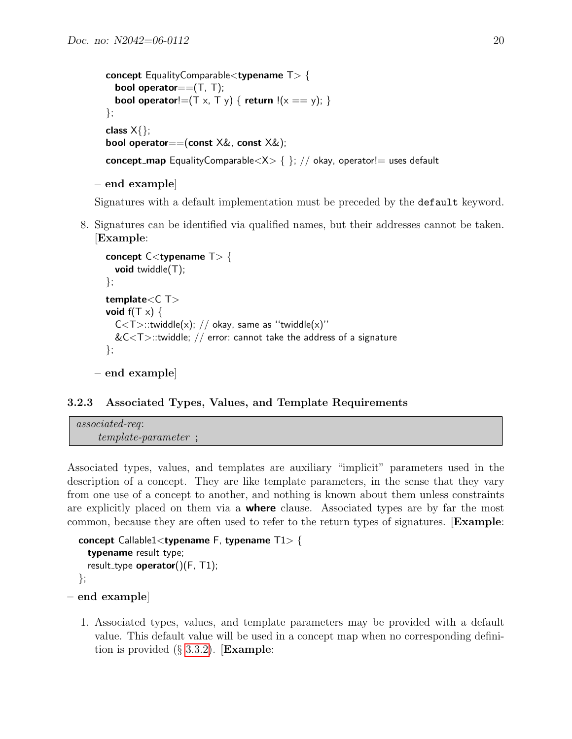```
concept EqualityComparable<typename T> {
  bool operator==(T, T);
  bool operator!=(T x, T y) { return !(x == y); }
};

class X{};
bool operator==(const X&, const X&);

concept_map EqualityComparable<X> { }; // okay, operator!= uses default
```

**– end example**]

Signatures with a default implementation must be preceded by the `default` keyword.

8. Signatures can be identified via qualified names, but their addresses cannot be taken. [**Example**:

```
concept C<typename T> {
  void twiddle(T);
};

template<C T>
void f(T x) {
  C<T>::twiddle(x); // okay, same as ''twiddle(x)''
  &C<T>::twiddle; // error: cannot take the address of a signature
};
```

**– end example**]

### 3.2.3 Associated Types, Values, and Template Requirements

> *associated-req*:
>     *template-parameter* **;**

Associated types, values, and templates are auxiliary "implicit" parameters used in the description of a concept. They are like template parameters, in the sense that they vary from one use of a concept to another, and nothing is known about them unless constraints are explicitly placed on them via a **where** clause. Associated types are by far the most common, because they are often used to refer to the return types of signatures. [**Example**:

```
concept Callable1<typename F, typename T1> {
  typename result_type;
  result_type operator()(F, T1);
};
```

**– end example**]

1. Associated types, values, and template parameters may be provided with a default value. This default value will be used in a concept map when no corresponding definition is provided (§ 3.3.2). [**Example**: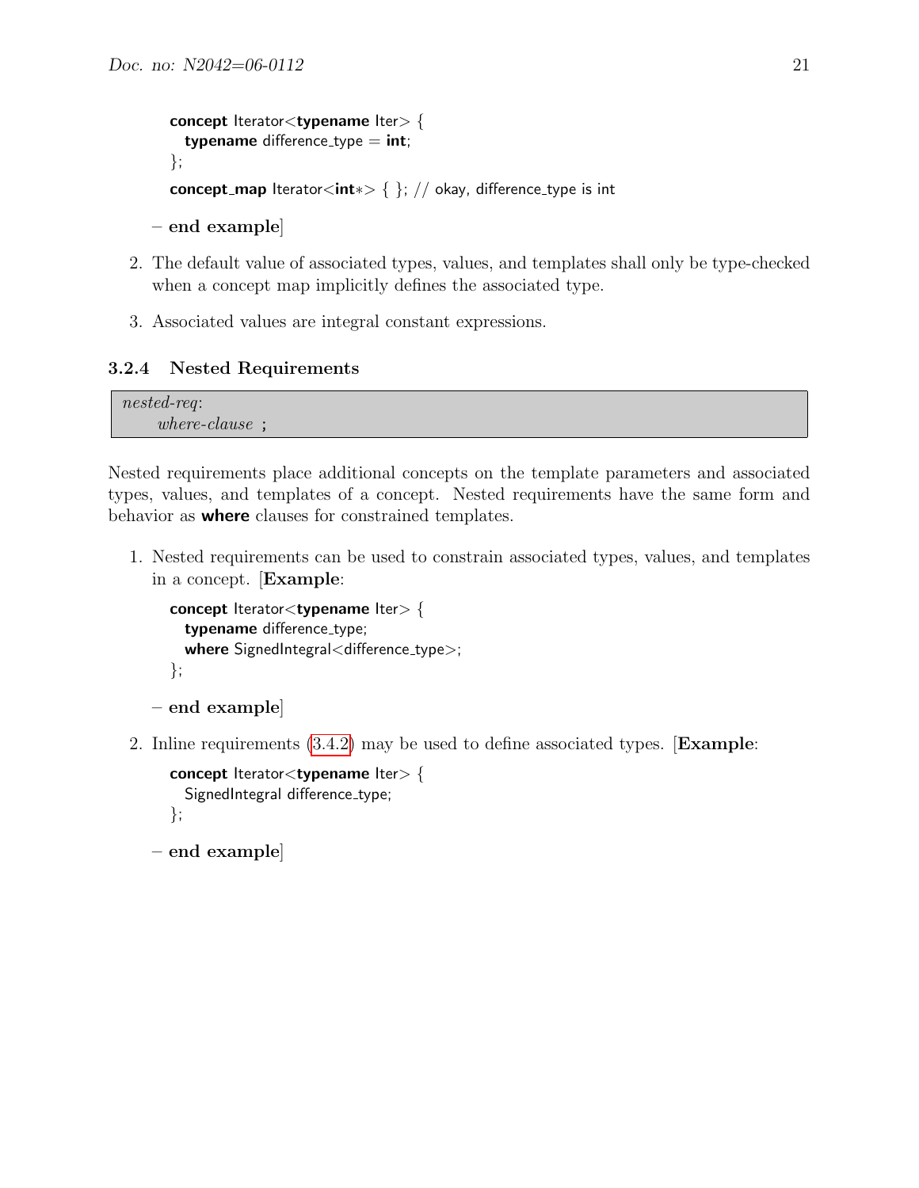```
concept Iterator<typename Iter> {
  typename difference_type = int;
};

concept_map Iterator<int*> { }; // okay, difference_type is int
```

– **end example**]

2. The default value of associated types, values, and templates shall only be type-checked when a concept map implicitly defines the associated type.

3. Associated values are integral constant expressions.

### 3.2.4 Nested Requirements

> *nested-req*:
>     *where-clause* ;

Nested requirements place additional concepts on the template parameters and associated types, values, and templates of a concept. Nested requirements have the same form and behavior as **where** clauses for constrained templates.

1. Nested requirements can be used to constrain associated types, values, and templates in a concept. [**Example**:

```
concept Iterator<typename Iter> {
  typename difference_type;
  where SignedIntegral<difference_type>;
};
```

– **end example**]

2. Inline requirements (3.4.2) may be used to define associated types. [**Example**:

```
concept Iterator<typename Iter> {
  SignedIntegral difference_type;
};
```

– **end example**]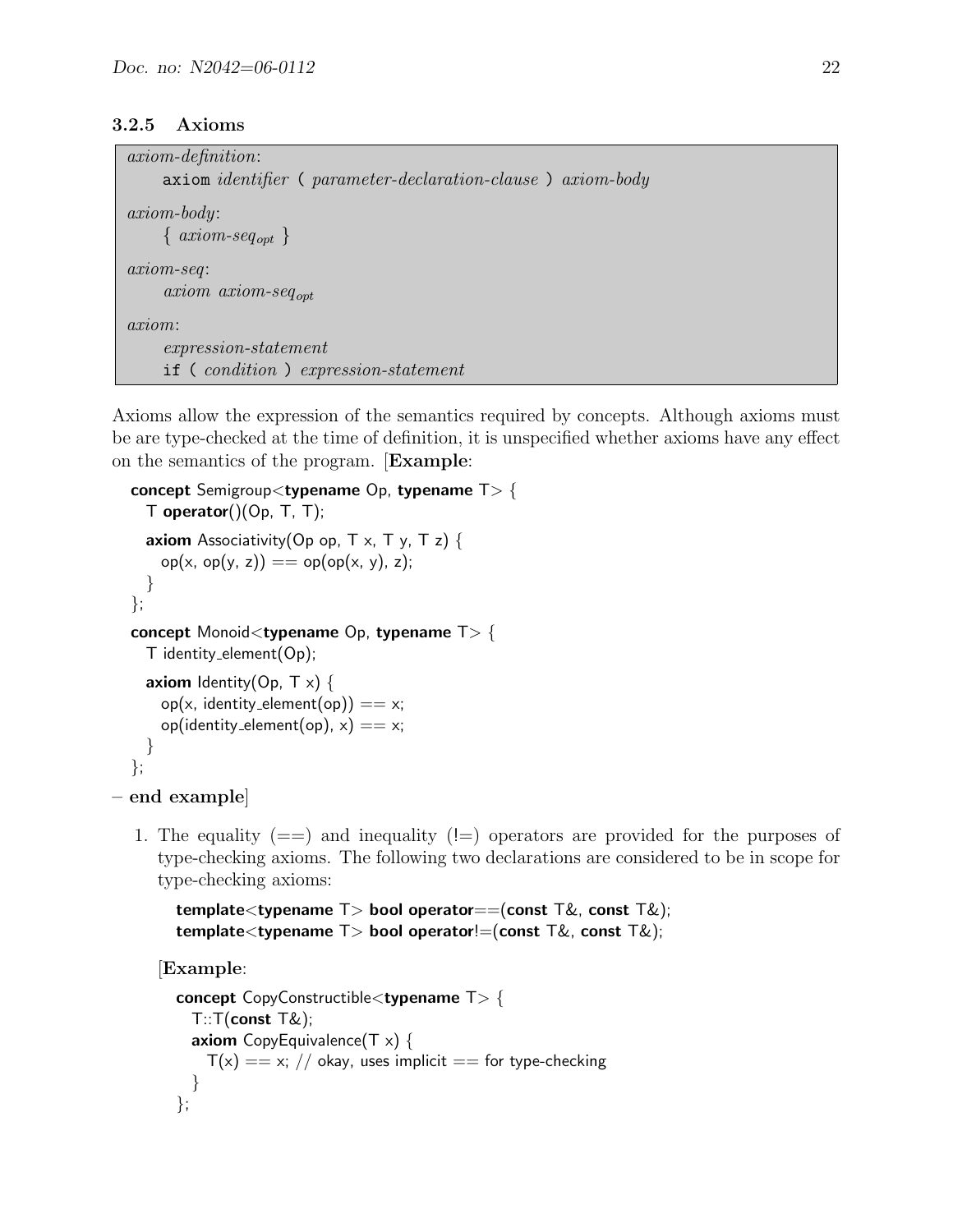### 3.2.5 Axioms

> *axiom-definition*:
> &nbsp;&nbsp;&nbsp;&nbsp;`axiom` *identifier* `(` *parameter-declaration-clause* `)` *axiom-body*
>
> *axiom-body*:
> &nbsp;&nbsp;&nbsp;&nbsp;{ *axiom-seq*$_{opt}$ }
>
> *axiom-seq*:
> &nbsp;&nbsp;&nbsp;&nbsp;*axiom axiom-seq*$_{opt}$
>
> *axiom*:
> &nbsp;&nbsp;&nbsp;&nbsp;*expression-statement*
> &nbsp;&nbsp;&nbsp;&nbsp;`if (` *condition* `)` *expression-statement*

Axioms allow the expression of the semantics required by concepts. Although axioms must be are type-checked at the time of definition, it is unspecified whether axioms have any effect on the semantics of the program. [**Example**:

```
concept Semigroup<typename Op, typename T> {
  T operator()(Op, T, T);

  axiom Associativity(Op op, T x, T y, T z) {
    op(x, op(y, z)) == op(op(x, y), z);
  }
};

concept Monoid<typename Op, typename T> {
  T identity_element(Op);

  axiom Identity(Op, T x) {
    op(x, identity_element(op)) == x;
    op(identity_element(op), x) == x;
  }
};
```

**– end example**]

1. The equality (==) and inequality (!=) operators are provided for the purposes of type-checking axioms. The following two declarations are considered to be in scope for type-checking axioms:

   ```
   template<typename T> bool operator==(const T&, const T&);
   template<typename T> bool operator!=(const T&, const T&);
   ```

   [**Example**:

   ```
   concept CopyConstructible<typename T> {
     T::T(const T&);
     axiom CopyEquivalence(T x) {
       T(x) == x; // okay, uses implicit == for type-checking
     }
   };
   ```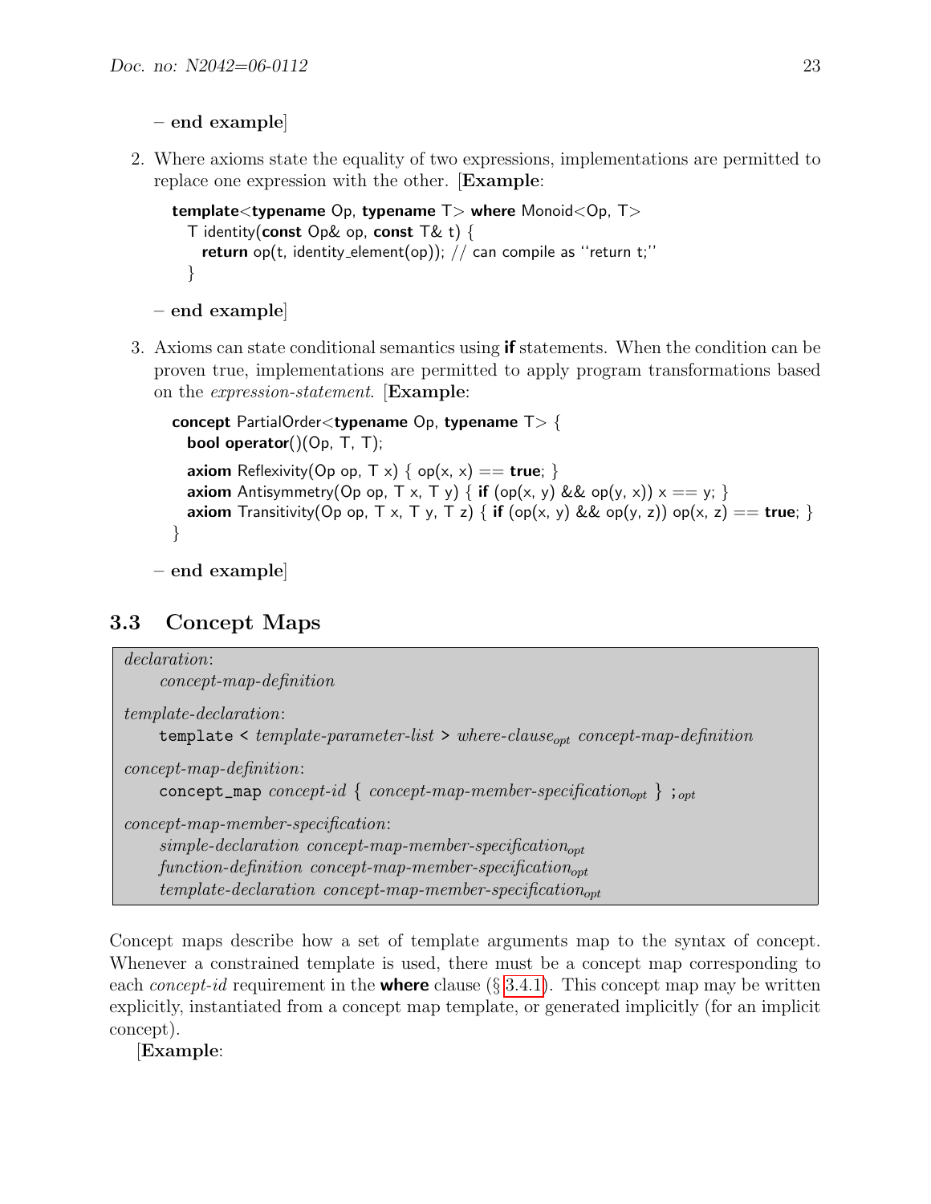– **end example**]

2. Where axioms state the equality of two expressions, implementations are permitted to replace one expression with the other. [**Example**:

```
template<typename Op, typename T> where Monoid<Op, T>
  T identity(const Op& op, const T& t) {
    return op(t, identity_element(op)); // can compile as ''return t;''
  }
```

– **end example**]

3. Axioms can state conditional semantics using **if** statements. When the condition can be proven true, implementations are permitted to apply program transformations based on the *expression-statement*. [**Example**:

```
concept PartialOrder<typename Op, typename T> {
  bool operator()(Op, T, T);

  axiom Reflexivity(Op op, T x) { op(x, x) == true; }
  axiom Antisymmetry(Op op, T x, T y) { if (op(x, y) && op(y, x)) x == y; }
  axiom Transitivity(Op op, T x, T y, T z) { if (op(x, y) && op(y, z)) op(x, z) == true; }
}
```

– **end example**]

## 3.3 Concept Maps

> *declaration*:
> &nbsp;&nbsp;&nbsp;&nbsp;*concept-map-definition*
>
> *template-declaration*:
> &nbsp;&nbsp;&nbsp;&nbsp;`template <` *template-parameter-list* `>` *where-clause*$_{opt}$ *concept-map-definition*
>
> *concept-map-definition*:
> &nbsp;&nbsp;&nbsp;&nbsp;`concept_map` *concept-id* { *concept-map-member-specification*$_{opt}$ } `;`$_{opt}$
>
> *concept-map-member-specification*:
> &nbsp;&nbsp;&nbsp;&nbsp;*simple-declaration* *concept-map-member-specification*$_{opt}$
> &nbsp;&nbsp;&nbsp;&nbsp;*function-definition* *concept-map-member-specification*$_{opt}$
> &nbsp;&nbsp;&nbsp;&nbsp;*template-declaration* *concept-map-member-specification*$_{opt}$

Concept maps describe how a set of template arguments map to the syntax of concept. Whenever a constrained template is used, there must be a concept map corresponding to each *concept-id* requirement in the **where** clause (§ 3.4.1). This concept map may be written explicitly, instantiated from a concept map template, or generated implicitly (for an implicit concept).

[**Example**: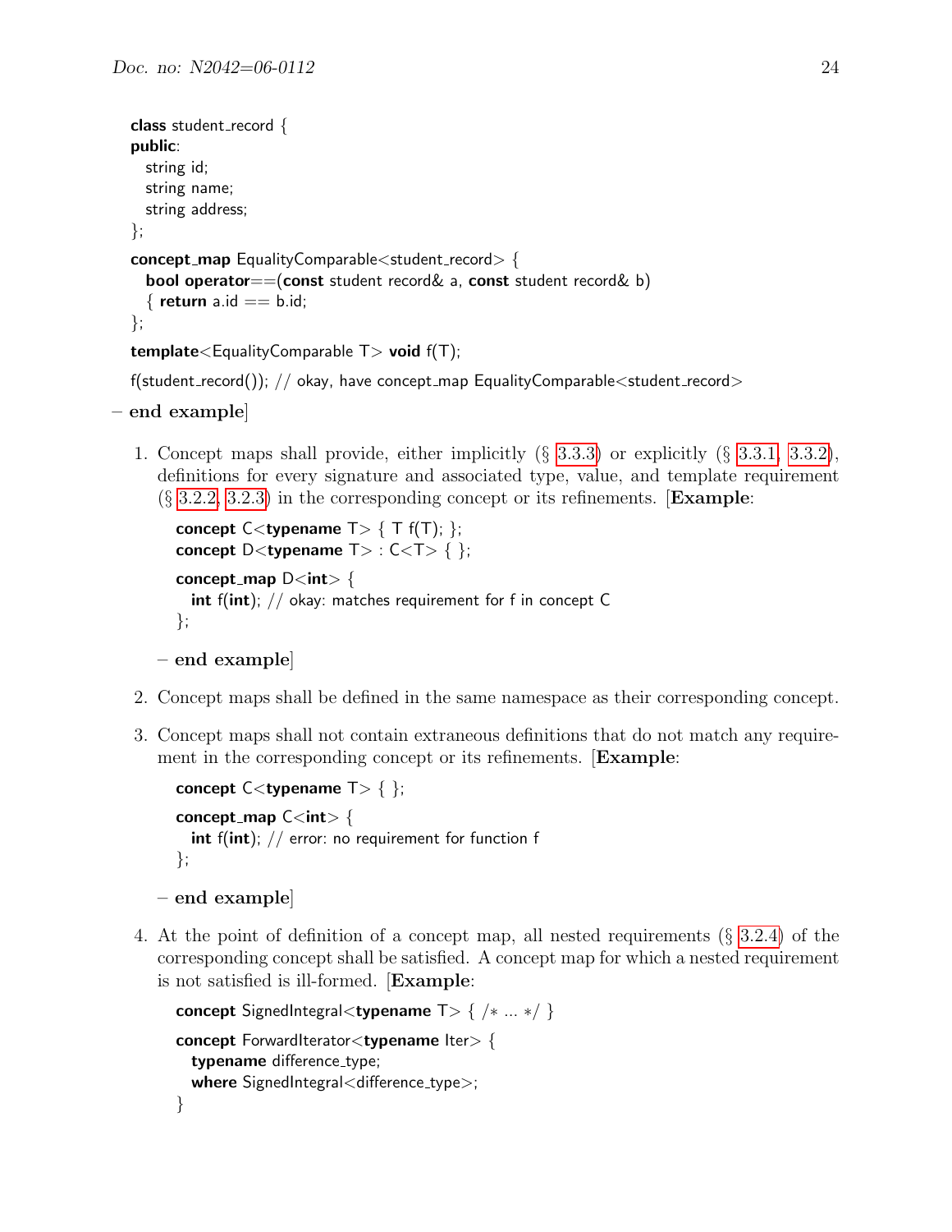```
class student_record {
public:
  string id;
  string name;
  string address;
};

concept_map EqualityComparable<student_record> {
  bool operator==(const student record& a, const student record& b)
  { return a.id == b.id;
};

template<EqualityComparable T> void f(T);

f(student_record()); // okay, have concept_map EqualityComparable<student_record>
```

– **end example**]

1. Concept maps shall provide, either implicitly (§ 3.3.3) or explicitly (§ 3.3.1, 3.3.2), definitions for every signature and associated type, value, and template requirement (§ 3.2.2, 3.2.3) in the corresponding concept or its refinements. [**Example**:

   ```
   concept C<typename T> { T f(T); };
   concept D<typename T> : C<T> { };

   concept_map D<int> {
     int f(int); // okay: matches requirement for f in concept C
   };
   ```

   – **end example**]

2. Concept maps shall be defined in the same namespace as their corresponding concept.

3. Concept maps shall not contain extraneous definitions that do not match any requirement in the corresponding concept or its refinements. [**Example**:

   ```
   concept C<typename T> { };

   concept_map C<int> {
     int f(int); // error: no requirement for function f
   };
   ```

   – **end example**]

4. At the point of definition of a concept map, all nested requirements (§ 3.2.4) of the corresponding concept shall be satisfied. A concept map for which a nested requirement is not satisfied is ill-formed. [**Example**:

   ```
   concept SignedIntegral<typename T> { /* ... */ }

   concept ForwardIterator<typename Iter> {
     typename difference_type;
     where SignedIntegral<difference_type>;
   }
   ```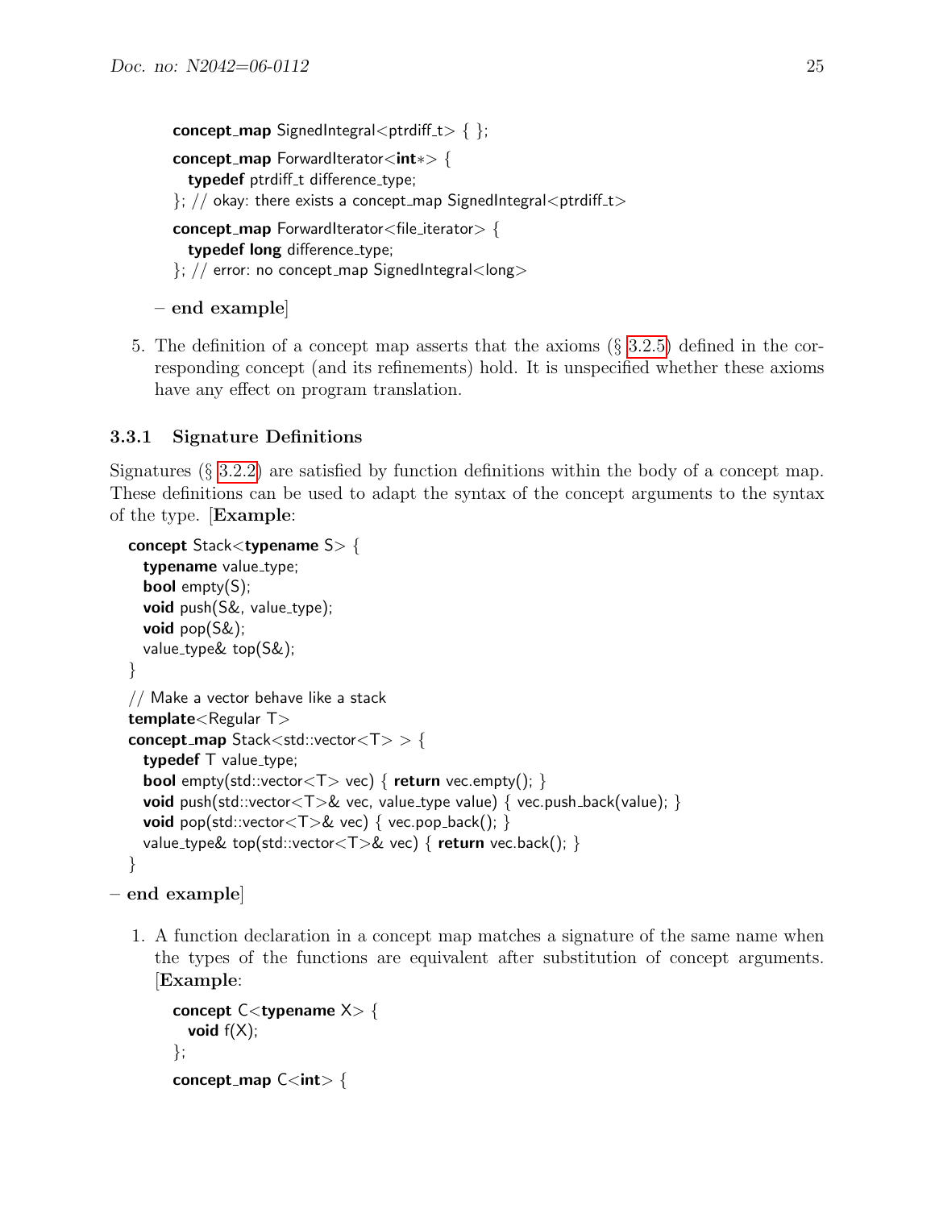```
concept_map SignedIntegral<ptrdiff_t> { };

concept_map ForwardIterator<int*> {
  typedef ptrdiff_t difference_type;
}; // okay: there exists a concept_map SignedIntegral<ptrdiff_t>

concept_map ForwardIterator<file_iterator> {
  typedef long difference_type;
}; // error: no concept_map SignedIntegral<long>
```

– **end example**]

5. The definition of a concept map asserts that the axioms (§ 3.2.5) defined in the corresponding concept (and its refinements) hold. It is unspecified whether these axioms have any effect on program translation.

### 3.3.1 Signature Definitions

Signatures (§ 3.2.2) are satisfied by function definitions within the body of a concept map. These definitions can be used to adapt the syntax of the concept arguments to the syntax of the type. [**Example**:

```
concept Stack<typename S> {
  typename value_type;
  bool empty(S);
  void push(S&, value_type);
  void pop(S&);
  value_type& top(S&);
}

// Make a vector behave like a stack
template<Regular T>
concept_map Stack<std::vector<T> > {
  typedef T value_type;
  bool empty(std::vector<T> vec) { return vec.empty(); }
  void push(std::vector<T>& vec, value_type value) { vec.push_back(value); }
  void pop(std::vector<T>& vec) { vec.pop_back(); }
  value_type& top(std::vector<T>& vec) { return vec.back(); }
}
```

– **end example**]

1. A function declaration in a concept map matches a signature of the same name when the types of the functions are equivalent after substitution of concept arguments. [**Example**:

```
concept C<typename X> {
  void f(X);
};

concept_map C<int> {
```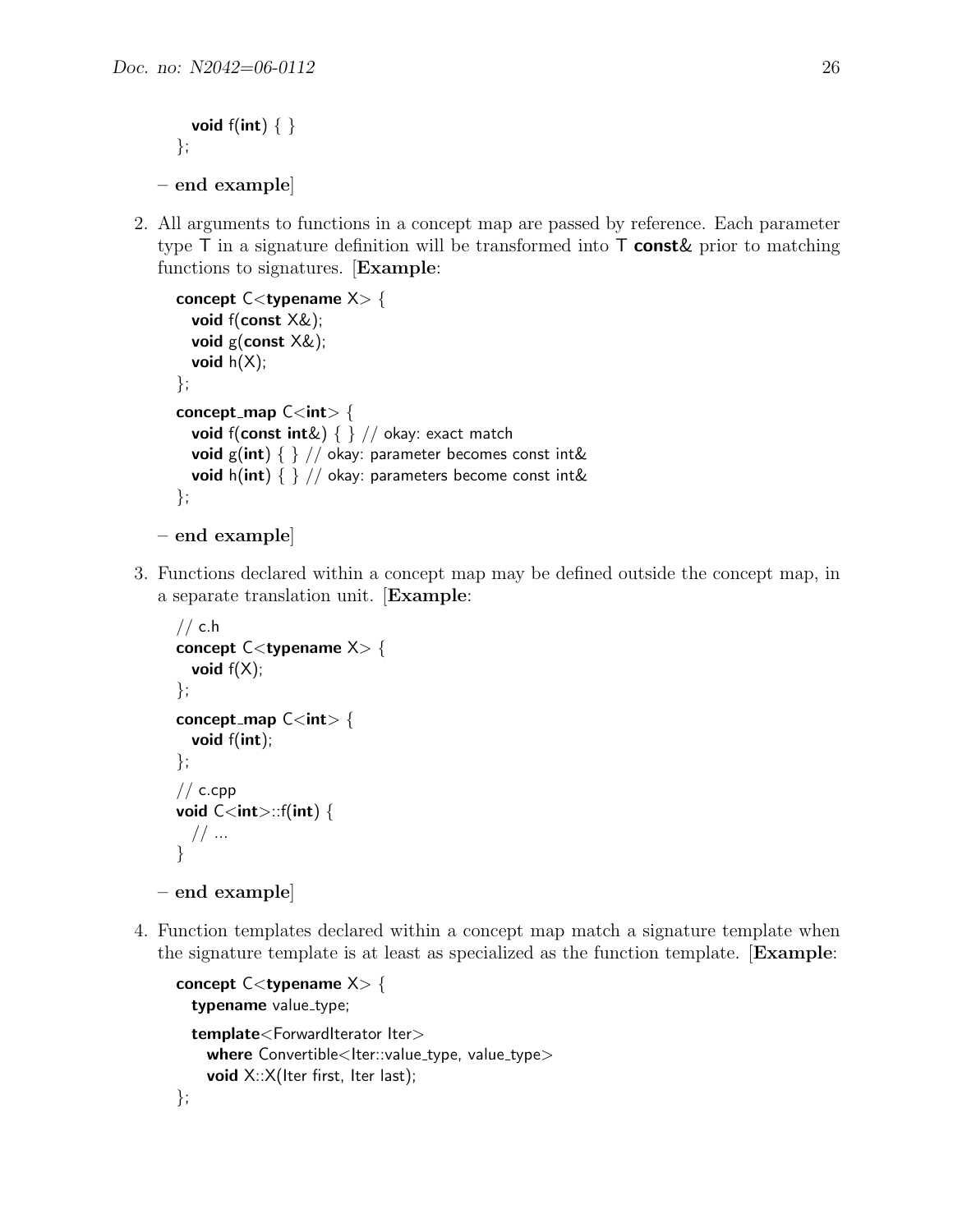```
  void f(int) { }
};
```

– **end example**]

2. All arguments to functions in a concept map are passed by reference. Each parameter type T in a signature definition will be transformed into T **const**& prior to matching functions to signatures. [**Example**:

```
concept C<typename X> {
  void f(const X&);
  void g(const X&);
  void h(X);
};

concept_map C<int> {
  void f(const int&) { } // okay: exact match
  void g(int) { } // okay: parameter becomes const int&
  void h(int) { } // okay: parameters become const int&
};
```

– **end example**]

3. Functions declared within a concept map may be defined outside the concept map, in a separate translation unit. [**Example**:

```
// c.h
concept C<typename X> {
  void f(X);
};

concept_map C<int> {
  void f(int);
};

// c.cpp
void C<int>::f(int) {
  // ...
}
```

– **end example**]

4. Function templates declared within a concept map match a signature template when the signature template is at least as specialized as the function template. [**Example**:

```
concept C<typename X> {
  typename value_type;

  template<ForwardIterator Iter>
    where Convertible<Iter::value_type, value_type>
    void X::X(Iter first, Iter last);
};
```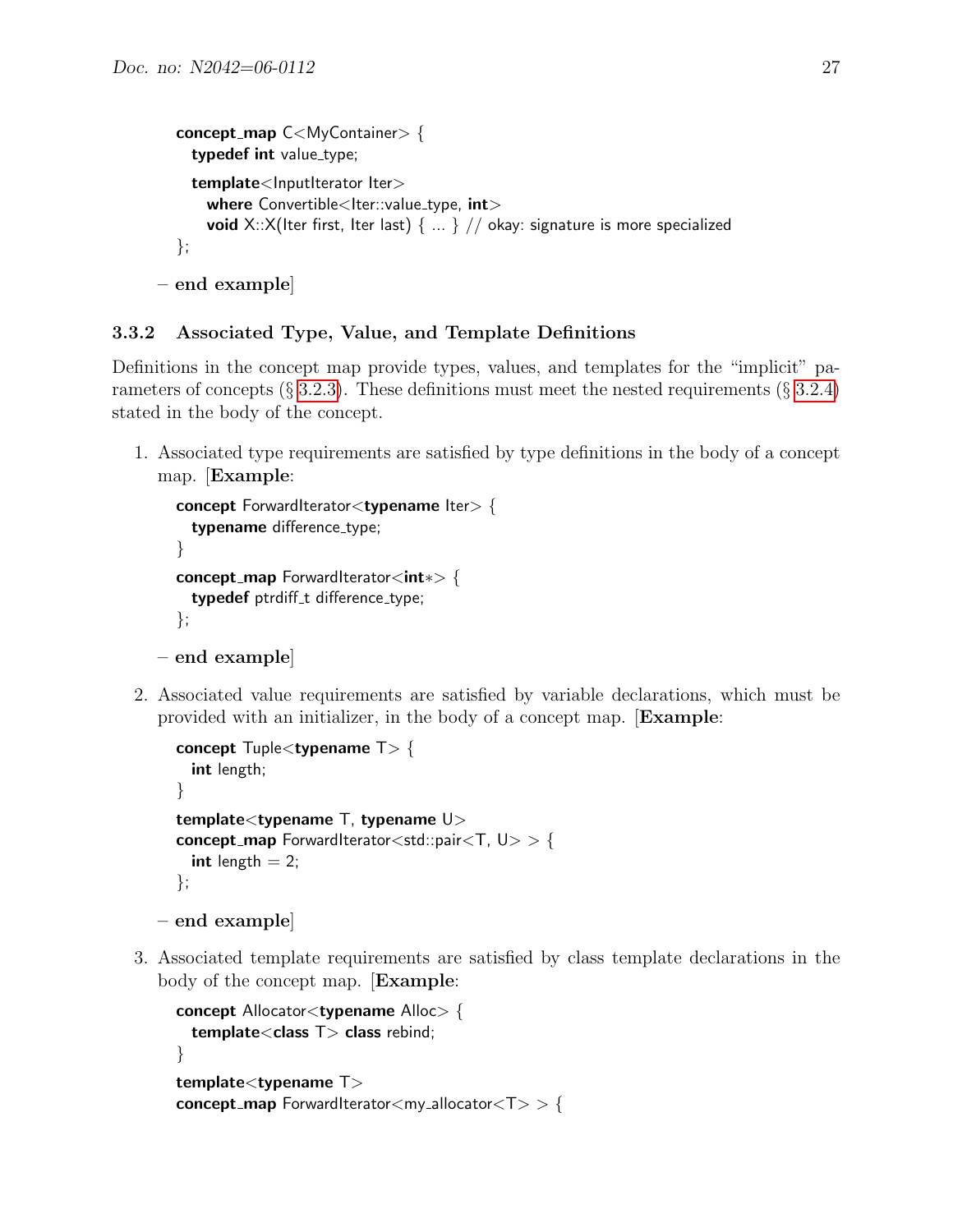```
concept_map C<MyContainer> {
  typedef int value_type;

  template<InputIterator Iter>
    where Convertible<Iter::value_type, int>
    void X::X(Iter first, Iter last) { ... } // okay: signature is more specialized
};
```

– **end example**]

### 3.3.2 Associated Type, Value, and Template Definitions

Definitions in the concept map provide types, values, and templates for the "implicit" parameters of concepts (§ 3.2.3). These definitions must meet the nested requirements (§ 3.2.4) stated in the body of the concept.

1. Associated type requirements are satisfied by type definitions in the body of a concept map. [**Example**:

   ```
   concept ForwardIterator<typename Iter> {
     typename difference_type;
   }
   concept_map ForwardIterator<int*> {
     typedef ptrdiff_t difference_type;
   };
   ```

   – **end example**]

2. Associated value requirements are satisfied by variable declarations, which must be provided with an initializer, in the body of a concept map. [**Example**:

   ```
   concept Tuple<typename T> {
     int length;
   }
   template<typename T, typename U>
   concept_map ForwardIterator<std::pair<T, U> > {
     int length = 2;
   };
   ```

   – **end example**]

3. Associated template requirements are satisfied by class template declarations in the body of the concept map. [**Example**:

   ```
   concept Allocator<typename Alloc> {
     template<class T> class rebind;
   }
   template<typename T>
   concept_map ForwardIterator<my_allocator<T> > {
   ```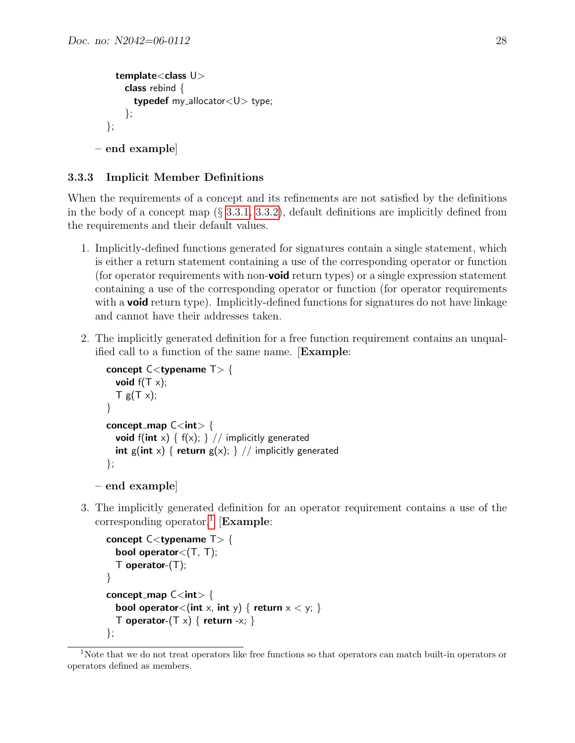```
  template<class U>
    class rebind {
      typedef my_allocator<U> type;
    };
};
```

– **end example**]

### 3.3.3 Implicit Member Definitions

When the requirements of a concept and its refinements are not satisfied by the definitions in the body of a concept map (§ 3.3.1, 3.3.2), default definitions are implicitly defined from the requirements and their default values.

1. Implicitly-defined functions generated for signatures contain a single statement, which is either a return statement containing a use of the corresponding operator or function (for operator requirements with non-**void** return types) or a single expression statement containing a use of the corresponding operator or function (for operator requirements with a **void** return type). Implicitly-defined functions for signatures do not have linkage and cannot have their addresses taken.

2. The implicitly generated definition for a free function requirement contains an unqualified call to a function of the same name. [**Example**:

```
concept C<typename T> {
  void f(T x);
  T g(T x);
}
concept_map C<int> {
  void f(int x) { f(x); } // implicitly generated
  int g(int x) { return g(x); } // implicitly generated
};
```

– **end example**]

3. The implicitly generated definition for an operator requirement contains a use of the corresponding operator.[1] [**Example**:

```
concept C<typename T> {
  bool operator<(T, T);
  T operator-(T);
}
concept_map C<int> {
  bool operator<(int x, int y) { return x < y; }
  T operator-(T x) { return -x; }
};
```

[1] Note that we do not treat operators like free functions so that operators can match built-in operators or operators defined as members.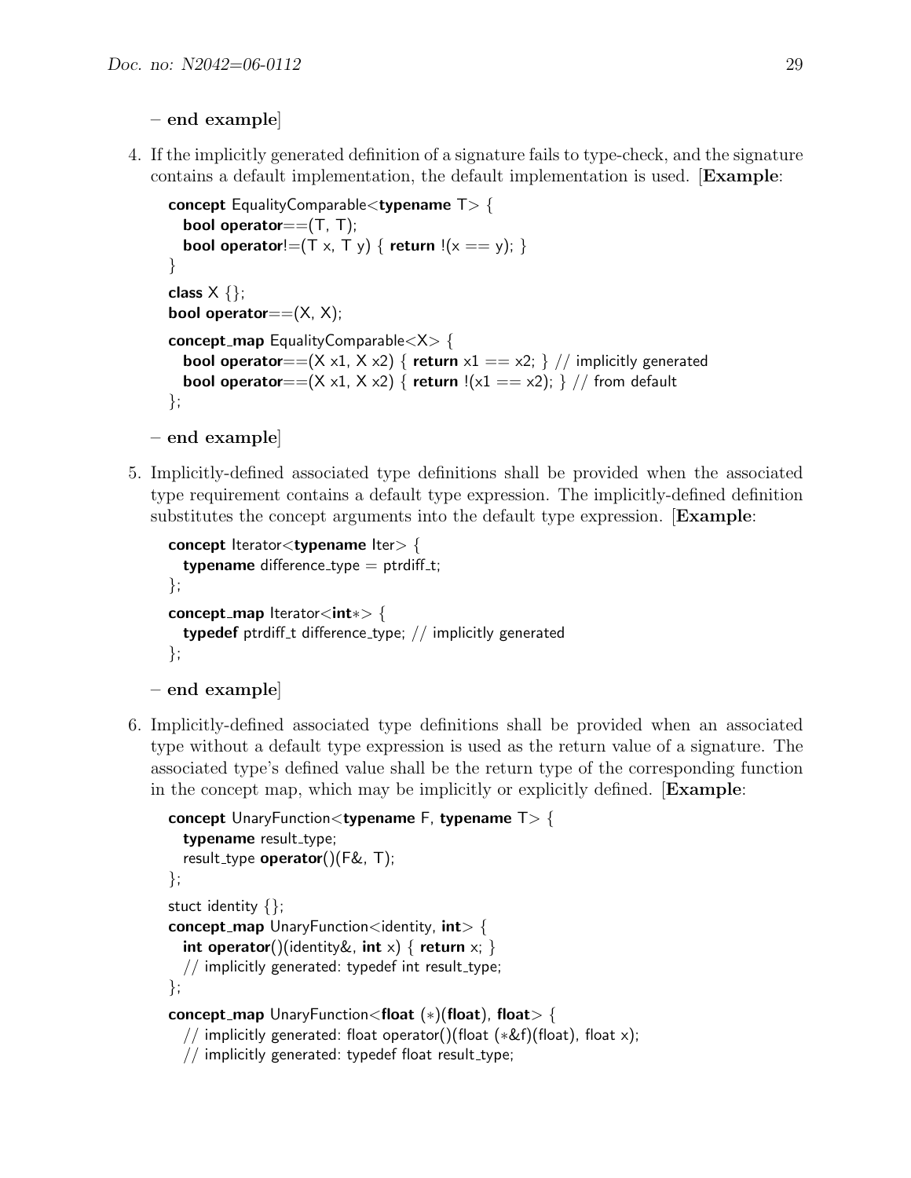– **end example**]

4. If the implicitly generated definition of a signature fails to type-check, and the signature contains a default implementation, the default implementation is used. [**Example**:

```
concept EqualityComparable<typename T> {
  bool operator==(T, T);
  bool operator!=(T x, T y) { return !(x == y); }
}
class X {};
bool operator==(X, X);
concept_map EqualityComparable<X> {
  bool operator==(X x1, X x2) { return x1 == x2; } // implicitly generated
  bool operator==(X x1, X x2) { return !(x1 == x2); } // from default
};
```

– **end example**]

5. Implicitly-defined associated type definitions shall be provided when the associated type requirement contains a default type expression. The implicitly-defined definition substitutes the concept arguments into the default type expression. [**Example**:

```
concept Iterator<typename Iter> {
  typename difference_type = ptrdiff_t;
};
concept_map Iterator<int*> {
  typedef ptrdiff_t difference_type; // implicitly generated
};
```

– **end example**]

6. Implicitly-defined associated type definitions shall be provided when an associated type without a default type expression is used as the return value of a signature. The associated type's defined value shall be the return type of the corresponding function in the concept map, which may be implicitly or explicitly defined. [**Example**:

```
concept UnaryFunction<typename F, typename T> {
  typename result_type;
  result_type operator()(F&, T);
};
stuct identity {};
concept_map UnaryFunction<identity, int> {
  int operator()(identity&, int x) { return x; }
  // implicitly generated: typedef int result_type;
};
concept_map UnaryFunction<float (*)(float), float> {
  // implicitly generated: float operator()(float (*&f)(float), float x);
  // implicitly generated: typedef float result_type;
```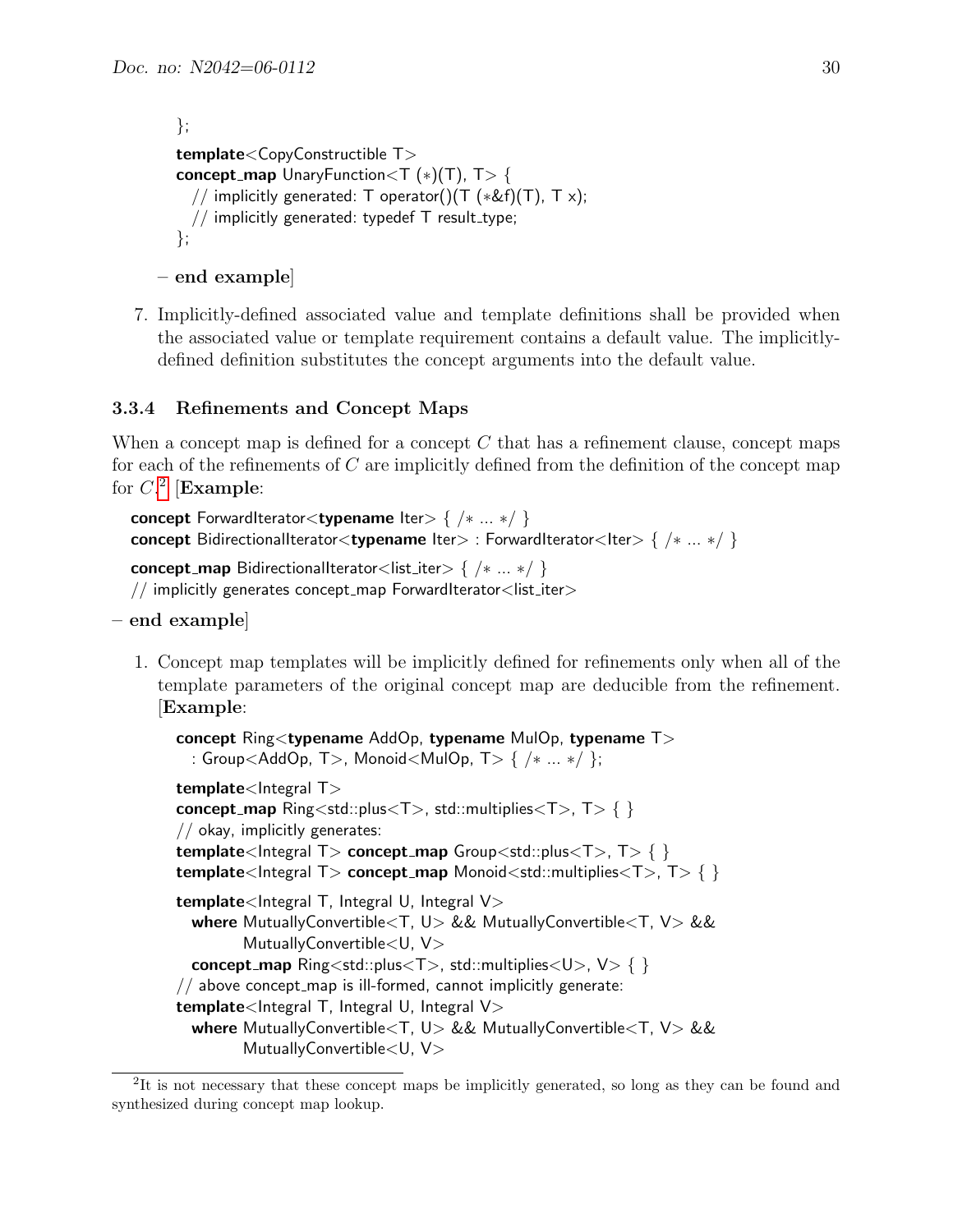```
};
template<CopyConstructible T>
concept_map UnaryFunction<T (*)(T), T> {
  // implicitly generated: T operator()(T (*&f)(T), T x);
  // implicitly generated: typedef T result_type;
};
```

**– end example**]

7. Implicitly-defined associated value and template definitions shall be provided when the associated value or template requirement contains a default value. The implicitly-defined definition substitutes the concept arguments into the default value.

### 3.3.4 Refinements and Concept Maps

When a concept map is defined for a concept $C$ that has a refinement clause, concept maps for each of the refinements of $C$ are implicitly defined from the definition of the concept map for $C$.[2] [**Example**:

```
concept ForwardIterator<typename Iter> { /* ... */ }
concept BidirectionalIterator<typename Iter> : ForwardIterator<Iter> { /* ... */ }

concept_map BidirectionalIterator<list_iter> { /* ... */ }
// implicitly generates concept_map ForwardIterator<list_iter>
```

**– end example**]

1. Concept map templates will be implicitly defined for refinements only when all of the template parameters of the original concept map are deducible from the refinement. [**Example**:

```
concept Ring<typename AddOp, typename MulOp, typename T>
  : Group<AddOp, T>, Monoid<MulOp, T> { /* ... */ };

template<Integral T>
concept_map Ring<std::plus<T>, std::multiplies<T>, T> { }
// okay, implicitly generates:
template<Integral T> concept_map Group<std::plus<T>, T> { }
template<Integral T> concept_map Monoid<std::multiplies<T>, T> { }

template<Integral T, Integral U, Integral V>
  where MutuallyConvertible<T, U> && MutuallyConvertible<T, V> &&
        MutuallyConvertible<U, V>
  concept_map Ring<std::plus<T>, std::multiplies<U>, V> { }
// above concept_map is ill-formed, cannot implicitly generate:
template<Integral T, Integral U, Integral V>
  where MutuallyConvertible<T, U> && MutuallyConvertible<T, V> &&
        MutuallyConvertible<U, V>
```

[2] It is not necessary that these concept maps be implicitly generated, so long as they can be found and synthesized during concept map lookup.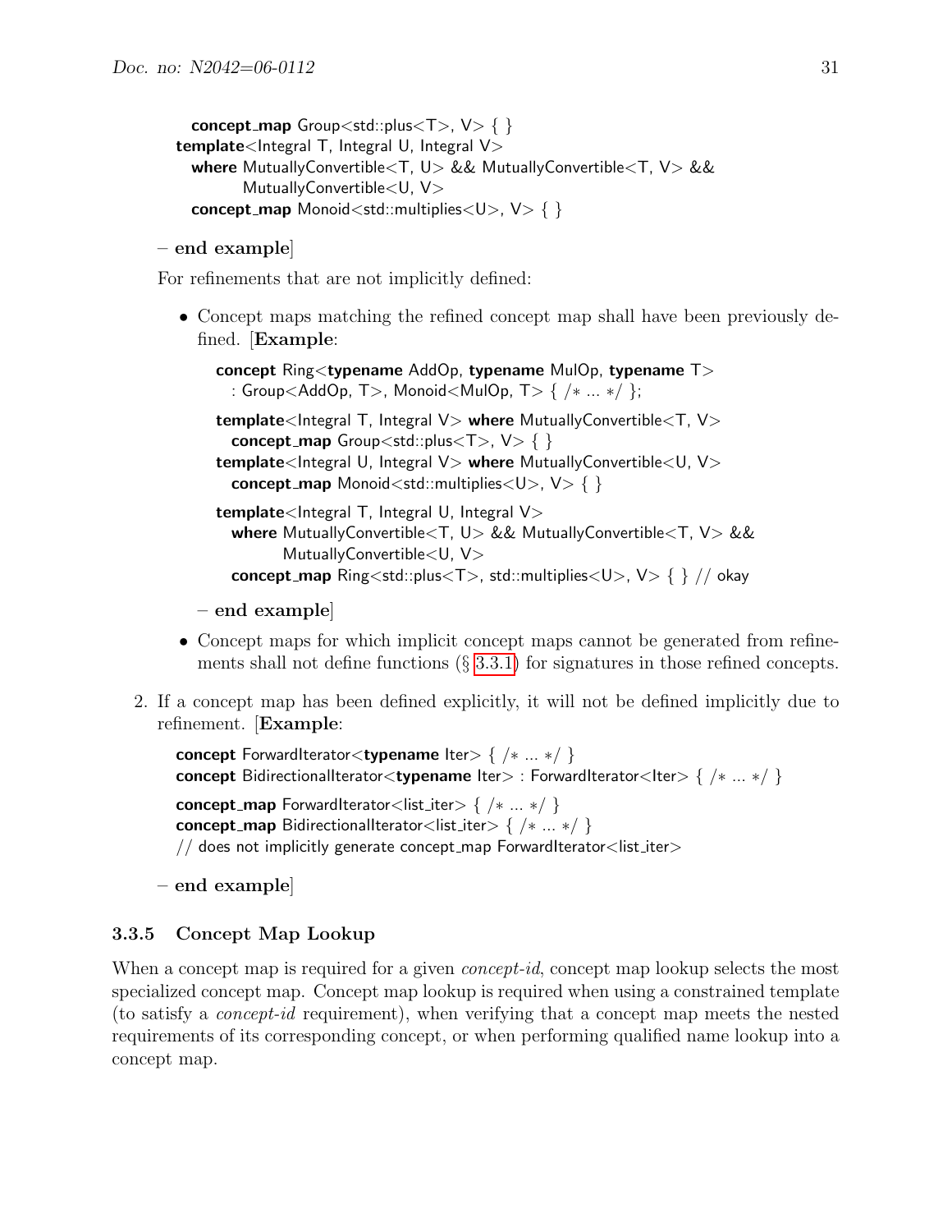```
  concept_map Group<std::plus<T>, V> { }
template<Integral T, Integral U, Integral V>
  where MutuallyConvertible<T, U> && MutuallyConvertible<T, V> &&
        MutuallyConvertible<U, V>
  concept_map Monoid<std::multiplies<U>, V> { }
```

– **end example**]

For refinements that are not implicitly defined:

- Concept maps matching the refined concept map shall have been previously defined. [**Example**:

```
concept Ring<typename AddOp, typename MulOp, typename T>
  : Group<AddOp, T>, Monoid<MulOp, T> { /* ... */ };

template<Integral T, Integral V> where MutuallyConvertible<T, V>
  concept_map Group<std::plus<T>, V> { }
template<Integral U, Integral V> where MutuallyConvertible<U, V>
  concept_map Monoid<std::multiplies<U>, V> { }

template<Integral T, Integral U, Integral V>
  where MutuallyConvertible<T, U> && MutuallyConvertible<T, V> &&
        MutuallyConvertible<U, V>
  concept_map Ring<std::plus<T>, std::multiplies<U>, V> { } // okay
```

  – **end example**]

- Concept maps for which implicit concept maps cannot be generated from refinements shall not define functions (§ 3.3.1) for signatures in those refined concepts.

2. If a concept map has been defined explicitly, it will not be defined implicitly due to refinement. [**Example**:

```
concept ForwardIterator<typename Iter> { /* ... */ }
concept BidirectionalIterator<typename Iter> : ForwardIterator<Iter> { /* ... */ }

concept_map ForwardIterator<list_iter> { /* ... */ }
concept_map BidirectionalIterator<list_iter> { /* ... */ }
// does not implicitly generate concept_map ForwardIterator<list_iter>
```

– **end example**]

### 3.3.5 Concept Map Lookup

When a concept map is required for a given *concept-id*, concept map lookup selects the most specialized concept map. Concept map lookup is required when using a constrained template (to satisfy a *concept-id* requirement), when verifying that a concept map meets the nested requirements of its corresponding concept, or when performing qualified name lookup into a concept map.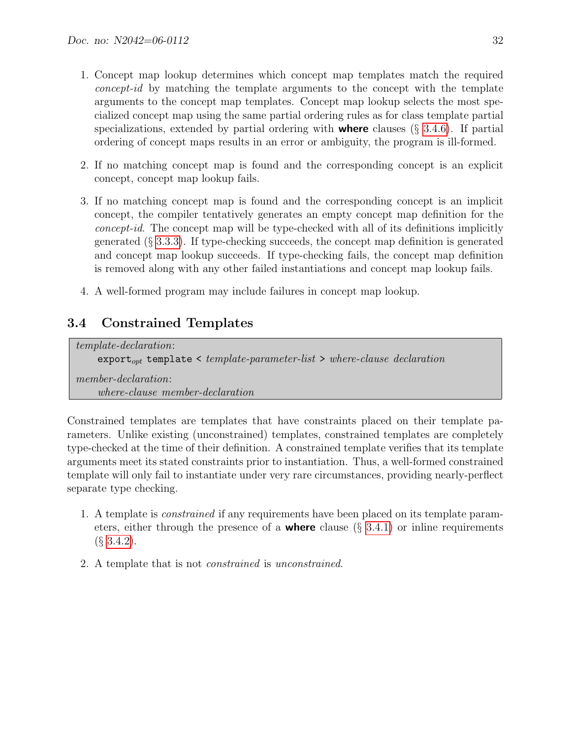1. Concept map lookup determines which concept map templates match the required *concept-id* by matching the template arguments to the concept with the template arguments to the concept map templates. Concept map lookup selects the most specialized concept map using the same partial ordering rules as for class template partial specializations, extended by partial ordering with **where** clauses (§ 3.4.6). If partial ordering of concept maps results in an error or ambiguity, the program is ill-formed.

2. If no matching concept map is found and the corresponding concept is an explicit concept, concept map lookup fails.

3. If no matching concept map is found and the corresponding concept is an implicit concept, the compiler tentatively generates an empty concept map definition for the *concept-id*. The concept map will be type-checked with all of its definitions implicitly generated (§ 3.3.3). If type-checking succeeds, the concept map definition is generated and concept map lookup succeeds. If type-checking fails, the concept map definition is removed along with any other failed instantiations and concept map lookup fails.

4. A well-formed program may include failures in concept map lookup.

## 3.4 Constrained Templates

*template-declaration*:
    `export`$_{opt}$ `template <` *template-parameter-list* `>` *where-clause declaration*

*member-declaration*:
    *where-clause member-declaration*

Constrained templates are templates that have constraints placed on their template parameters. Unlike existing (unconstrained) templates, constrained templates are completely type-checked at the time of their definition. A constrained template verifies that its template arguments meet its stated constraints prior to instantiation. Thus, a well-formed constrained template will only fail to instantiate under very rare circumstances, providing nearly-perflect separate type checking.

1. A template is *constrained* if any requirements have been placed on its template parameters, either through the presence of a **where** clause (§ 3.4.1) or inline requirements (§ 3.4.2).

2. A template that is not *constrained* is *unconstrained*.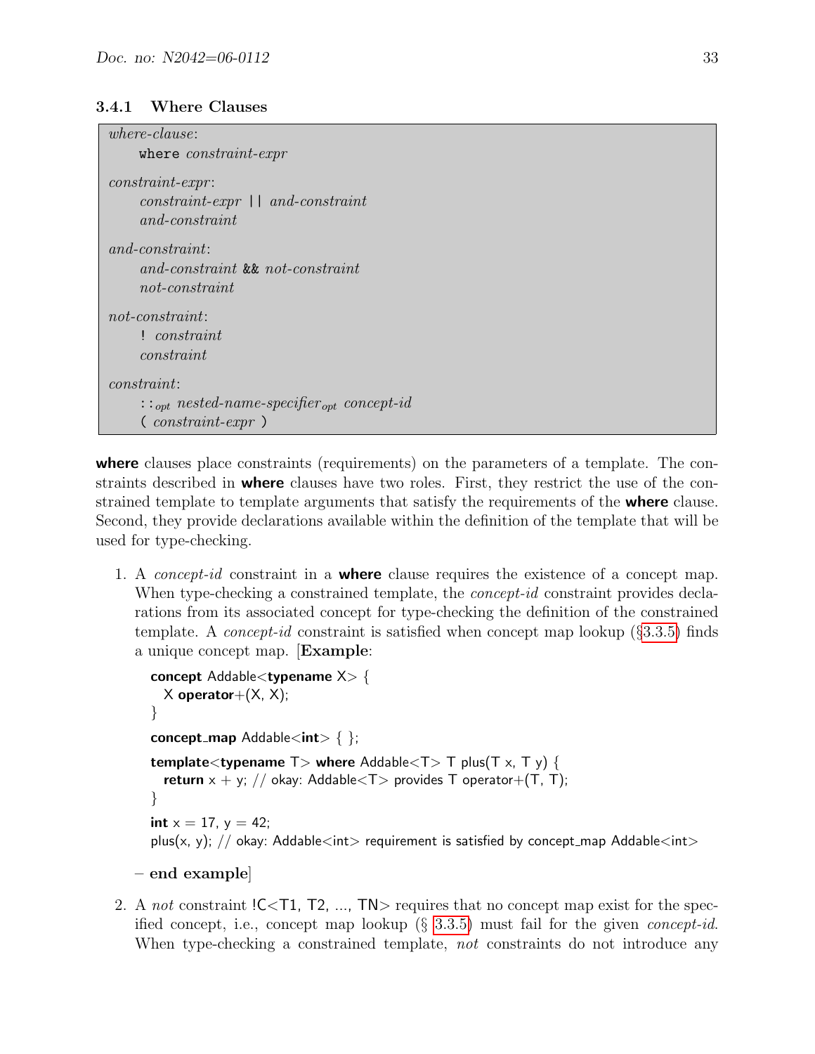### 3.4.1 Where Clauses

> *where-clause*:
>     `where` *constraint-expr*
>
> *constraint-expr*:
>     *constraint-expr* `||` *and-constraint*
>     *and-constraint*
>
> *and-constraint*:
>     *and-constraint* `&&` *not-constraint*
>     *not-constraint*
>
> *not-constraint*:
>     `!` *constraint*
>     *constraint*
>
> *constraint*:
>     `::`*opt* *nested-name-specifier*opt *concept-id*
>     `(` *constraint-expr* `)`

**where** clauses place constraints (requirements) on the parameters of a template. The constraints described in **where** clauses have two roles. First, they restrict the use of the constrained template to template arguments that satisfy the requirements of the **where** clause. Second, they provide declarations available within the definition of the template that will be used for type-checking.

1. A *concept-id* constraint in a **where** clause requires the existence of a concept map. When type-checking a constrained template, the *concept-id* constraint provides declarations from its associated concept for type-checking the definition of the constrained template. A *concept-id* constraint is satisfied when concept map lookup (§3.3.5) finds a unique concept map. [**Example**:

   ```
   concept Addable<typename X> {
     X operator+(X, X);
   }

   concept_map Addable<int> { };

   template<typename T> where Addable<T> T plus(T x, T y) {
     return x + y; // okay: Addable<T> provides T operator+(T, T);
   }

   int x = 17, y = 42;
   plus(x, y); // okay: Addable<int> requirement is satisfied by concept_map Addable<int>
   ```

   **– end example**]

2. A *not* constraint !C<T1, T2, ..., TN> requires that no concept map exist for the specified concept, i.e., concept map lookup (§ 3.3.5) must fail for the given *concept-id*. When type-checking a constrained template, *not* constraints do not introduce any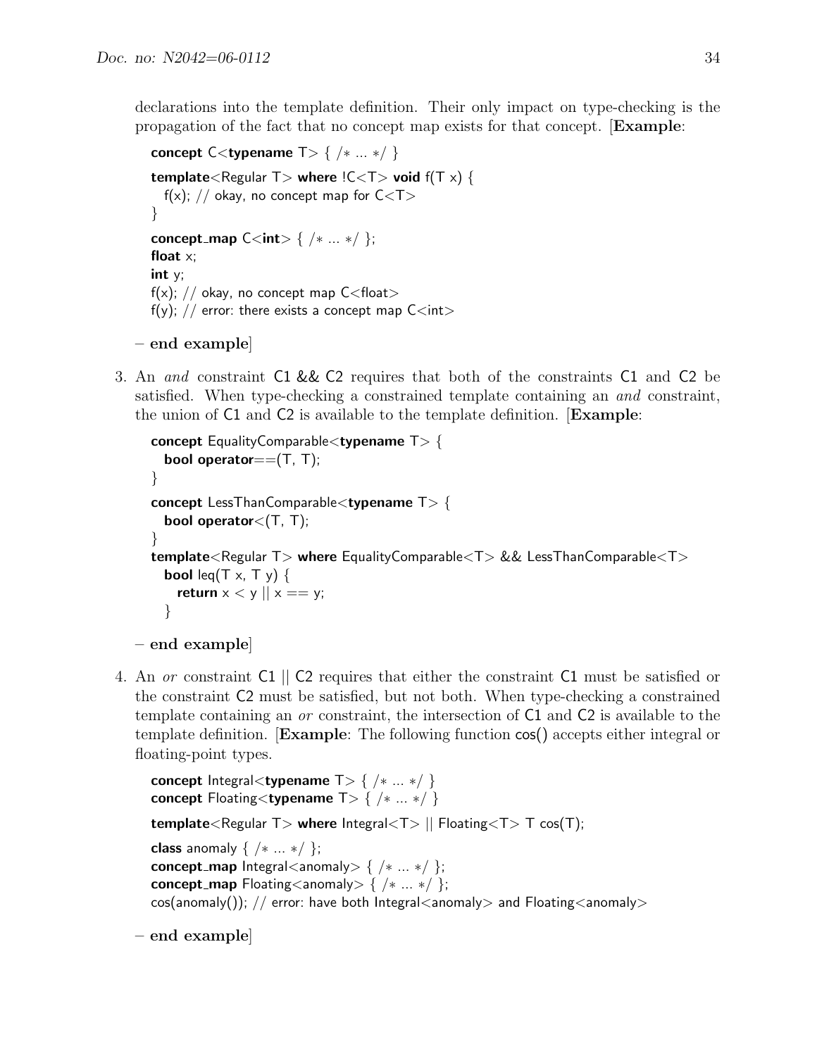declarations into the template definition. Their only impact on type-checking is the propagation of the fact that no concept map exists for that concept. [**Example**:

```
concept C<typename T> { /* ... */ }

template<Regular T> where !C<T> void f(T x) {
  f(x); // okay, no concept map for C<T>
}

concept_map C<int> { /* ... */ };
float x;
int y;
f(x); // okay, no concept map C<float>
f(y); // error: there exists a concept map C<int>
```

**– end example**]

3. An *and* constraint C1 && C2 requires that both of the constraints C1 and C2 be satisfied. When type-checking a constrained template containing an *and* constraint, the union of C1 and C2 is available to the template definition. [**Example**:

```
concept EqualityComparable<typename T> {
  bool operator==(T, T);
}
concept LessThanComparable<typename T> {
  bool operator<(T, T);
}
template<Regular T> where EqualityComparable<T> && LessThanComparable<T>
  bool leq(T x, T y) {
    return x < y || x == y;
  }
```

**– end example**]

4. An *or* constraint C1 || C2 requires that either the constraint C1 must be satisfied or the constraint C2 must be satisfied, but not both. When type-checking a constrained template containing an *or* constraint, the intersection of C1 and C2 is available to the template definition. [**Example**: The following function cos() accepts either integral or floating-point types.

```
concept Integral<typename T> { /* ... */ }
concept Floating<typename T> { /* ... */ }

template<Regular T> where Integral<T> || Floating<T> T cos(T);

class anomaly { /* ... */ };
concept_map Integral<anomaly> { /* ... */ };
concept_map Floating<anomaly> { /* ... */ };
cos(anomaly()); // error: have both Integral<anomaly> and Floating<anomaly>
```

**– end example**]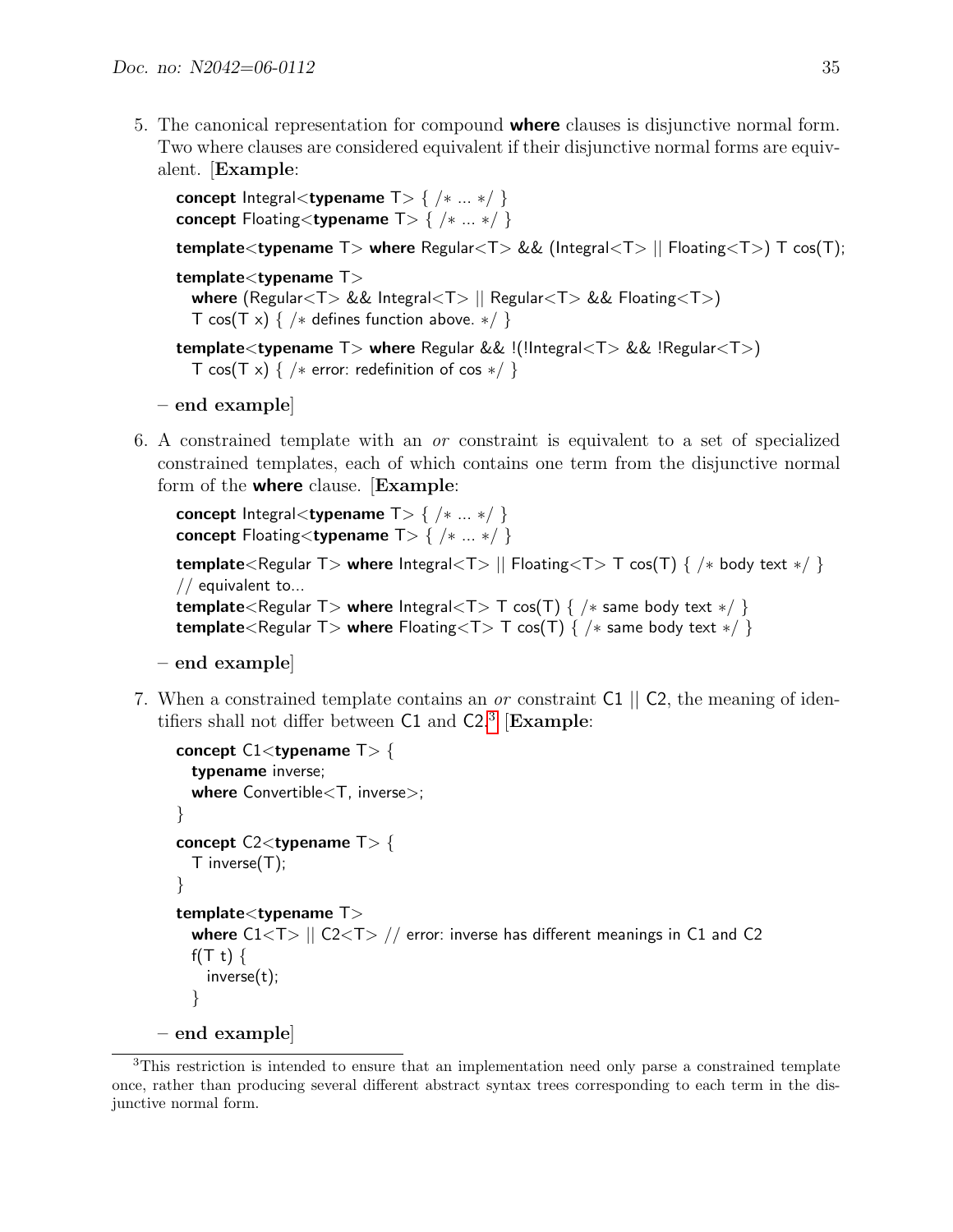5. The canonical representation for compound **where** clauses is disjunctive normal form. Two where clauses are considered equivalent if their disjunctive normal forms are equivalent. [**Example**:

```
concept Integral<typename T> { /* ... */ }
concept Floating<typename T> { /* ... */ }

template<typename T> where Regular<T> && (Integral<T> || Floating<T>) T cos(T);

template<typename T>
  where (Regular<T> && Integral<T> || Regular<T> && Floating<T>)
  T cos(T x) { /* defines function above. */ }

template<typename T> where Regular && !(!Integral<T> && !Regular<T>)
  T cos(T x) { /* error: redefinition of cos */ }
```

   **– end example**]

6. A constrained template with an *or* constraint is equivalent to a set of specialized constrained templates, each of which contains one term from the disjunctive normal form of the **where** clause. [**Example**:

```
concept Integral<typename T> { /* ... */ }
concept Floating<typename T> { /* ... */ }

template<Regular T> where Integral<T> || Floating<T> T cos(T) { /* body text */ }
// equivalent to...
template<Regular T> where Integral<T> T cos(T) { /* same body text */ }
template<Regular T> where Floating<T> T cos(T) { /* same body text */ }
```

   **– end example**]

7. When a constrained template contains an *or* constraint C1 || C2, the meaning of identifiers shall not differ between C1 and C2.[3] [**Example**:

```
concept C1<typename T> {
  typename inverse;
  where Convertible<T, inverse>;
}

concept C2<typename T> {
  T inverse(T);
}

template<typename T>
  where C1<T> || C2<T> // error: inverse has different meanings in C1 and C2
  f(T t) {
    inverse(t);
  }
```

   **– end example**]

[3] This restriction is intended to ensure that an implementation need only parse a constrained template once, rather than producing several different abstract syntax trees corresponding to each term in the disjunctive normal form.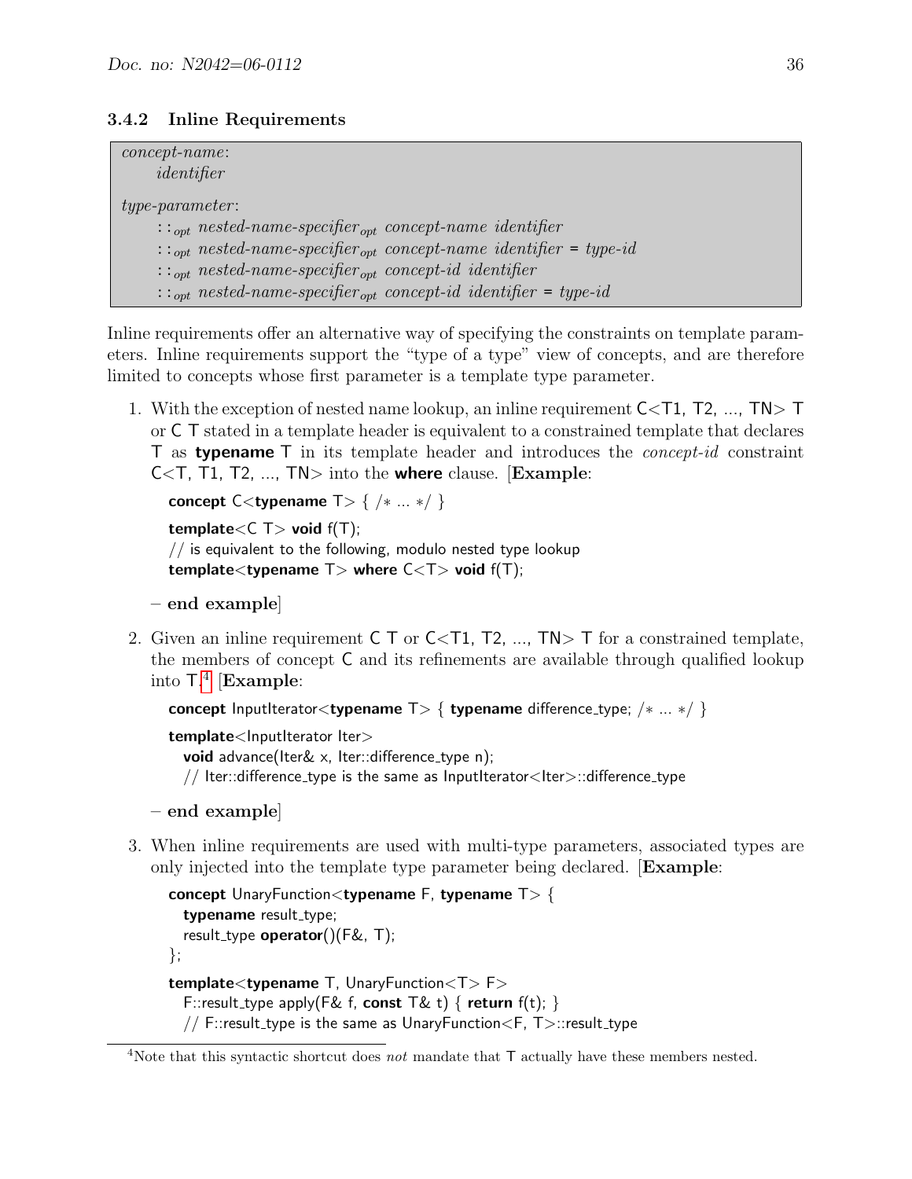### 3.4.2 Inline Requirements

*concept-name*:
  *identifier*

*type-parameter*:
  ::$_{opt}$ *nested-name-specifier*$_{opt}$ *concept-name identifier*
  ::$_{opt}$ *nested-name-specifier*$_{opt}$ *concept-name identifier* = *type-id*
  ::$_{opt}$ *nested-name-specifier*$_{opt}$ *concept-id identifier*
  ::$_{opt}$ *nested-name-specifier*$_{opt}$ *concept-id identifier* = *type-id*

Inline requirements offer an alternative way of specifying the constraints on template parameters. Inline requirements support the "type of a type" view of concepts, and are therefore limited to concepts whose first parameter is a template type parameter.

1. With the exception of nested name lookup, an inline requirement C<T1, T2, ..., TN> T or C T stated in a template header is equivalent to a constrained template that declares T as **typename** T in its template header and introduces the *concept-id* constraint C<T, T1, T2, ..., TN> into the **where** clause. [**Example**:

```
concept C<typename T> { /* ... */ }

template<C T> void f(T);
// is equivalent to the following, modulo nested type lookup
template<typename T> where C<T> void f(T);
```

   – **end example**]

2. Given an inline requirement C T or C<T1, T2, ..., TN> T for a constrained template, the members of concept C and its refinements are available through qualified lookup into T.[4] [**Example**:

```
concept InputIterator<typename T> { typename difference_type; /* ... */ }

template<InputIterator Iter>
  void advance(Iter& x, Iter::difference_type n);
  // Iter::difference_type is the same as InputIterator<Iter>::difference_type
```

   – **end example**]

3. When inline requirements are used with multi-type parameters, associated types are only injected into the template type parameter being declared. [**Example**:

```
concept UnaryFunction<typename F, typename T> {
  typename result_type;
  result_type operator()(F&, T);
};

template<typename T, UnaryFunction<T> F>
  F::result_type apply(F& f, const T& t) { return f(t); }
  // F::result_type is the same as UnaryFunction<F, T>::result_type
```

[4] Note that this syntactic shortcut does *not* mandate that T actually have these members nested.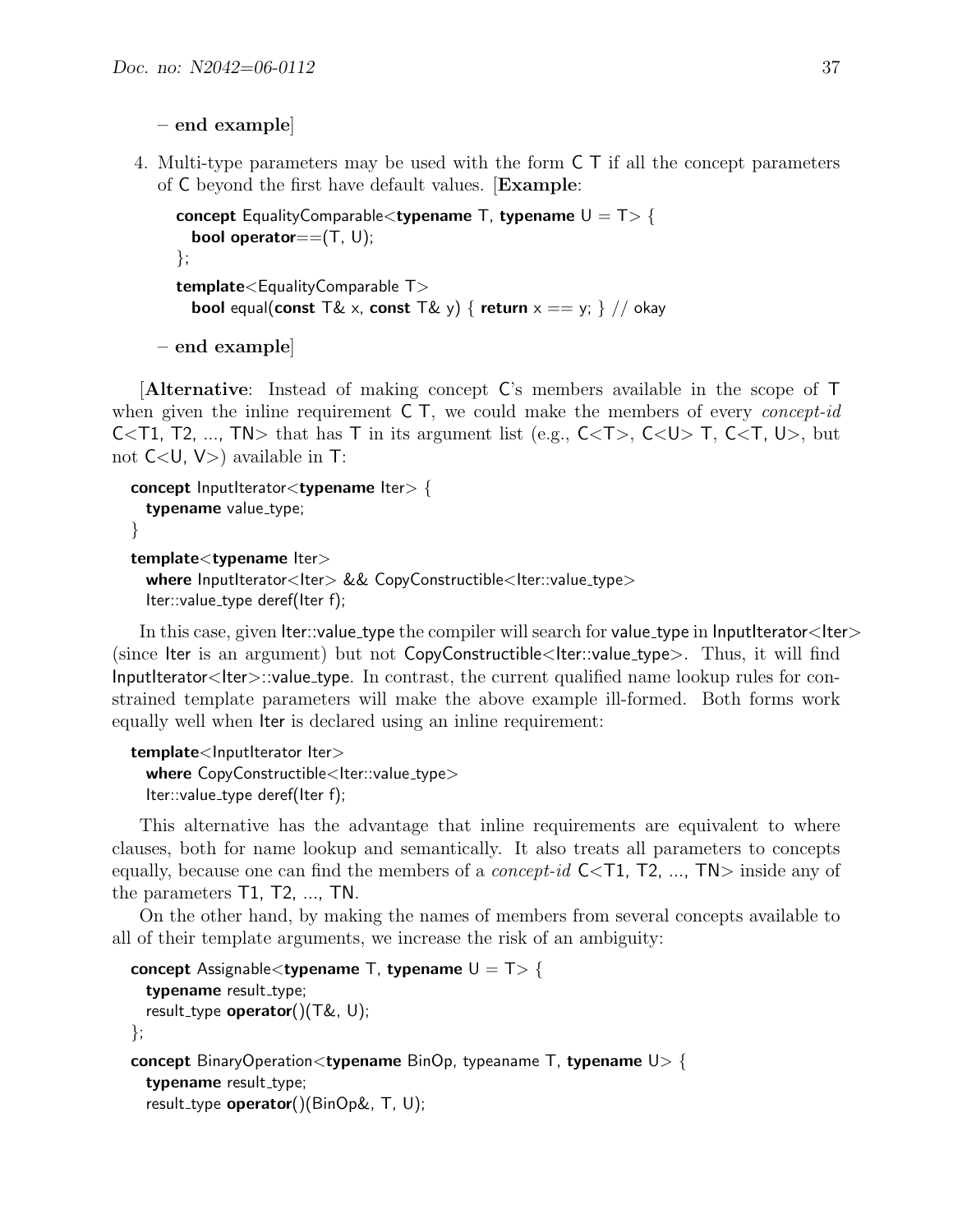– **end example**]

4. Multi-type parameters may be used with the form C T if all the concept parameters of C beyond the first have default values. [**Example**:

   ```
   concept EqualityComparable<typename T, typename U = T> {
     bool operator==(T, U);
   };

   template<EqualityComparable T>
     bool equal(const T& x, const T& y) { return x == y; } // okay
   ```

   – **end example**]

[**Alternative**: Instead of making concept C's members available in the scope of T when given the inline requirement C T, we could make the members of every *concept-id* C<T1, T2, ..., TN> that has T in its argument list (e.g., C<T>, C<U> T, C<T, U>, but not C<U, V>) available in T:

```
concept InputIterator<typename Iter> {
  typename value_type;
}

template<typename Iter>
  where InputIterator<Iter> && CopyConstructible<Iter::value_type>
  Iter::value_type deref(Iter f);
```

In this case, given Iter::value_type the compiler will search for value_type in InputIterator<Iter> (since Iter is an argument) but not CopyConstructible<Iter::value_type>. Thus, it will find InputIterator<Iter>::value_type. In contrast, the current qualified name lookup rules for constrained template parameters will make the above example ill-formed. Both forms work equally well when Iter is declared using an inline requirement:

```
template<InputIterator Iter>
  where CopyConstructible<Iter::value_type>
  Iter::value_type deref(Iter f);
```

This alternative has the advantage that inline requirements are equivalent to where clauses, both for name lookup and semantically. It also treats all parameters to concepts equally, because one can find the members of a *concept-id* C<T1, T2, ..., TN> inside any of the parameters T1, T2, ..., TN.

On the other hand, by making the names of members from several concepts available to all of their template arguments, we increase the risk of an ambiguity:

```
concept Assignable<typename T, typename U = T> {
  typename result_type;
  result_type operator()(T&, U);
};

concept BinaryOperation<typename BinOp, typeaname T, typename U> {
  typename result_type;
  result_type operator()(BinOp&, T, U);
```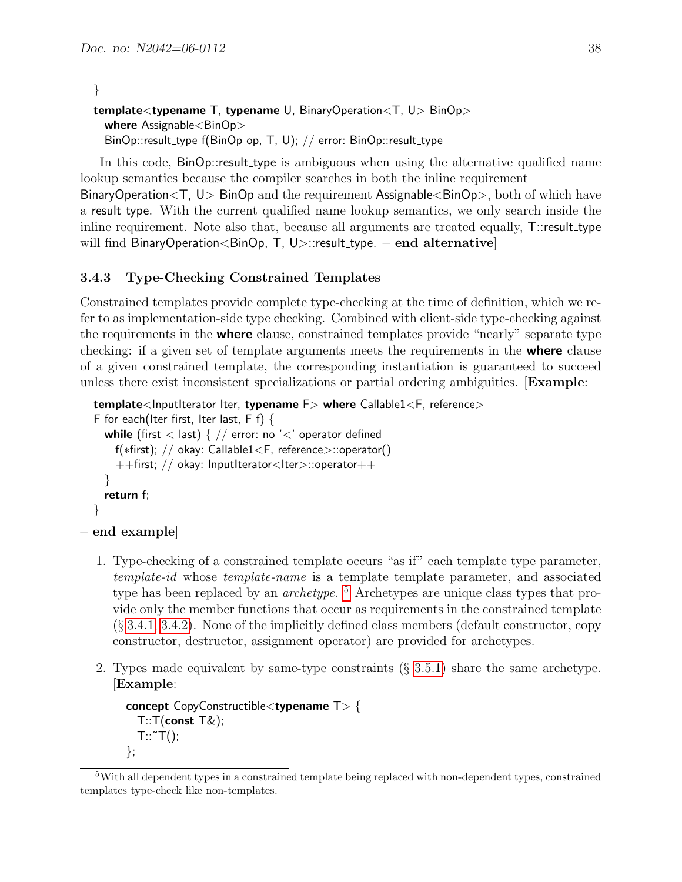```
}
template<typename T, typename U, BinaryOperation<T, U> BinOp>
  where Assignable<BinOp>
  BinOp::result_type f(BinOp op, T, U); // error: BinOp::result_type
```

In this code, BinOp::result_type is ambiguous when using the alternative qualified name lookup semantics because the compiler searches in both the inline requirement BinaryOperation<T, U> BinOp and the requirement Assignable<BinOp>, both of which have a result_type. With the current qualified name lookup semantics, we only search inside the inline requirement. Note also that, because all arguments are treated equally, T::result_type will find BinaryOperation<BinOp, T, U>::result_type. – **end alternative**]

### 3.4.3 Type-Checking Constrained Templates

Constrained templates provide complete type-checking at the time of definition, which we refer to as implementation-side type checking. Combined with client-side type-checking against the requirements in the **where** clause, constrained templates provide "nearly" separate type checking: if a given set of template arguments meets the requirements in the **where** clause of a given constrained template, the corresponding instantiation is guaranteed to succeed unless there exist inconsistent specializations or partial ordering ambiguities. [**Example**:

```
template<InputIterator Iter, typename F> where Callable1<F, reference>
F for_each(Iter first, Iter last, F f) {
  while (first < last) { // error: no '<' operator defined
    f(*first); // okay: Callable1<F, reference>::operator()
    ++first; // okay: InputIterator<Iter>::operator++
  }
  return f;
}
```

– **end example**]

1. Type-checking of a constrained template occurs "as if" each template type parameter, *template-id* whose *template-name* is a template template parameter, and associated type has been replaced by an *archetype*. [5] Archetypes are unique class types that provide only the member functions that occur as requirements in the constrained template (§ 3.4.1, 3.4.2). None of the implicitly defined class members (default constructor, copy constructor, destructor, assignment operator) are provided for archetypes.

2. Types made equivalent by same-type constraints (§ 3.5.1) share the same archetype. [**Example**:

```
concept CopyConstructible<typename T> {
  T::T(const T&);
  T::~T();
};
```

[5] With all dependent types in a constrained template being replaced with non-dependent types, constrained templates type-check like non-templates.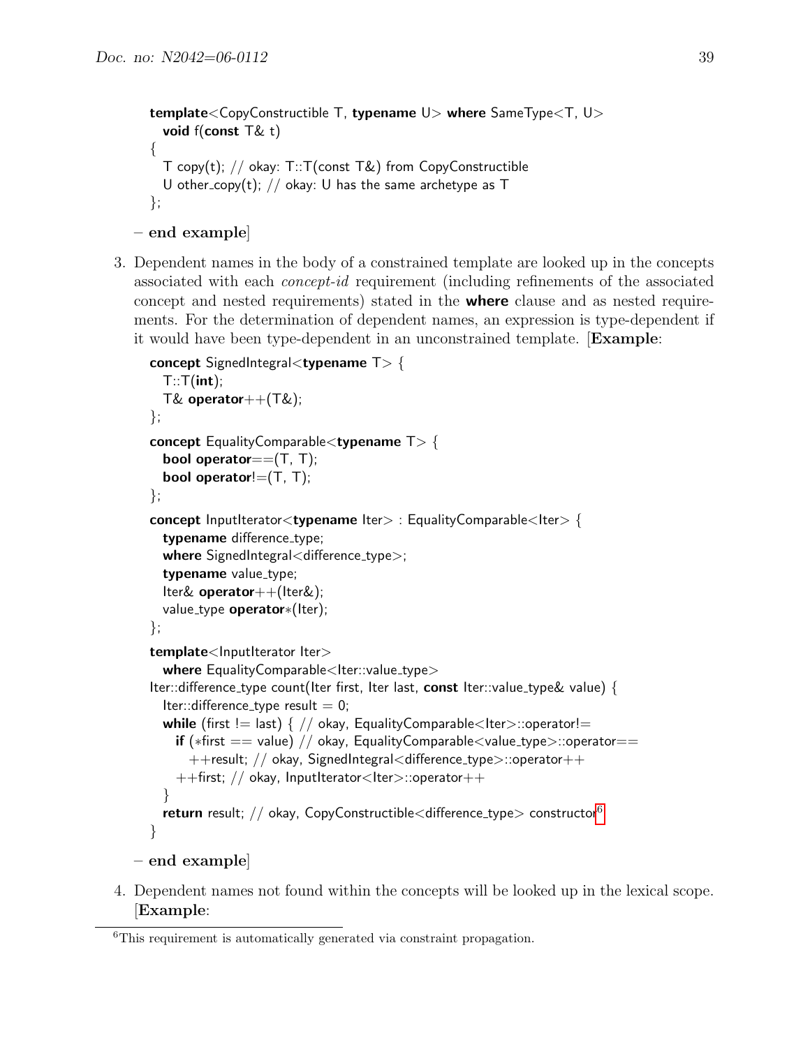```
template<CopyConstructible T, typename U> where SameType<T, U>
  void f(const T& t)
{
  T copy(t); // okay: T::T(const T&) from CopyConstructible
  U other_copy(t); // okay: U has the same archetype as T
};
```

**– end example**]

3. Dependent names in the body of a constrained template are looked up in the concepts associated with each *concept-id* requirement (including refinements of the associated concept and nested requirements) stated in the **where** clause and as nested requirements. For the determination of dependent names, an expression is type-dependent if it would have been type-dependent in an unconstrained template. [**Example**:

```
concept SignedIntegral<typename T> {
  T::T(int);
  T& operator++(T&);
};

concept EqualityComparable<typename T> {
  bool operator==(T, T);
  bool operator!=(T, T);
};

concept InputIterator<typename Iter> : EqualityComparable<Iter> {
  typename difference_type;
  where SignedIntegral<difference_type>;
  typename value_type;
  Iter& operator++(Iter&);
  value_type operator*(Iter);
};

template<InputIterator Iter>
  where EqualityComparable<Iter::value_type>
Iter::difference_type count(Iter first, Iter last, const Iter::value_type& value) {
  Iter::difference_type result = 0;
  while (first != last) { // okay, EqualityComparable<Iter>::operator!=
    if (*first == value) // okay, EqualityComparable<value_type>::operator==
      ++result; // okay, SignedIntegral<difference_type>::operator++
    ++first; // okay, InputIterator<Iter>::operator++
  }
  return result; // okay, CopyConstructible<difference_type> constructor[6]
}
```

**– end example**]

4. Dependent names not found within the concepts will be looked up in the lexical scope. [**Example**:

---

[6] This requirement is automatically generated via constraint propagation.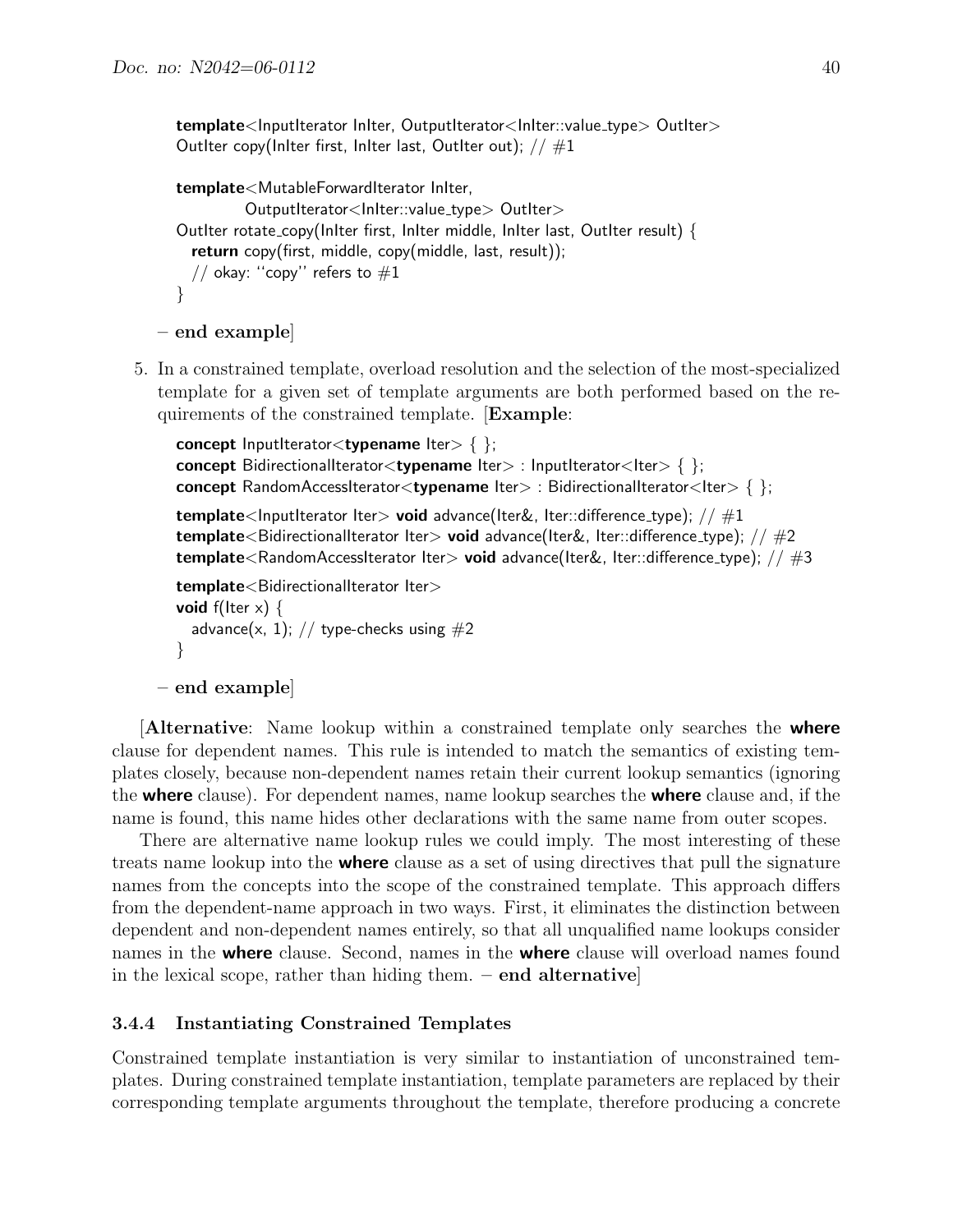```
template<InputIterator InIter, OutputIterator<InIter::value_type> OutIter>
OutIter copy(InIter first, InIter last, OutIter out); // #1

template<MutableForwardIterator InIter,
         OutputIterator<InIter::value_type> OutIter>
OutIter rotate_copy(InIter first, InIter middle, InIter last, OutIter result) {
  return copy(first, middle, copy(middle, last, result));
  // okay: ''copy'' refers to #1
}
```

**– end example**]

5. In a constrained template, overload resolution and the selection of the most-specialized template for a given set of template arguments are both performed based on the requirements of the constrained template. [**Example**:

```
concept InputIterator<typename Iter> { };
concept BidirectionalIterator<typename Iter> : InputIterator<Iter> { };
concept RandomAccessIterator<typename Iter> : BidirectionalIterator<Iter> { };

template<InputIterator Iter> void advance(Iter&, Iter::difference_type); // #1
template<BidirectionalIterator Iter> void advance(Iter&, Iter::difference_type); // #2
template<RandomAccessIterator Iter> void advance(Iter&, Iter::difference_type); // #3

template<BidirectionalIterator Iter>
void f(Iter x) {
  advance(x, 1); // type-checks using #2
}
```

**– end example**]

[**Alternative**: Name lookup within a constrained template only searches the **where** clause for dependent names. This rule is intended to match the semantics of existing templates closely, because non-dependent names retain their current lookup semantics (ignoring the **where** clause). For dependent names, name lookup searches the **where** clause and, if the name is found, this name hides other declarations with the same name from outer scopes.

There are alternative name lookup rules we could imply. The most interesting of these treats name lookup into the **where** clause as a set of using directives that pull the signature names from the concepts into the scope of the constrained template. This approach differs from the dependent-name approach in two ways. First, it eliminates the distinction between dependent and non-dependent names entirely, so that all unqualified name lookups consider names in the **where** clause. Second, names in the **where** clause will overload names found in the lexical scope, rather than hiding them. **– end alternative**]

### 3.4.4 Instantiating Constrained Templates

Constrained template instantiation is very similar to instantiation of unconstrained templates. During constrained template instantiation, template parameters are replaced by their corresponding template arguments throughout the template, therefore producing a concrete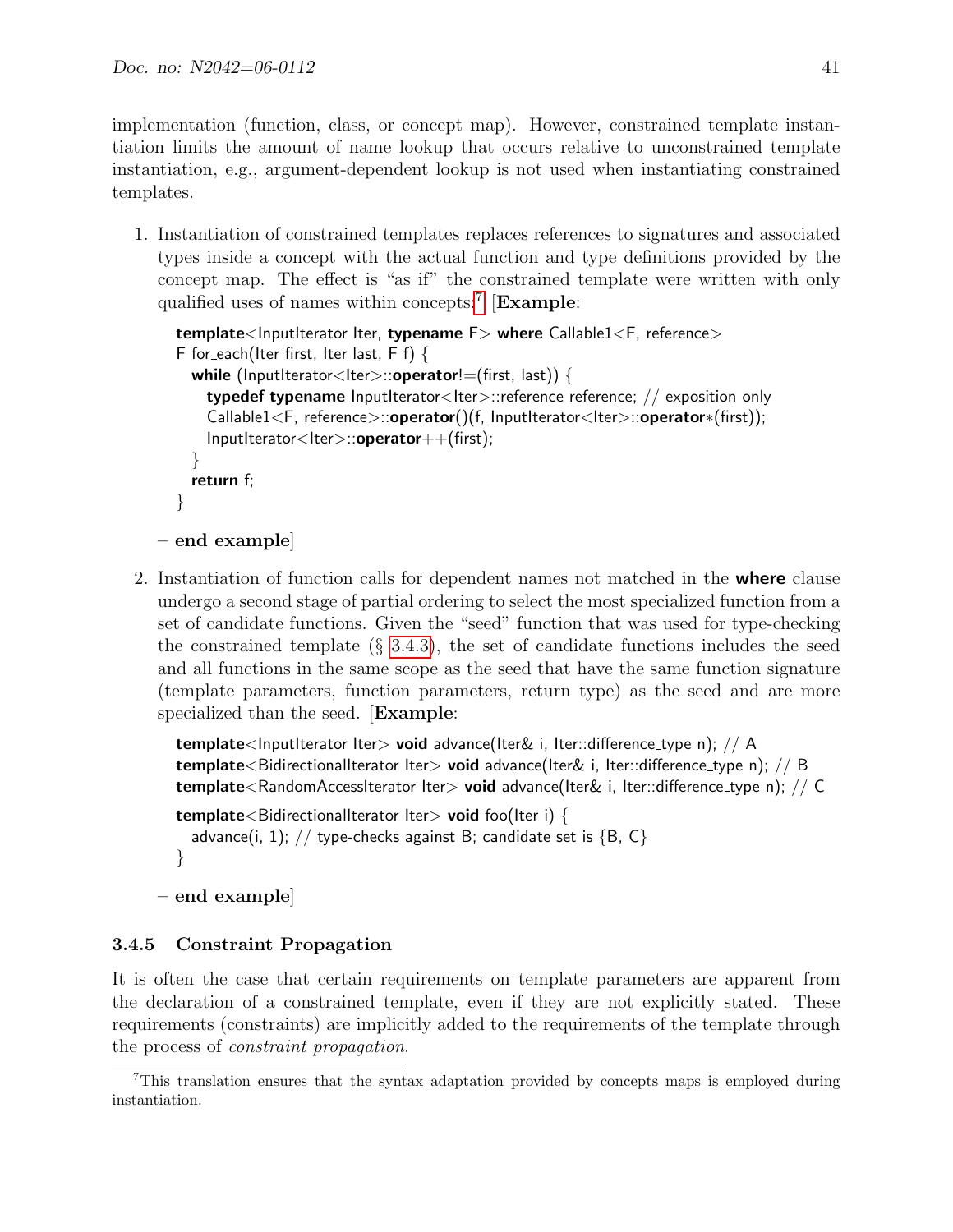implementation (function, class, or concept map). However, constrained template instantiation limits the amount of name lookup that occurs relative to unconstrained template instantiation, e.g., argument-dependent lookup is not used when instantiating constrained templates.

1. Instantiation of constrained templates replaces references to signatures and associated types inside a concept with the actual function and type definitions provided by the concept map. The effect is "as if" the constrained template were written with only qualified uses of names within concepts.[7] [**Example**:

   ```
   template<InputIterator Iter, typename F> where Callable1<F, reference>
   F for_each(Iter first, Iter last, F f) {
     while (InputIterator<Iter>::operator!=(first, last)) {
       typedef typename InputIterator<Iter>::reference reference; // exposition only
       Callable1<F, reference>::operator()(f, InputIterator<Iter>::operator*(first));
       InputIterator<Iter>::operator++(first);
     }
     return f;
   }
   ```

   **– end example**]

2. Instantiation of function calls for dependent names not matched in the **where** clause undergo a second stage of partial ordering to select the most specialized function from a set of candidate functions. Given the "seed" function that was used for type-checking the constrained template (§ 3.4.3), the set of candidate functions includes the seed and all functions in the same scope as the seed that have the same function signature (template parameters, function parameters, return type) as the seed and are more specialized than the seed. [**Example**:

   ```
   template<InputIterator Iter> void advance(Iter& i, Iter::difference_type n); // A
   template<BidirectionalIterator Iter> void advance(Iter& i, Iter::difference_type n); // B
   template<RandomAccessIterator Iter> void advance(Iter& i, Iter::difference_type n); // C

   template<BidirectionalIterator Iter> void foo(Iter i) {
     advance(i, 1); // type-checks against B; candidate set is {B, C}
   }
   ```

   **– end example**]

### 3.4.5 Constraint Propagation

It is often the case that certain requirements on template parameters are apparent from the declaration of a constrained template, even if they are not explicitly stated. These requirements (constraints) are implicitly added to the requirements of the template through the process of *constraint propagation*.

[7] This translation ensures that the syntax adaptation provided by concepts maps is employed during instantiation.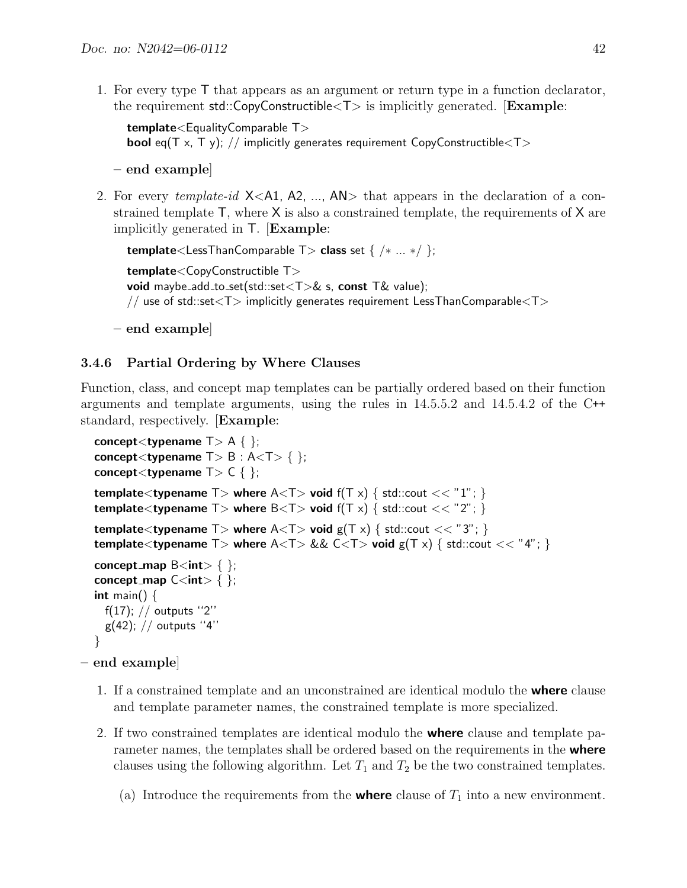1. For every type T that appears as an argument or return type in a function declarator, the requirement std::CopyConstructible<T> is implicitly generated. [**Example**:

   ```
   template<EqualityComparable T>
   bool eq(T x, T y); // implicitly generates requirement CopyConstructible<T>
   ```

   **– end example**]

2. For every *template-id* X<A1, A2, ..., AN> that appears in the declaration of a constrained template T, where X is also a constrained template, the requirements of X are implicitly generated in T. [**Example**:

   ```
   template<LessThanComparable T> class set { /* ... */ };

   template<CopyConstructible T>
   void maybe_add_to_set(std::set<T>& s, const T& value);
   // use of std::set<T> implicitly generates requirement LessThanComparable<T>
   ```

   **– end example**]

### 3.4.6 Partial Ordering by Where Clauses

Function, class, and concept map templates can be partially ordered based on their function arguments and template arguments, using the rules in 14.5.5.2 and 14.5.4.2 of the C++ standard, respectively. [**Example**:

```
concept<typename T> A { };
concept<typename T> B : A<T> { };
concept<typename T> C { };

template<typename T> where A<T> void f(T x) { std::cout << "1"; }
template<typename T> where B<T> void f(T x) { std::cout << "2"; }

template<typename T> where A<T> void g(T x) { std::cout << "3"; }
template<typename T> where A<T> && C<T> void g(T x) { std::cout << "4"; }

concept_map B<int> { };
concept_map C<int> { };
int main() {
  f(17); // outputs ''2''
  g(42); // outputs ''4''
}
```

**– end example**]

1. If a constrained template and an unconstrained are identical modulo the **where** clause and template parameter names, the constrained template is more specialized.

2. If two constrained templates are identical modulo the **where** clause and template parameter names, the templates shall be ordered based on the requirements in the **where** clauses using the following algorithm. Let $T_1$ and $T_2$ be the two constrained templates.

   (a) Introduce the requirements from the **where** clause of $T_1$ into a new environment.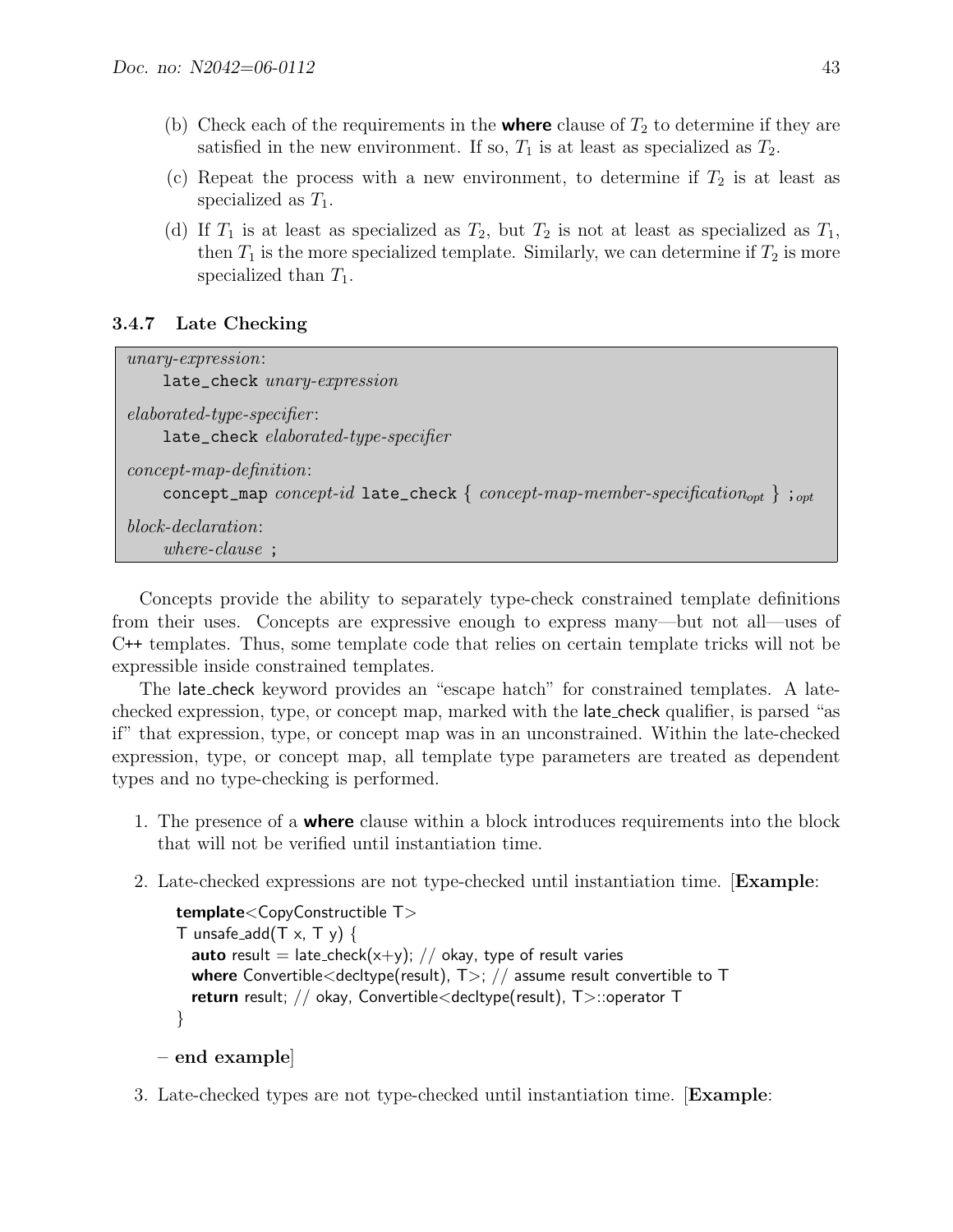(b) Check each of the requirements in the **where** clause of $T_2$ to determine if they are satisfied in the new environment. If so, $T_1$ is at least as specialized as $T_2$.

(c) Repeat the process with a new environment, to determine if $T_2$ is at least as specialized as $T_1$.

(d) If $T_1$ is at least as specialized as $T_2$, but $T_2$ is not at least as specialized as $T_1$, then $T_1$ is the more specialized template. Similarly, we can determine if $T_2$ is more specialized than $T_1$.

### 3.4.7 Late Checking

*unary-expression*:
    `late_check` *unary-expression*

*elaborated-type-specifier*:
    `late_check` *elaborated-type-specifier*

*concept-map-definition*:
    `concept_map` *concept-id* `late_check` { *concept-map-member-specification*$_{opt}$ } `;`$_{opt}$

*block-declaration*:
    *where-clause* `;`

Concepts provide the ability to separately type-check constrained template definitions from their uses. Concepts are expressive enough to express many—but not all—uses of C++ templates. Thus, some template code that relies on certain template tricks will not be expressible inside constrained templates.

The late_check keyword provides an "escape hatch" for constrained templates. A late-checked expression, type, or concept map, marked with the late_check qualifier, is parsed "as if" that expression, type, or concept map was in an unconstrained. Within the late-checked expression, type, or concept map, all template type parameters are treated as dependent types and no type-checking is performed.

1. The presence of a **where** clause within a block introduces requirements into the block that will not be verified until instantiation time.

2. Late-checked expressions are not type-checked until instantiation time. [**Example**:

```
template<CopyConstructible T>
T unsafe_add(T x, T y) {
  auto result = late_check(x+y); // okay, type of result varies
  where Convertible<decltype(result), T>; // assume result convertible to T
  return result; // okay, Convertible<decltype(result), T>::operator T
}
```

– **end example**]

3. Late-checked types are not type-checked until instantiation time. [**Example**: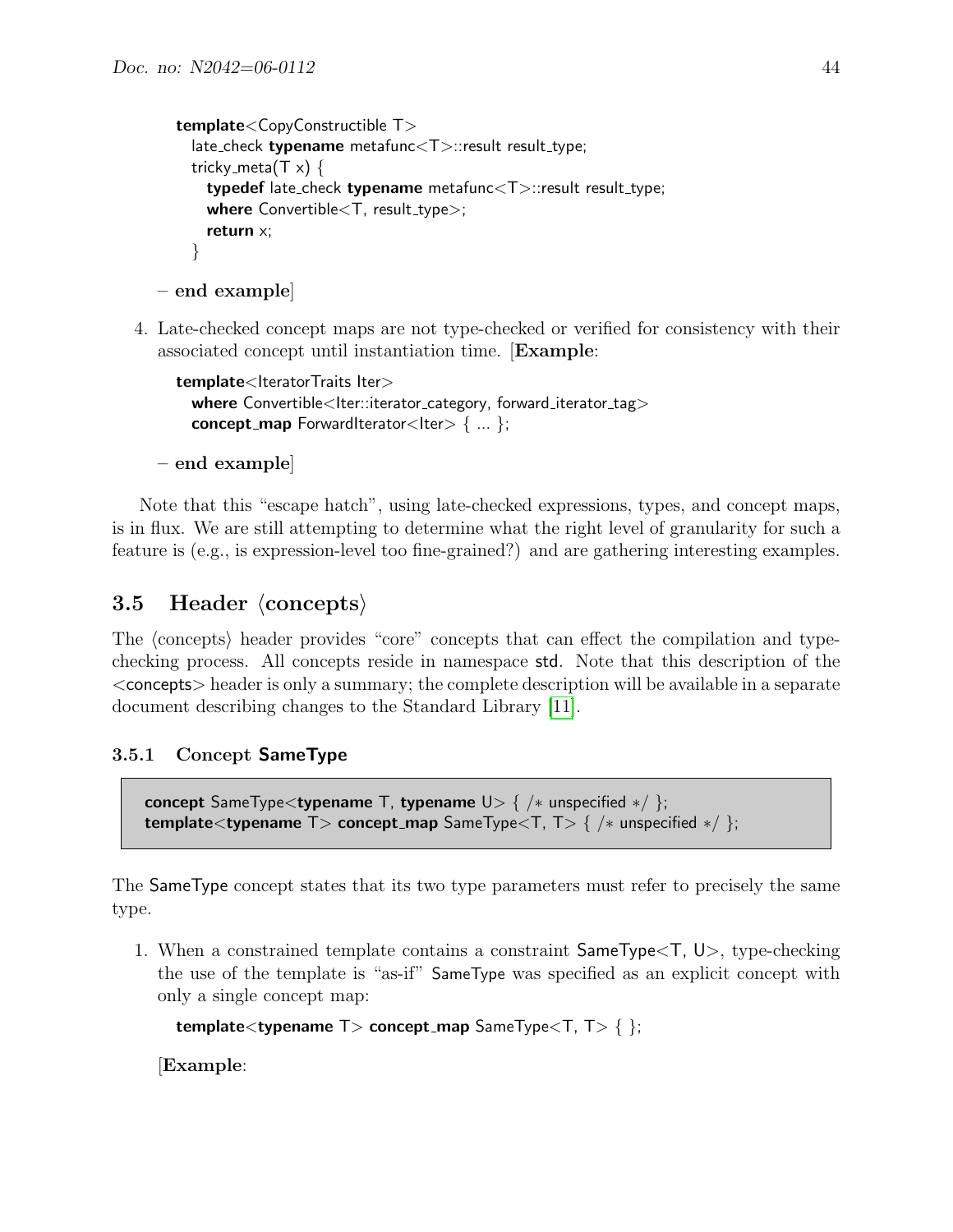```
template<CopyConstructible T>
  late_check typename metafunc<T>::result result_type;
  tricky_meta(T x) {
    typedef late_check typename metafunc<T>::result result_type;
    where Convertible<T, result_type>;
    return x;
  }
```

**– end example**]

4. Late-checked concept maps are not type-checked or verified for consistency with their associated concept until instantiation time. [**Example**:

```
template<IteratorTraits Iter>
  where Convertible<Iter::iterator_category, forward_iterator_tag>
  concept_map ForwardIterator<Iter> { ... };
```

**– end example**]

Note that this "escape hatch", using late-checked expressions, types, and concept maps, is in flux. We are still attempting to determine what the right level of granularity for such a feature is (e.g., is expression-level too fine-grained?) and are gathering interesting examples.

## 3.5 Header ⟨concepts⟩

The ⟨concepts⟩ header provides "core" concepts that can effect the compilation and type-checking process. All concepts reside in namespace std. Note that this description of the <concepts> header is only a summary; the complete description will be available in a separate document describing changes to the Standard Library [11].

### 3.5.1 Concept SameType

```
concept SameType<typename T, typename U> { /* unspecified */ };
template<typename T> concept_map SameType<T, T> { /* unspecified */ };
```

The SameType concept states that its two type parameters must refer to precisely the same type.

1. When a constrained template contains a constraint SameType<T, U>, type-checking the use of the template is "as-if" SameType was specified as an explicit concept with only a single concept map:

```
template<typename T> concept_map SameType<T, T> { };
```

[**Example**: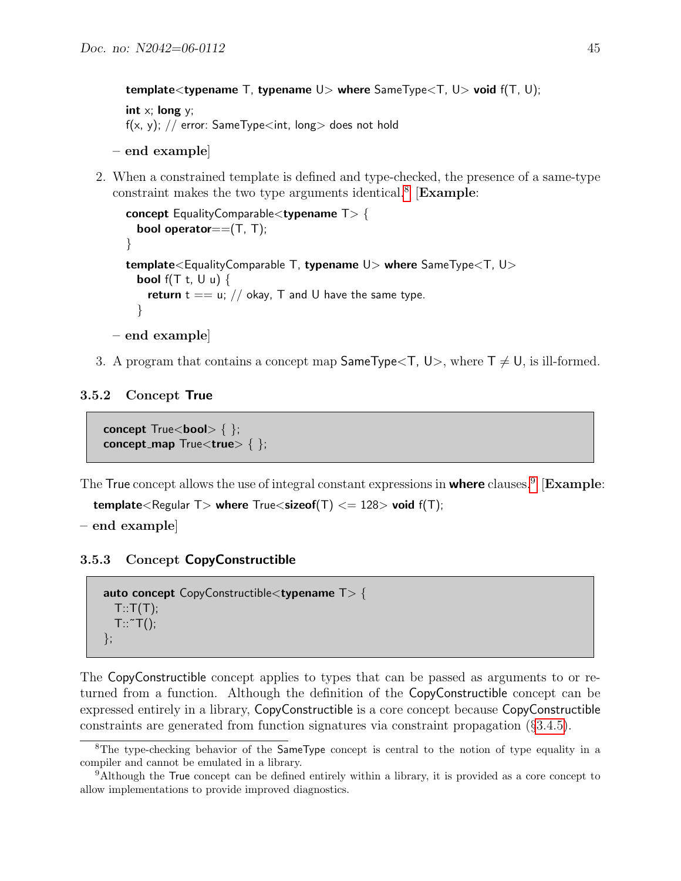```
template<typename T, typename U> where SameType<T, U> void f(T, U);

int x; long y;
f(x, y); // error: SameType<int, long> does not hold
```

– **end example**]

2. When a constrained template is defined and type-checked, the presence of a same-type constraint makes the two type arguments identical.[8] [**Example**:

```
concept EqualityComparable<typename T> {
  bool operator==(T, T);
}

template<EqualityComparable T, typename U> where SameType<T, U>
  bool f(T t, U u) {
    return t == u; // okay, T and U have the same type.
  }
```

– **end example**]

3. A program that contains a concept map SameType<T, U>, where $T \neq U$, is ill-formed.

### 3.5.2 Concept True

```
concept True<bool> { };
concept_map True<true> { };
```

The True concept allows the use of integral constant expressions in **where** clauses.[9] [**Example**:

```
template<Regular T> where True<sizeof(T) <= 128> void f(T);
```

– **end example**]

### 3.5.3 Concept CopyConstructible

```
auto concept CopyConstructible<typename T> {
  T::T(T);
  T::~T();
};
```

The CopyConstructible concept applies to types that can be passed as arguments to or returned from a function. Although the definition of the CopyConstructible concept can be expressed entirely in a library, CopyConstructible is a core concept because CopyConstructible constraints are generated from function signatures via constraint propagation (§3.4.5).

---

[8] The type-checking behavior of the SameType concept is central to the notion of type equality in a compiler and cannot be emulated in a library.

[9] Although the True concept can be defined entirely within a library, it is provided as a core concept to allow implementations to provide improved diagnostics.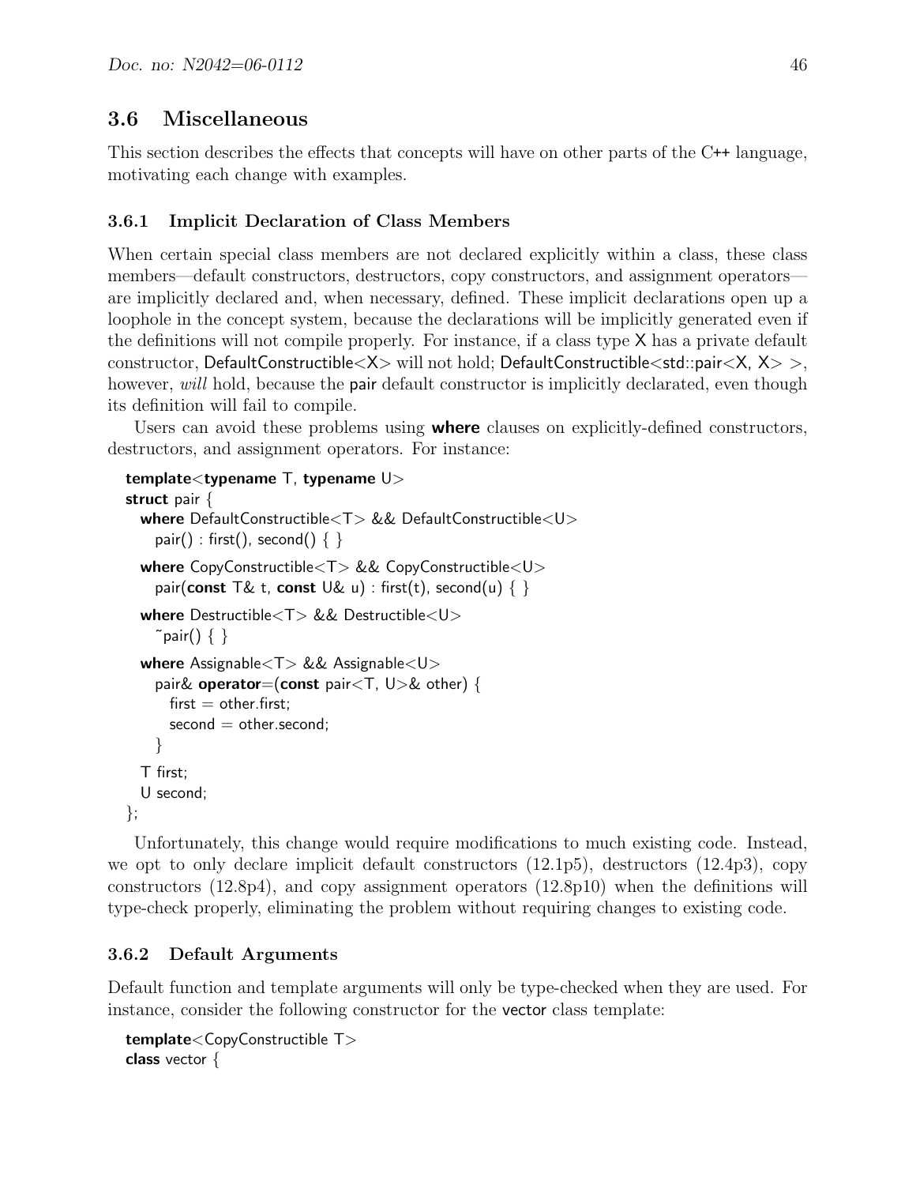## 3.6 Miscellaneous

This section describes the effects that concepts will have on other parts of the C++ language, motivating each change with examples.

### 3.6.1 Implicit Declaration of Class Members

When certain special class members are not declared explicitly within a class, these class members—default constructors, destructors, copy constructors, and assignment operators—are implicitly declared and, when necessary, defined. These implicit declarations open up a loophole in the concept system, because the declarations will be implicitly generated even if the definitions will not compile properly. For instance, if a class type X has a private default constructor, DefaultConstructible<X> will not hold; DefaultConstructible<std::pair<X, X> >, however, *will* hold, because the pair default constructor is implicitly declared, even though its definition will fail to compile.

Users can avoid these problems using **where** clauses on explicitly-defined constructors, destructors, and assignment operators. For instance:

```
template<typename T, typename U>
struct pair {
  where DefaultConstructible<T> && DefaultConstructible<U>
    pair() : first(), second() { }

  where CopyConstructible<T> && CopyConstructible<U>
    pair(const T& t, const U& u) : first(t), second(u) { }

  where Destructible<T> && Destructible<U>
    ~pair() { }

  where Assignable<T> && Assignable<U>
    pair& operator=(const pair<T, U>& other) {
      first = other.first;
      second = other.second;
    }

  T first;
  U second;
};
```

Unfortunately, this change would require modifications to much existing code. Instead, we opt to only declare implicit default constructors (12.1p5), destructors (12.4p3), copy constructors (12.8p4), and copy assignment operators (12.8p10) when the definitions will type-check properly, eliminating the problem without requiring changes to existing code.

### 3.6.2 Default Arguments

Default function and template arguments will only be type-checked when they are used. For instance, consider the following constructor for the vector class template:

```
template<CopyConstructible T>
class vector {
```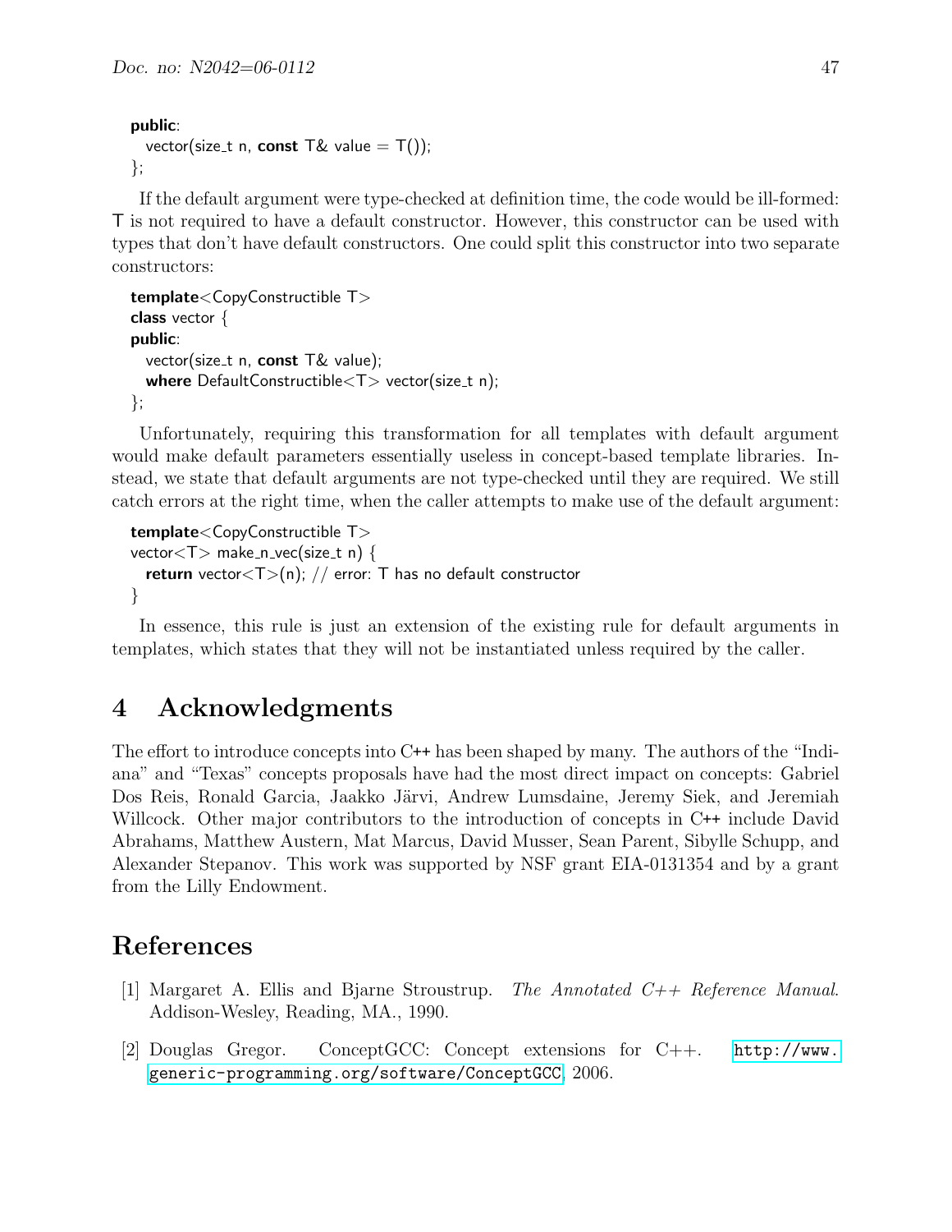```
public:
  vector(size_t n, const T& value = T());
};
```

If the default argument were type-checked at definition time, the code would be ill-formed: T is not required to have a default constructor. However, this constructor can be used with types that don't have default constructors. One could split this constructor into two separate constructors:

```
template<CopyConstructible T>
class vector {
public:
  vector(size_t n, const T& value);
  where DefaultConstructible<T> vector(size_t n);
};
```

Unfortunately, requiring this transformation for all templates with default argument would make default parameters essentially useless in concept-based template libraries. Instead, we state that default arguments are not type-checked until they are required. We still catch errors at the right time, when the caller attempts to make use of the default argument:

```
template<CopyConstructible T>
vector<T> make_n_vec(size_t n) {
  return vector<T>(n); // error: T has no default constructor
}
```

In essence, this rule is just an extension of the existing rule for default arguments in templates, which states that they will not be instantiated unless required by the caller.

# 4 Acknowledgments

The effort to introduce concepts into C++ has been shaped by many. The authors of the "Indiana" and "Texas" concepts proposals have had the most direct impact on concepts: Gabriel Dos Reis, Ronald Garcia, Jaakko Järvi, Andrew Lumsdaine, Jeremy Siek, and Jeremiah Willcock. Other major contributors to the introduction of concepts in C++ include David Abrahams, Matthew Austern, Mat Marcus, David Musser, Sean Parent, Sibylle Schupp, and Alexander Stepanov. This work was supported by NSF grant EIA-0131354 and by a grant from the Lilly Endowment.

# References

[1] Margaret A. Ellis and Bjarne Stroustrup. *The Annotated C++ Reference Manual*. Addison-Wesley, Reading, MA., 1990.

[2] Douglas Gregor. ConceptGCC: Concept extensions for C++. http://www.generic-programming.org/software/ConceptGCC, 2006.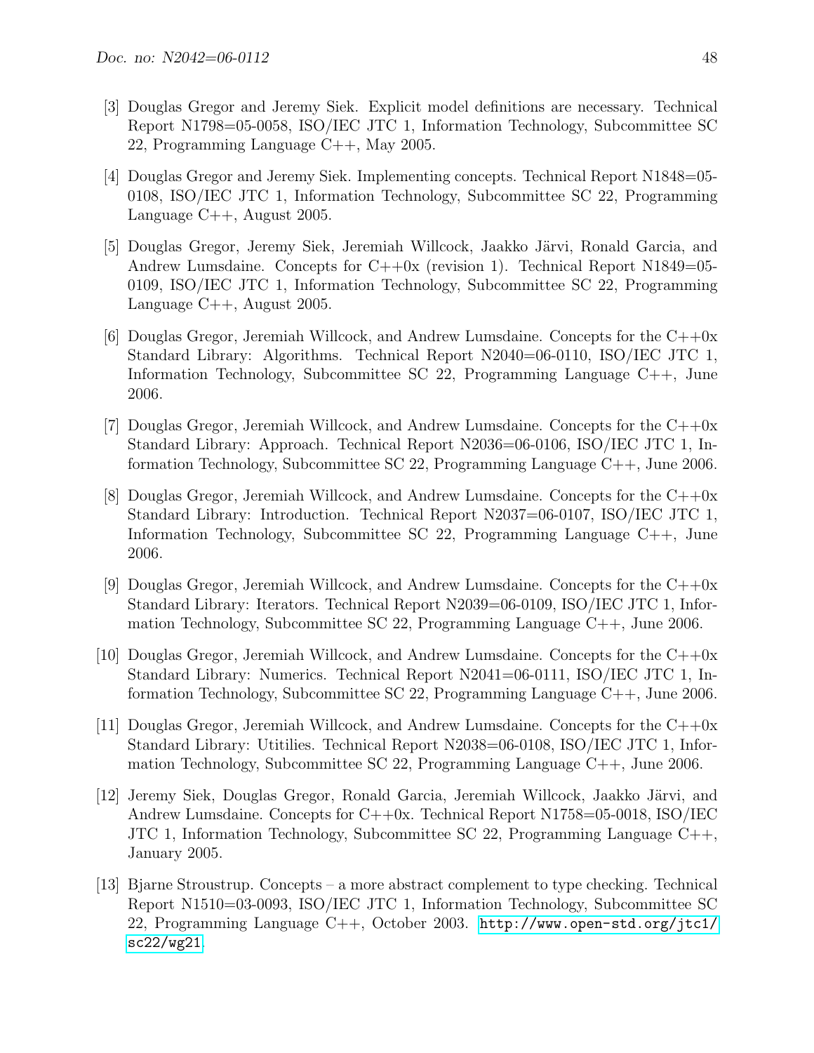[3] Douglas Gregor and Jeremy Siek. Explicit model definitions are necessary. Technical Report N1798=05-0058, ISO/IEC JTC 1, Information Technology, Subcommittee SC 22, Programming Language C++, May 2005.

[4] Douglas Gregor and Jeremy Siek. Implementing concepts. Technical Report N1848=05-0108, ISO/IEC JTC 1, Information Technology, Subcommittee SC 22, Programming Language C++, August 2005.

[5] Douglas Gregor, Jeremy Siek, Jeremiah Willcock, Jaakko Järvi, Ronald Garcia, and Andrew Lumsdaine. Concepts for C++0x (revision 1). Technical Report N1849=05-0109, ISO/IEC JTC 1, Information Technology, Subcommittee SC 22, Programming Language C++, August 2005.

[6] Douglas Gregor, Jeremiah Willcock, and Andrew Lumsdaine. Concepts for the C++0x Standard Library: Algorithms. Technical Report N2040=06-0110, ISO/IEC JTC 1, Information Technology, Subcommittee SC 22, Programming Language C++, June 2006.

[7] Douglas Gregor, Jeremiah Willcock, and Andrew Lumsdaine. Concepts for the C++0x Standard Library: Approach. Technical Report N2036=06-0106, ISO/IEC JTC 1, Information Technology, Subcommittee SC 22, Programming Language C++, June 2006.

[8] Douglas Gregor, Jeremiah Willcock, and Andrew Lumsdaine. Concepts for the C++0x Standard Library: Introduction. Technical Report N2037=06-0107, ISO/IEC JTC 1, Information Technology, Subcommittee SC 22, Programming Language C++, June 2006.

[9] Douglas Gregor, Jeremiah Willcock, and Andrew Lumsdaine. Concepts for the C++0x Standard Library: Iterators. Technical Report N2039=06-0109, ISO/IEC JTC 1, Information Technology, Subcommittee SC 22, Programming Language C++, June 2006.

[10] Douglas Gregor, Jeremiah Willcock, and Andrew Lumsdaine. Concepts for the C++0x Standard Library: Numerics. Technical Report N2041=06-0111, ISO/IEC JTC 1, Information Technology, Subcommittee SC 22, Programming Language C++, June 2006.

[11] Douglas Gregor, Jeremiah Willcock, and Andrew Lumsdaine. Concepts for the C++0x Standard Library: Utitilies. Technical Report N2038=06-0108, ISO/IEC JTC 1, Information Technology, Subcommittee SC 22, Programming Language C++, June 2006.

[12] Jeremy Siek, Douglas Gregor, Ronald Garcia, Jeremiah Willcock, Jaakko Järvi, and Andrew Lumsdaine. Concepts for C++0x. Technical Report N1758=05-0018, ISO/IEC JTC 1, Information Technology, Subcommittee SC 22, Programming Language C++, January 2005.

[13] Bjarne Stroustrup. Concepts – a more abstract complement to type checking. Technical Report N1510=03-0093, ISO/IEC JTC 1, Information Technology, Subcommittee SC 22, Programming Language C++, October 2003. http://www.open-std.org/jtc1/sc22/wg21.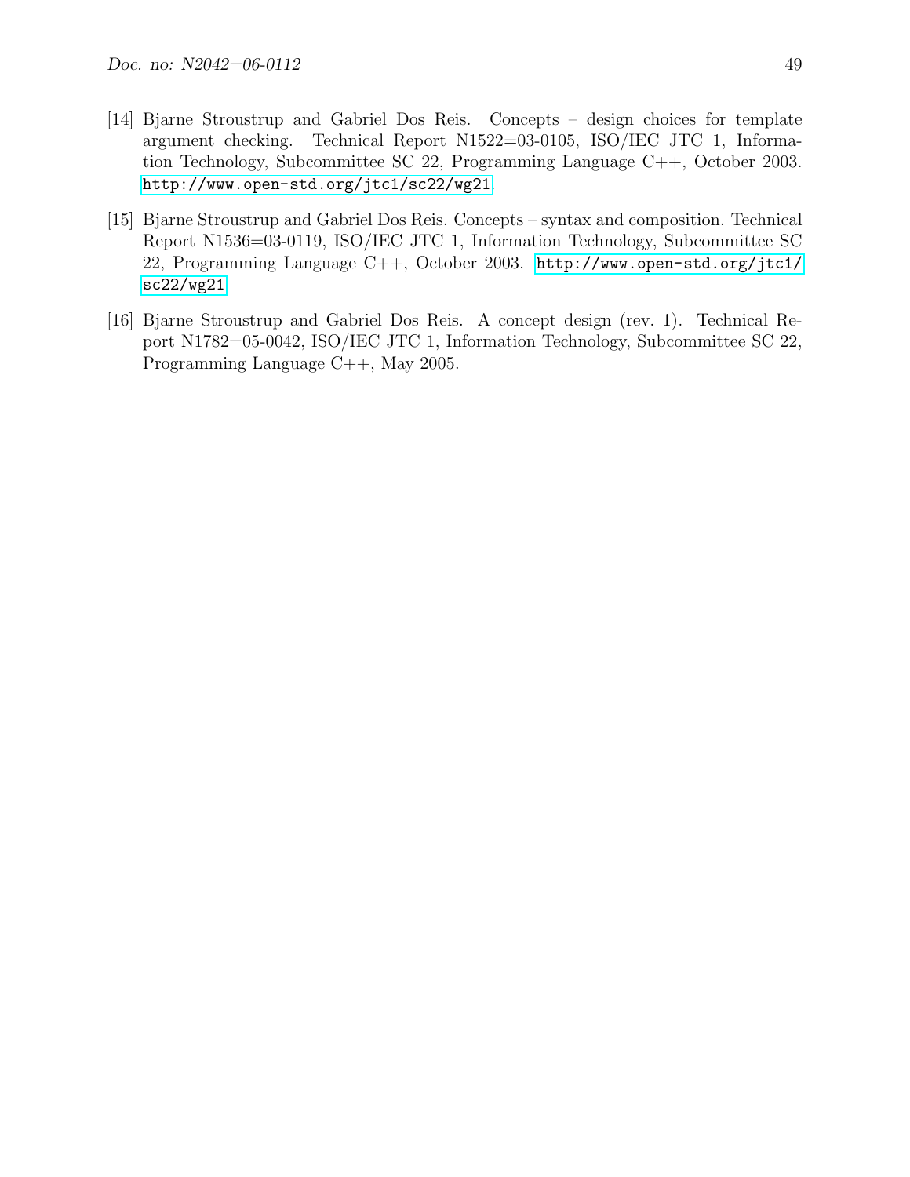[14] Bjarne Stroustrup and Gabriel Dos Reis. Concepts – design choices for template argument checking. Technical Report N1522=03-0105, ISO/IEC JTC 1, Information Technology, Subcommittee SC 22, Programming Language C++, October 2003. `http://www.open-std.org/jtc1/sc22/wg21`.

[15] Bjarne Stroustrup and Gabriel Dos Reis. Concepts – syntax and composition. Technical Report N1536=03-0119, ISO/IEC JTC 1, Information Technology, Subcommittee SC 22, Programming Language C++, October 2003. `http://www.open-std.org/jtc1/sc22/wg21`.

[16] Bjarne Stroustrup and Gabriel Dos Reis. A concept design (rev. 1). Technical Report N1782=05-0042, ISO/IEC JTC 1, Information Technology, Subcommittee SC 22, Programming Language C++, May 2005.